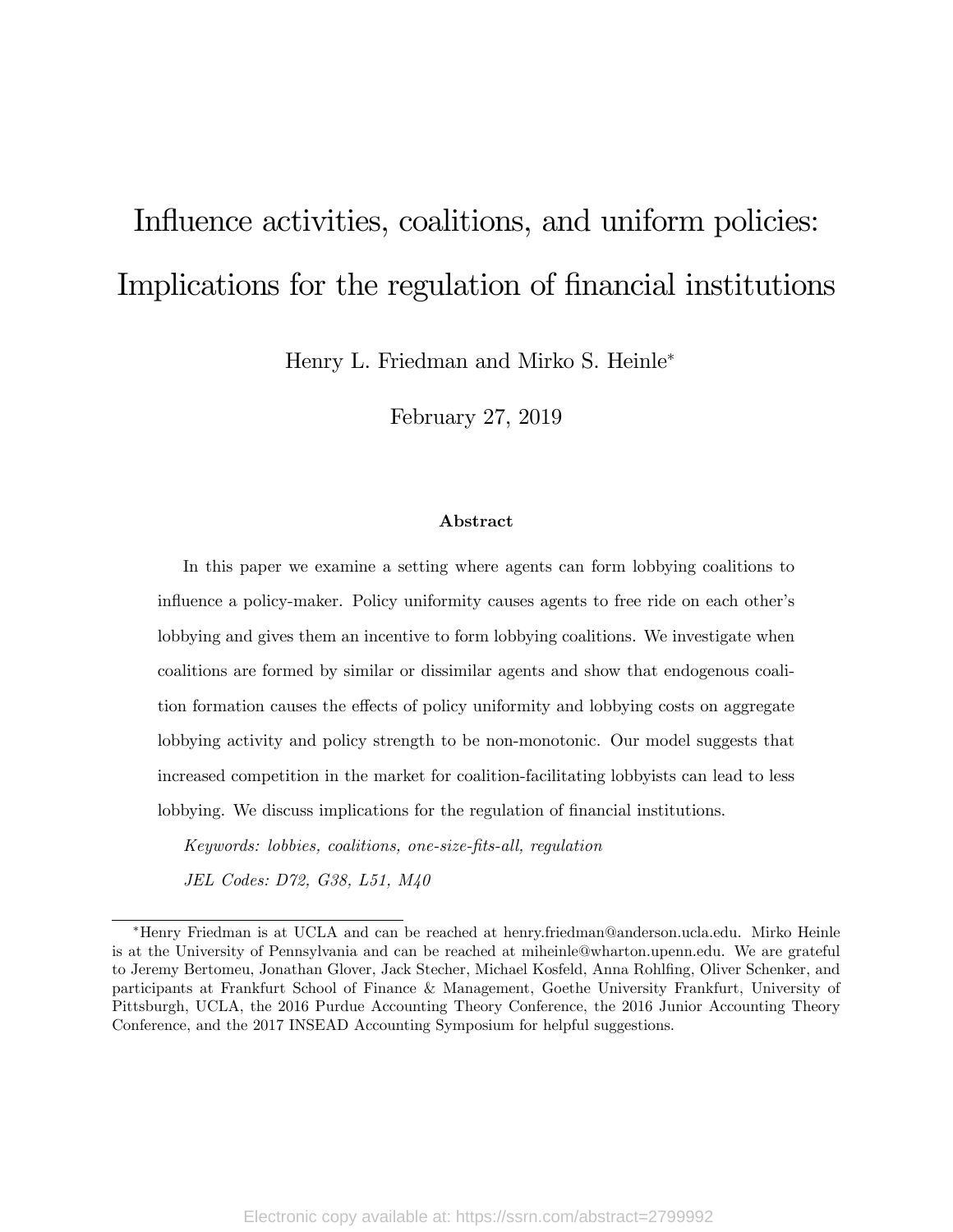# Influence activities, coalitions, and uniform policies: Implications for the regulation of financial institutions

Henry L. Friedman and Mirko S. Heinle*

February 27, 2019

### Abstract

In this paper we examine a setting where agents can form lobbying coalitions to influence a policy-maker. Policy uniformity causes agents to free ride on each other's lobbying and gives them an incentive to form lobbying coalitions. We investigate when coalitions are formed by similar or dissimilar agents and show that endogenous coalition formation causes the effects of policy uniformity and lobbying costs on aggregate lobbying activity and policy strength to be non-monotonic. Our model suggests that increased competition in the market for coalition-facilitating lobbyists can lead to less lobbying. We discuss implications for the regulation of financial institutions.

*Keywords: lobbies, coalitions, one-size-fits-all, regulation*

*JEL Codes: D72, G38, L51, M40*

---

*Henry Friedman is at UCLA and can be reached at henry.friedman@anderson.ucla.edu. Mirko Heinle is at the University of Pennsylvania and can be reached at miheinle@wharton.upenn.edu. We are grateful to Jeremy Bertomeu, Jonathan Glover, Jack Stecher, Michael Kosfeld, Anna Rohlfing, Oliver Schenker, and participants at Frankfurt School of Finance & Management, Goethe University Frankfurt, University of Pittsburgh, UCLA, the 2016 Purdue Accounting Theory Conference, the 2016 Junior Accounting Theory Conference, and the 2017 INSEAD Accounting Symposium for helpful suggestions.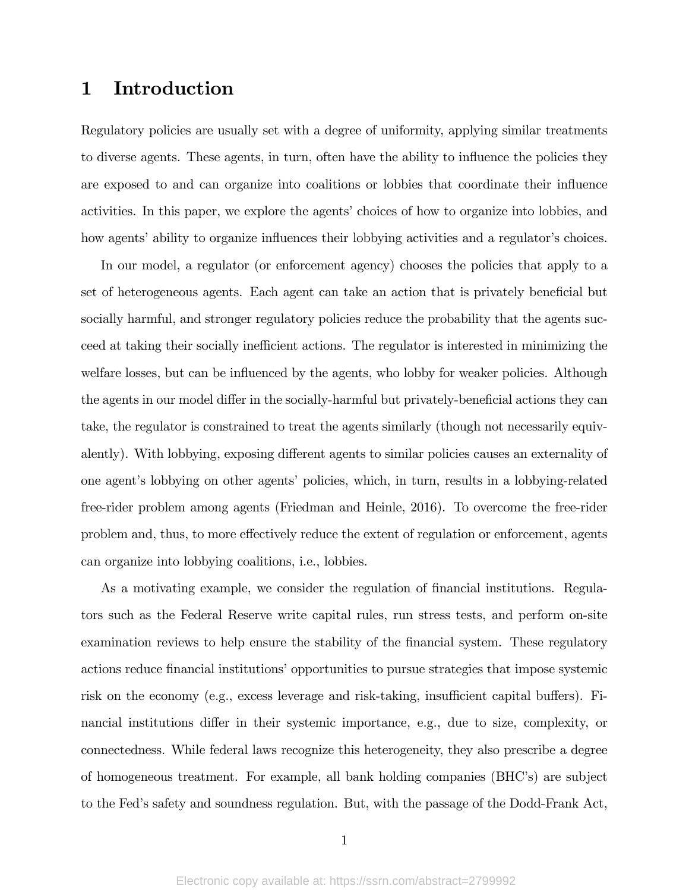# 1 Introduction

Regulatory policies are usually set with a degree of uniformity, applying similar treatments to diverse agents. These agents, in turn, often have the ability to influence the policies they are exposed to and can organize into coalitions or lobbies that coordinate their influence activities. In this paper, we explore the agents' choices of how to organize into lobbies, and how agents' ability to organize influences their lobbying activities and a regulator's choices.

In our model, a regulator (or enforcement agency) chooses the policies that apply to a set of heterogeneous agents. Each agent can take an action that is privately beneficial but socially harmful, and stronger regulatory policies reduce the probability that the agents succeed at taking their socially inefficient actions. The regulator is interested in minimizing the welfare losses, but can be influenced by the agents, who lobby for weaker policies. Although the agents in our model differ in the socially-harmful but privately-beneficial actions they can take, the regulator is constrained to treat the agents similarly (though not necessarily equivalently). With lobbying, exposing different agents to similar policies causes an externality of one agent's lobbying on other agents' policies, which, in turn, results in a lobbying-related free-rider problem among agents (Friedman and Heinle, 2016). To overcome the free-rider problem and, thus, to more effectively reduce the extent of regulation or enforcement, agents can organize into lobbying coalitions, i.e., lobbies.

As a motivating example, we consider the regulation of financial institutions. Regulators such as the Federal Reserve write capital rules, run stress tests, and perform on-site examination reviews to help ensure the stability of the financial system. These regulatory actions reduce financial institutions' opportunities to pursue strategies that impose systemic risk on the economy (e.g., excess leverage and risk-taking, insufficient capital buffers). Financial institutions differ in their systemic importance, e.g., due to size, complexity, or connectedness. While federal laws recognize this heterogeneity, they also prescribe a degree of homogeneous treatment. For example, all bank holding companies (BHC's) are subject to the Fed's safety and soundness regulation. But, with the passage of the Dodd-Frank Act,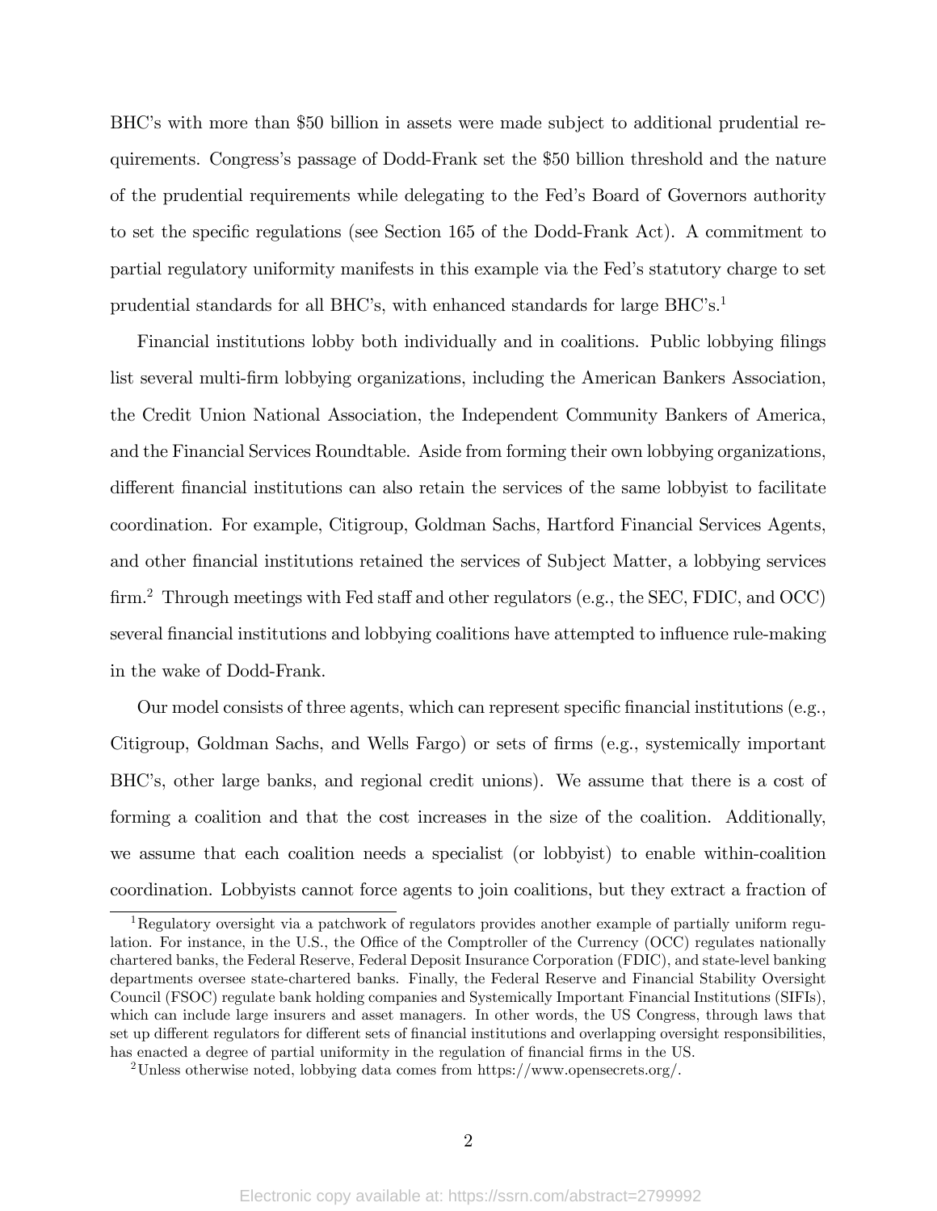BHC's with more than \$50 billion in assets were made subject to additional prudential requirements. Congress's passage of Dodd-Frank set the \$50 billion threshold and the nature of the prudential requirements while delegating to the Fed's Board of Governors authority to set the specific regulations (see Section 165 of the Dodd-Frank Act). A commitment to partial regulatory uniformity manifests in this example via the Fed's statutory charge to set prudential standards for all BHC's, with enhanced standards for large BHC's.[1]

Financial institutions lobby both individually and in coalitions. Public lobbying filings list several multi-firm lobbying organizations, including the American Bankers Association, the Credit Union National Association, the Independent Community Bankers of America, and the Financial Services Roundtable. Aside from forming their own lobbying organizations, different financial institutions can also retain the services of the same lobbyist to facilitate coordination. For example, Citigroup, Goldman Sachs, Hartford Financial Services Agents, and other financial institutions retained the services of Subject Matter, a lobbying services firm.[2] Through meetings with Fed staff and other regulators (e.g., the SEC, FDIC, and OCC) several financial institutions and lobbying coalitions have attempted to influence rule-making in the wake of Dodd-Frank.

Our model consists of three agents, which can represent specific financial institutions (e.g., Citigroup, Goldman Sachs, and Wells Fargo) or sets of firms (e.g., systemically important BHC's, other large banks, and regional credit unions). We assume that there is a cost of forming a coalition and that the cost increases in the size of the coalition. Additionally, we assume that each coalition needs a specialist (or lobbyist) to enable within-coalition coordination. Lobbyists cannot force agents to join coalitions, but they extract a fraction of

[1] Regulatory oversight via a patchwork of regulators provides another example of partially uniform regulation. For instance, in the U.S., the Office of the Comptroller of the Currency (OCC) regulates nationally chartered banks, the Federal Reserve, Federal Deposit Insurance Corporation (FDIC), and state-level banking departments oversee state-chartered banks. Finally, the Federal Reserve and Financial Stability Oversight Council (FSOC) regulate bank holding companies and Systemically Important Financial Institutions (SIFIs), which can include large insurers and asset managers. In other words, the US Congress, through laws that set up different regulators for different sets of financial institutions and overlapping oversight responsibilities, has enacted a degree of partial uniformity in the regulation of financial firms in the US.

[2] Unless otherwise noted, lobbying data comes from https://www.opensecrets.org/.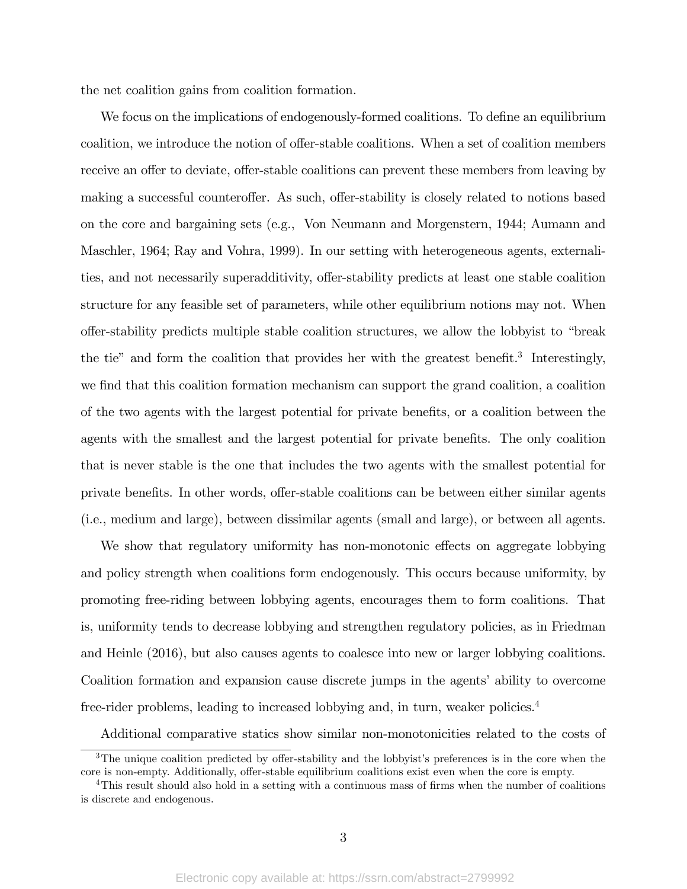the net coalition gains from coalition formation.

We focus on the implications of endogenously-formed coalitions. To define an equilibrium coalition, we introduce the notion of offer-stable coalitions. When a set of coalition members receive an offer to deviate, offer-stable coalitions can prevent these members from leaving by making a successful counteroffer. As such, offer-stability is closely related to notions based on the core and bargaining sets (e.g., Von Neumann and Morgenstern, 1944; Aumann and Maschler, 1964; Ray and Vohra, 1999). In our setting with heterogeneous agents, externalities, and not necessarily superadditivity, offer-stability predicts at least one stable coalition structure for any feasible set of parameters, while other equilibrium notions may not. When offer-stability predicts multiple stable coalition structures, we allow the lobbyist to "break the tie" and form the coalition that provides her with the greatest benefit.[3] Interestingly, we find that this coalition formation mechanism can support the grand coalition, a coalition of the two agents with the largest potential for private benefits, or a coalition between the agents with the smallest and the largest potential for private benefits. The only coalition that is never stable is the one that includes the two agents with the smallest potential for private benefits. In other words, offer-stable coalitions can be between either similar agents (i.e., medium and large), between dissimilar agents (small and large), or between all agents.

We show that regulatory uniformity has non-monotonic effects on aggregate lobbying and policy strength when coalitions form endogenously. This occurs because uniformity, by promoting free-riding between lobbying agents, encourages them to form coalitions. That is, uniformity tends to decrease lobbying and strengthen regulatory policies, as in Friedman and Heinle (2016), but also causes agents to coalesce into new or larger lobbying coalitions. Coalition formation and expansion cause discrete jumps in the agents' ability to overcome free-rider problems, leading to increased lobbying and, in turn, weaker policies.[4]

Additional comparative statics show similar non-monotonicities related to the costs of

[3] The unique coalition predicted by offer-stability and the lobbyist's preferences is in the core when the core is non-empty. Additionally, offer-stable equilibrium coalitions exist even when the core is empty.

[4] This result should also hold in a setting with a continuous mass of firms when the number of coalitions is discrete and endogenous.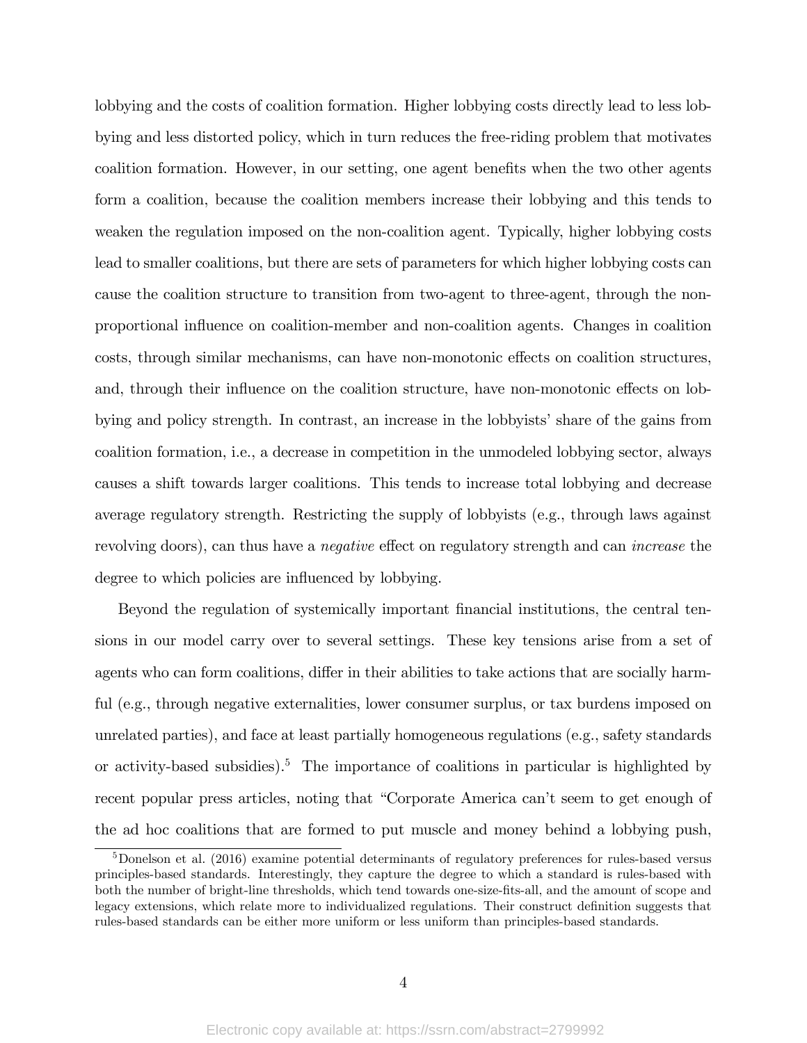lobbying and the costs of coalition formation. Higher lobbying costs directly lead to less lobbying and less distorted policy, which in turn reduces the free-riding problem that motivates coalition formation. However, in our setting, one agent benefits when the two other agents form a coalition, because the coalition members increase their lobbying and this tends to weaken the regulation imposed on the non-coalition agent. Typically, higher lobbying costs lead to smaller coalitions, but there are sets of parameters for which higher lobbying costs can cause the coalition structure to transition from two-agent to three-agent, through the non-proportional influence on coalition-member and non-coalition agents. Changes in coalition costs, through similar mechanisms, can have non-monotonic effects on coalition structures, and, through their influence on the coalition structure, have non-monotonic effects on lobbying and policy strength. In contrast, an increase in the lobbyists' share of the gains from coalition formation, i.e., a decrease in competition in the unmodeled lobbying sector, always causes a shift towards larger coalitions. This tends to increase total lobbying and decrease average regulatory strength. Restricting the supply of lobbyists (e.g., through laws against revolving doors), can thus have a *negative* effect on regulatory strength and can *increase* the degree to which policies are influenced by lobbying.

Beyond the regulation of systemically important financial institutions, the central tensions in our model carry over to several settings. These key tensions arise from a set of agents who can form coalitions, differ in their abilities to take actions that are socially harmful (e.g., through negative externalities, lower consumer surplus, or tax burdens imposed on unrelated parties), and face at least partially homogeneous regulations (e.g., safety standards or activity-based subsidies).[5] The importance of coalitions in particular is highlighted by recent popular press articles, noting that "Corporate America can't seem to get enough of the ad hoc coalitions that are formed to put muscle and money behind a lobbying push,

[5] Donelson et al. (2016) examine potential determinants of regulatory preferences for rules-based versus principles-based standards. Interestingly, they capture the degree to which a standard is rules-based with both the number of bright-line thresholds, which tend towards one-size-fits-all, and the amount of scope and legacy extensions, which relate more to individualized regulations. Their construct definition suggests that rules-based standards can be either more uniform or less uniform than principles-based standards.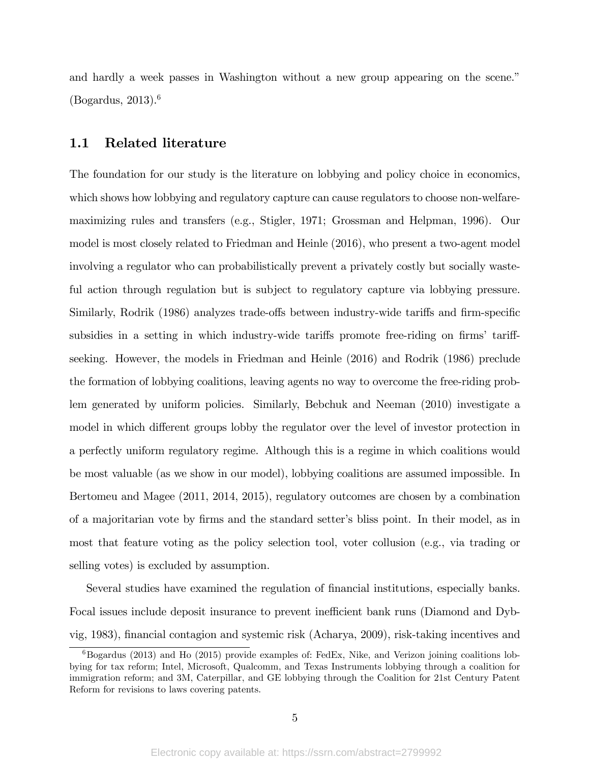and hardly a week passes in Washington without a new group appearing on the scene." (Bogardus, 2013).[6]

## 1.1 Related literature

The foundation for our study is the literature on lobbying and policy choice in economics, which shows how lobbying and regulatory capture can cause regulators to choose non-welfare-maximizing rules and transfers (e.g., Stigler, 1971; Grossman and Helpman, 1996). Our model is most closely related to Friedman and Heinle (2016), who present a two-agent model involving a regulator who can probabilistically prevent a privately costly but socially wasteful action through regulation but is subject to regulatory capture via lobbying pressure. Similarly, Rodrik (1986) analyzes trade-offs between industry-wide tariffs and firm-specific subsidies in a setting in which industry-wide tariffs promote free-riding on firms' tariff-seeking. However, the models in Friedman and Heinle (2016) and Rodrik (1986) preclude the formation of lobbying coalitions, leaving agents no way to overcome the free-riding problem generated by uniform policies. Similarly, Bebchuk and Neeman (2010) investigate a model in which different groups lobby the regulator over the level of investor protection in a perfectly uniform regulatory regime. Although this is a regime in which coalitions would be most valuable (as we show in our model), lobbying coalitions are assumed impossible. In Bertomeu and Magee (2011, 2014, 2015), regulatory outcomes are chosen by a combination of a majoritarian vote by firms and the standard setter's bliss point. In their model, as in most that feature voting as the policy selection tool, voter collusion (e.g., via trading or selling votes) is excluded by assumption.

Several studies have examined the regulation of financial institutions, especially banks. Focal issues include deposit insurance to prevent inefficient bank runs (Diamond and Dybvig, 1983), financial contagion and systemic risk (Acharya, 2009), risk-taking incentives and

[6] Bogardus (2013) and Ho (2015) provide examples of: FedEx, Nike, and Verizon joining coalitions lobbying for tax reform; Intel, Microsoft, Qualcomm, and Texas Instruments lobbying through a coalition for immigration reform; and 3M, Caterpillar, and GE lobbying through the Coalition for 21st Century Patent Reform for revisions to laws covering patents.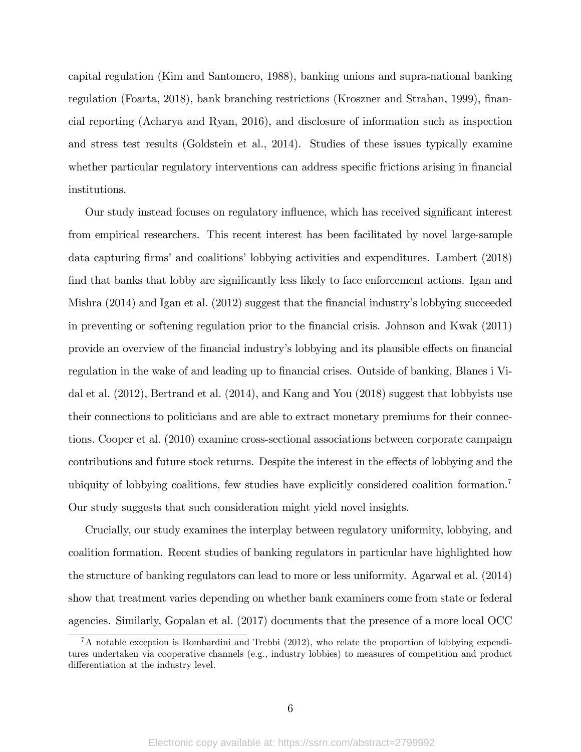capital regulation (Kim and Santomero, 1988), banking unions and supra-national banking regulation (Foarta, 2018), bank branching restrictions (Kroszner and Strahan, 1999), financial reporting (Acharya and Ryan, 2016), and disclosure of information such as inspection and stress test results (Goldstein et al., 2014). Studies of these issues typically examine whether particular regulatory interventions can address specific frictions arising in financial institutions.

Our study instead focuses on regulatory influence, which has received significant interest from empirical researchers. This recent interest has been facilitated by novel large-sample data capturing firms' and coalitions' lobbying activities and expenditures. Lambert (2018) find that banks that lobby are significantly less likely to face enforcement actions. Igan and Mishra (2014) and Igan et al. (2012) suggest that the financial industry's lobbying succeeded in preventing or softening regulation prior to the financial crisis. Johnson and Kwak (2011) provide an overview of the financial industry's lobbying and its plausible effects on financial regulation in the wake of and leading up to financial crises. Outside of banking, Blanes i Vidal et al. (2012), Bertrand et al. (2014), and Kang and You (2018) suggest that lobbyists use their connections to politicians and are able to extract monetary premiums for their connections. Cooper et al. (2010) examine cross-sectional associations between corporate campaign contributions and future stock returns. Despite the interest in the effects of lobbying and the ubiquity of lobbying coalitions, few studies have explicitly considered coalition formation.[7] Our study suggests that such consideration might yield novel insights.

Crucially, our study examines the interplay between regulatory uniformity, lobbying, and coalition formation. Recent studies of banking regulators in particular have highlighted how the structure of banking regulators can lead to more or less uniformity. Agarwal et al. (2014) show that treatment varies depending on whether bank examiners come from state or federal agencies. Similarly, Gopalan et al. (2017) documents that the presence of a more local OCC

[7] A notable exception is Bombardini and Trebbi (2012), who relate the proportion of lobbying expenditures undertaken via cooperative channels (e.g., industry lobbies) to measures of competition and product differentiation at the industry level.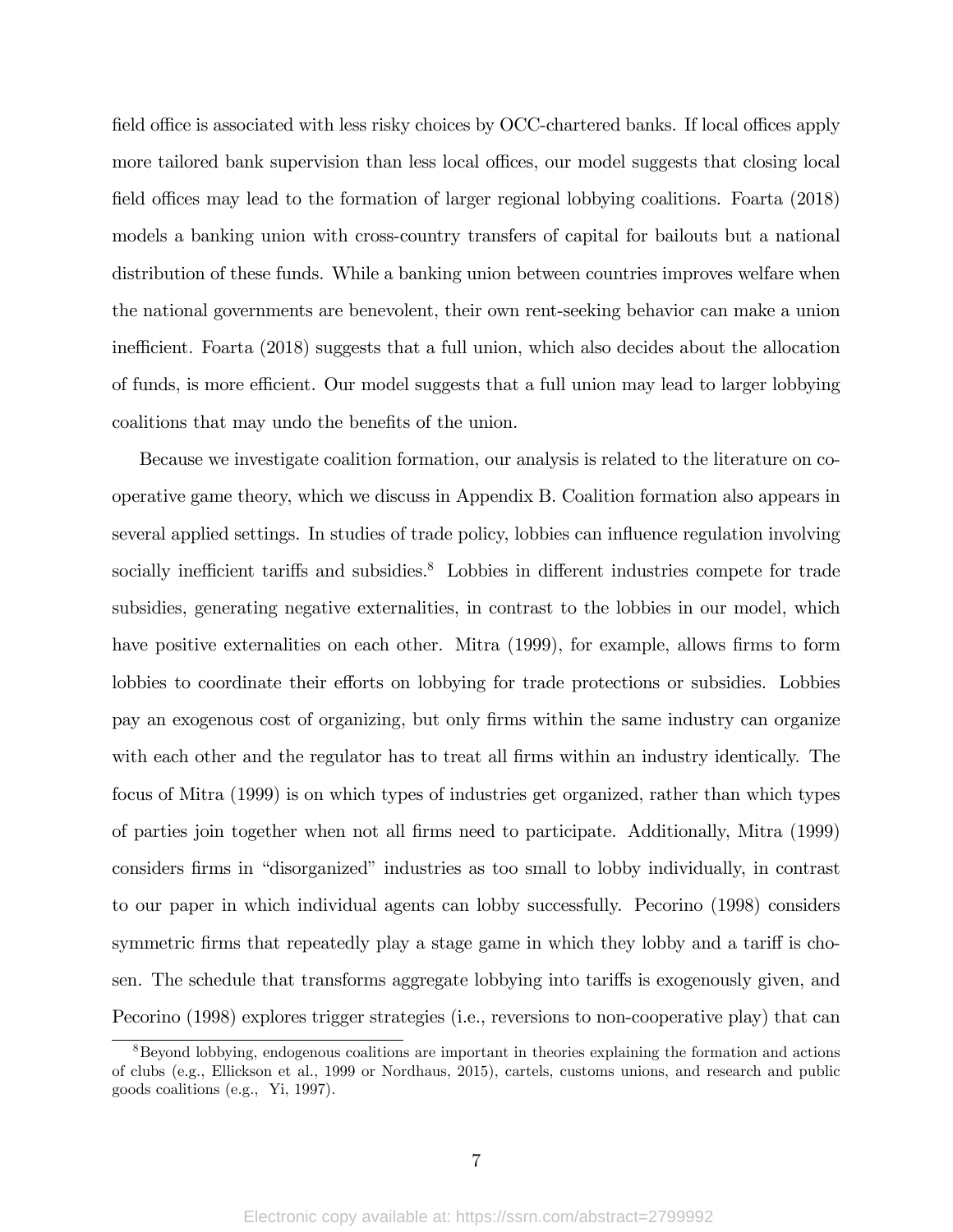field office is associated with less risky choices by OCC-chartered banks. If local offices apply more tailored bank supervision than less local offices, our model suggests that closing local field offices may lead to the formation of larger regional lobbying coalitions. Foarta (2018) models a banking union with cross-country transfers of capital for bailouts but a national distribution of these funds. While a banking union between countries improves welfare when the national governments are benevolent, their own rent-seeking behavior can make a union inefficient. Foarta (2018) suggests that a full union, which also decides about the allocation of funds, is more efficient. Our model suggests that a full union may lead to larger lobbying coalitions that may undo the benefits of the union.

Because we investigate coalition formation, our analysis is related to the literature on cooperative game theory, which we discuss in Appendix B. Coalition formation also appears in several applied settings. In studies of trade policy, lobbies can influence regulation involving socially inefficient tariffs and subsidies.[8] Lobbies in different industries compete for trade subsidies, generating negative externalities, in contrast to the lobbies in our model, which have positive externalities on each other. Mitra (1999), for example, allows firms to form lobbies to coordinate their efforts on lobbying for trade protections or subsidies. Lobbies pay an exogenous cost of organizing, but only firms within the same industry can organize with each other and the regulator has to treat all firms within an industry identically. The focus of Mitra (1999) is on which types of industries get organized, rather than which types of parties join together when not all firms need to participate. Additionally, Mitra (1999) considers firms in "disorganized" industries as too small to lobby individually, in contrast to our paper in which individual agents can lobby successfully. Pecorino (1998) considers symmetric firms that repeatedly play a stage game in which they lobby and a tariff is chosen. The schedule that transforms aggregate lobbying into tariffs is exogenously given, and Pecorino (1998) explores trigger strategies (i.e., reversions to non-cooperative play) that can

[8] Beyond lobbying, endogenous coalitions are important in theories explaining the formation and actions of clubs (e.g., Ellickson et al., 1999 or Nordhaus, 2015), cartels, customs unions, and research and public goods coalitions (e.g., Yi, 1997).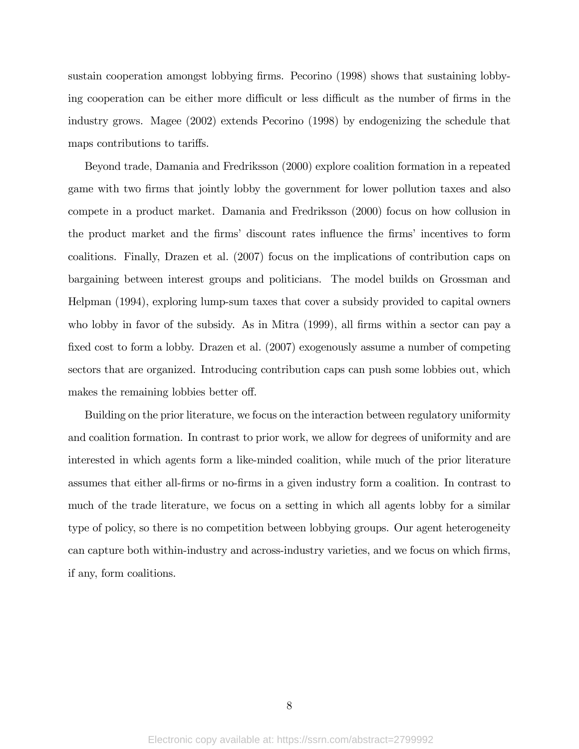sustain cooperation amongst lobbying firms. Pecorino (1998) shows that sustaining lobbying cooperation can be either more difficult or less difficult as the number of firms in the industry grows. Magee (2002) extends Pecorino (1998) by endogenizing the schedule that maps contributions to tariffs.

Beyond trade, Damania and Fredriksson (2000) explore coalition formation in a repeated game with two firms that jointly lobby the government for lower pollution taxes and also compete in a product market. Damania and Fredriksson (2000) focus on how collusion in the product market and the firms' discount rates influence the firms' incentives to form coalitions. Finally, Drazen et al. (2007) focus on the implications of contribution caps on bargaining between interest groups and politicians. The model builds on Grossman and Helpman (1994), exploring lump-sum taxes that cover a subsidy provided to capital owners who lobby in favor of the subsidy. As in Mitra (1999), all firms within a sector can pay a fixed cost to form a lobby. Drazen et al. (2007) exogenously assume a number of competing sectors that are organized. Introducing contribution caps can push some lobbies out, which makes the remaining lobbies better off.

Building on the prior literature, we focus on the interaction between regulatory uniformity and coalition formation. In contrast to prior work, we allow for degrees of uniformity and are interested in which agents form a like-minded coalition, while much of the prior literature assumes that either all-firms or no-firms in a given industry form a coalition. In contrast to much of the trade literature, we focus on a setting in which all agents lobby for a similar type of policy, so there is no competition between lobbying groups. Our agent heterogeneity can capture both within-industry and across-industry varieties, and we focus on which firms, if any, form coalitions.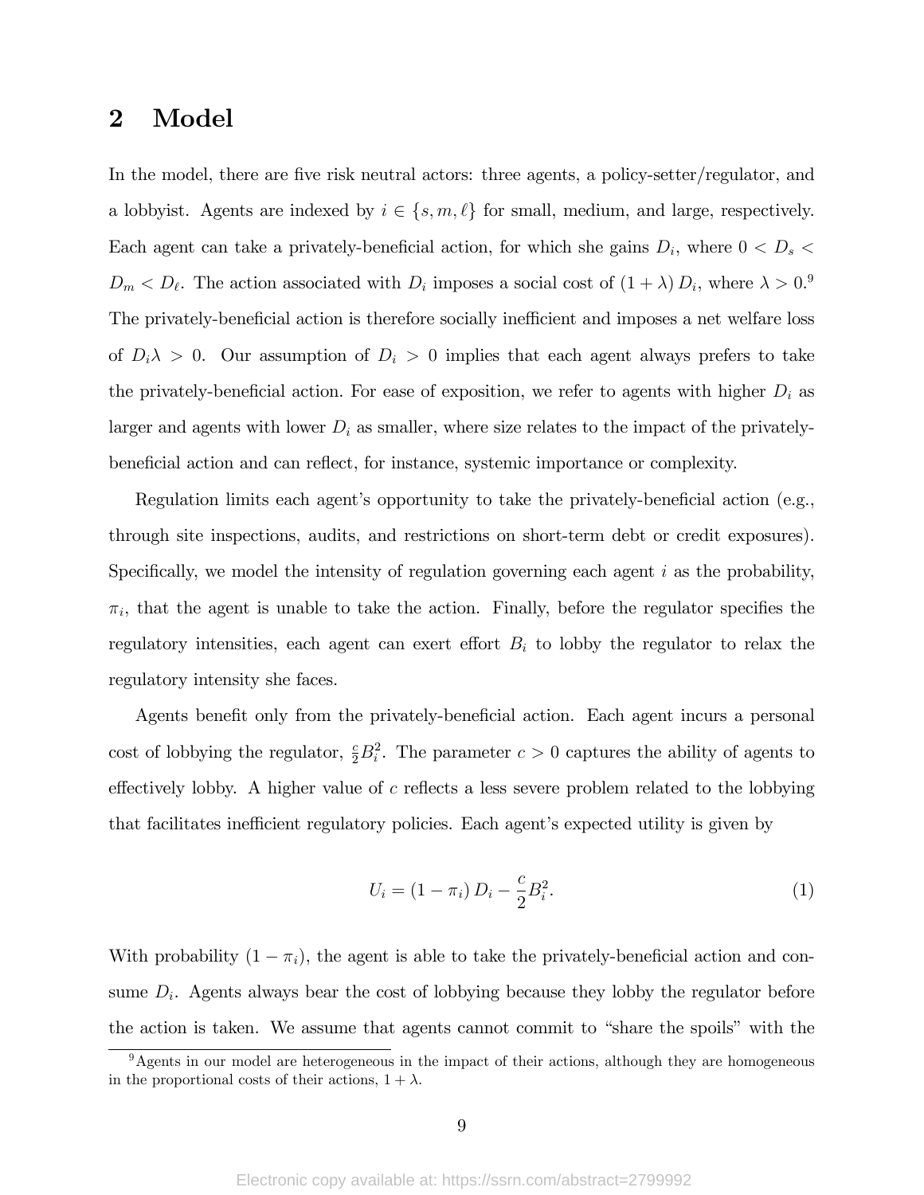## 2 Model

In the model, there are five risk neutral actors: three agents, a policy-setter/regulator, and a lobbyist. Agents are indexed by $i \in \{s, m, \ell\}$ for small, medium, and large, respectively. Each agent can take a privately-beneficial action, for which she gains $D_i$, where $0 < D_s < D_m < D_\ell$. The action associated with $D_i$ imposes a social cost of $(1 + \lambda) D_i$, where $\lambda > 0$.[9] The privately-beneficial action is therefore socially inefficient and imposes a net welfare loss of $D_i \lambda > 0$. Our assumption of $D_i > 0$ implies that each agent always prefers to take the privately-beneficial action. For ease of exposition, we refer to agents with higher $D_i$ as larger and agents with lower $D_i$ as smaller, where size relates to the impact of the privately-beneficial action and can reflect, for instance, systemic importance or complexity.

Regulation limits each agent's opportunity to take the privately-beneficial action (e.g., through site inspections, audits, and restrictions on short-term debt or credit exposures). Specifically, we model the intensity of regulation governing each agent $i$ as the probability, $\pi_i$, that the agent is unable to take the action. Finally, before the regulator specifies the regulatory intensities, each agent can exert effort $B_i$ to lobby the regulator to relax the regulatory intensity she faces.

Agents benefit only from the privately-beneficial action. Each agent incurs a personal cost of lobbying the regulator, $\frac{c}{2} B_i^2$. The parameter $c > 0$ captures the ability of agents to effectively lobby. A higher value of $c$ reflects a less severe problem related to the lobbying that facilitates inefficient regulatory policies. Each agent's expected utility is given by

$$U_i = (1 - \pi_i) D_i - \frac{c}{2} B_i^2. \tag{1}$$

With probability $(1 - \pi_i)$, the agent is able to take the privately-beneficial action and consume $D_i$. Agents always bear the cost of lobbying because they lobby the regulator before the action is taken. We assume that agents cannot commit to "share the spoils" with the

[9] Agents in our model are heterogeneous in the impact of their actions, although they are homogeneous in the proportional costs of their actions, $1 + \lambda$.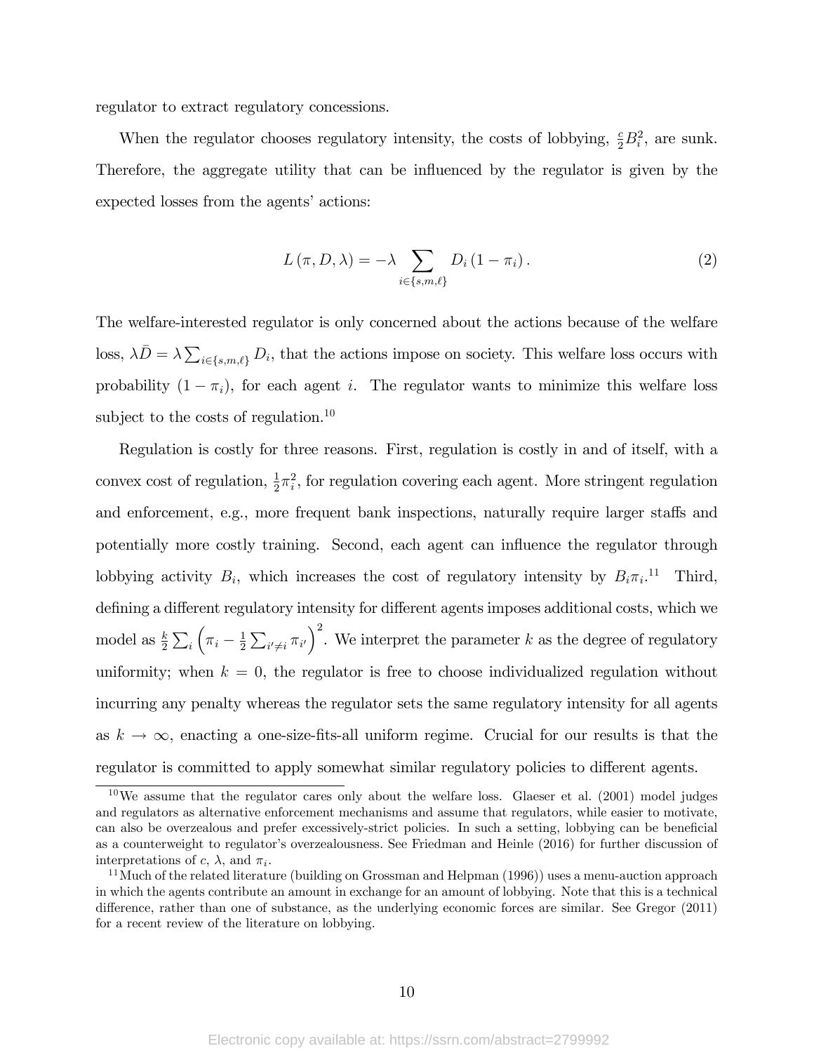regulator to extract regulatory concessions.

When the regulator chooses regulatory intensity, the costs of lobbying, $\frac{c}{2}B_i^2$, are sunk. Therefore, the aggregate utility that can be influenced by the regulator is given by the expected losses from the agents' actions:

$$L(\pi, D, \lambda) = -\lambda \sum_{i \in \{s,m,\ell\}} D_i (1 - \pi_i). \tag{2}$$

The welfare-interested regulator is only concerned about the actions because of the welfare loss, $\lambda \bar{D} = \lambda \sum_{i \in \{s,m,\ell\}} D_i$, that the actions impose on society. This welfare loss occurs with probability $(1 - \pi_i)$, for each agent $i$. The regulator wants to minimize this welfare loss subject to the costs of regulation.[10]

Regulation is costly for three reasons. First, regulation is costly in and of itself, with a convex cost of regulation, $\frac{1}{2}\pi_i^2$, for regulation covering each agent. More stringent regulation and enforcement, e.g., more frequent bank inspections, naturally require larger staffs and potentially more costly training. Second, each agent can influence the regulator through lobbying activity $B_i$, which increases the cost of regulatory intensity by $B_i \pi_i$.[11] Third, defining a different regulatory intensity for different agents imposes additional costs, which we model as $\frac{k}{2}\sum_i \left(\pi_i - \frac{1}{2}\sum_{i' \neq i} \pi_{i'}\right)^2$. We interpret the parameter $k$ as the degree of regulatory uniformity; when $k = 0$, the regulator is free to choose individualized regulation without incurring any penalty whereas the regulator sets the same regulatory intensity for all agents as $k \to \infty$, enacting a one-size-fits-all uniform regime. Crucial for our results is that the regulator is committed to apply somewhat similar regulatory policies to different agents.

[10] We assume that the regulator cares only about the welfare loss. Glaeser et al. (2001) model judges and regulators as alternative enforcement mechanisms and assume that regulators, while easier to motivate, can also be overzealous and prefer excessively-strict policies. In such a setting, lobbying can be beneficial as a counterweight to regulator's overzealousness. See Friedman and Heinle (2016) for further discussion of interpretations of $c$, $\lambda$, and $\pi_i$.

[11] Much of the related literature (building on Grossman and Helpman (1996)) uses a menu-auction approach in which the agents contribute an amount in exchange for an amount of lobbying. Note that this is a technical difference, rather than one of substance, as the underlying economic forces are similar. See Gregor (2011) for a recent review of the literature on lobbying.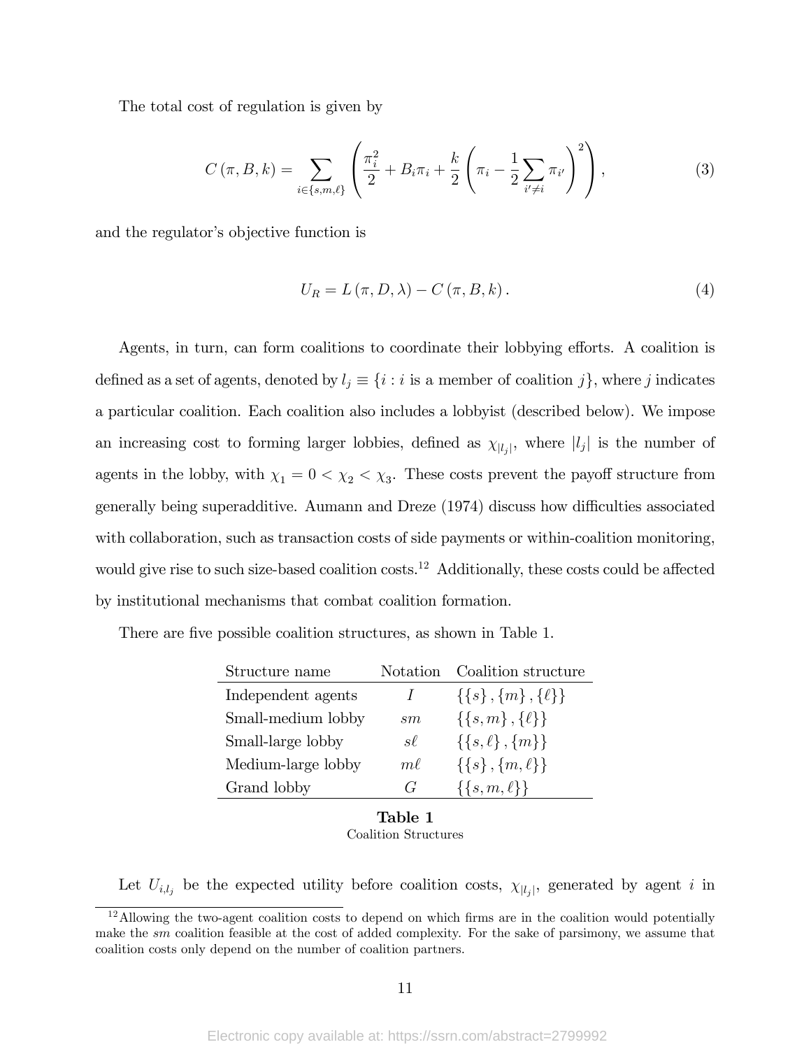The total cost of regulation is given by

$$C(\pi, B, k) = \sum_{i \in \{s,m,\ell\}} \left( \frac{\pi_i^2}{2} + B_i \pi_i + \frac{k}{2} \left( \pi_i - \frac{1}{2} \sum_{i' \neq i} \pi_{i'} \right)^2 \right), \tag{3}$$

and the regulator's objective function is

$$U_R = L(\pi, D, \lambda) - C(\pi, B, k). \tag{4}$$

Agents, in turn, can form coalitions to coordinate their lobbying efforts. A coalition is defined as a set of agents, denoted by $l_j \equiv \{i : i \text{ is a member of coalition } j\}$, where $j$ indicates a particular coalition. Each coalition also includes a lobbyist (described below). We impose an increasing cost to forming larger lobbies, defined as $\chi_{|l_j|}$, where $|l_j|$ is the number of agents in the lobby, with $\chi_1 = 0 < \chi_2 < \chi_3$. These costs prevent the payoff structure from generally being superadditive. Aumann and Dreze (1974) discuss how difficulties associated with collaboration, such as transaction costs of side payments or within-coalition monitoring, would give rise to such size-based coalition costs.[12] Additionally, these costs could be affected by institutional mechanisms that combat coalition formation.

There are five possible coalition structures, as shown in Table 1.

| Structure name | Notation | Coalition structure |
|---|---|---|
| Independent agents | $I$ | $\{\{s\}, \{m\}, \{\ell\}\}$ |
| Small-medium lobby | $sm$ | $\{\{s, m\}, \{\ell\}\}$ |
| Small-large lobby | $s\ell$ | $\{\{s, \ell\}, \{m\}\}$ |
| Medium-large lobby | $m\ell$ | $\{\{s\}, \{m, \ell\}\}$ |
| Grand lobby | $G$ | $\{\{s, m, \ell\}\}$ |

**Table 1**
Coalition Structures

Let $U_{i,l_j}$ be the expected utility before coalition costs, $\chi_{|l_j|}$, generated by agent $i$ in

[12] Allowing the two-agent coalition costs to depend on which firms are in the coalition would potentially make the $sm$ coalition feasible at the cost of added complexity. For the sake of parsimony, we assume that coalition costs only depend on the number of coalition partners.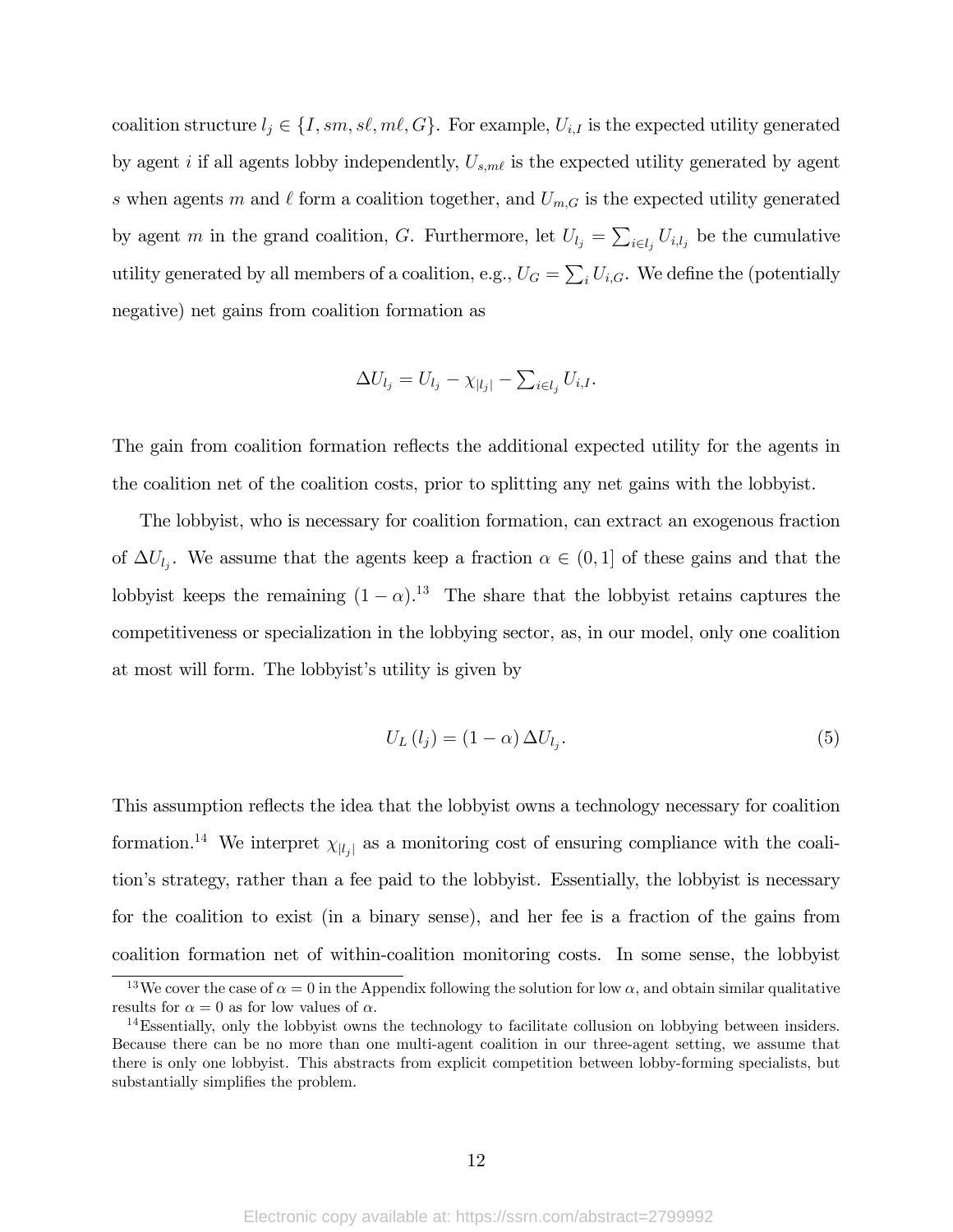coalition structure $l_j \in \{I, sm, s\ell, m\ell, G\}$. For example, $U_{i,I}$ is the expected utility generated by agent $i$ if all agents lobby independently, $U_{s,m\ell}$ is the expected utility generated by agent $s$ when agents $m$ and $\ell$ form a coalition together, and $U_{m,G}$ is the expected utility generated by agent $m$ in the grand coalition, $G$. Furthermore, let $U_{l_j} = \sum_{i \in l_j} U_{i,l_j}$ be the cumulative utility generated by all members of a coalition, e.g., $U_G = \sum_i U_{i,G}$. We define the (potentially negative) net gains from coalition formation as

$$\Delta U_{l_j} = U_{l_j} - \chi_{|l_j|} - \sum_{i \in l_j} U_{i,I}.$$

The gain from coalition formation reflects the additional expected utility for the agents in the coalition net of the coalition costs, prior to splitting any net gains with the lobbyist.

The lobbyist, who is necessary for coalition formation, can extract an exogenous fraction of $\Delta U_{l_j}$. We assume that the agents keep a fraction $\alpha \in (0, 1]$ of these gains and that the lobbyist keeps the remaining $(1 - \alpha)$.[13] The share that the lobbyist retains captures the competitiveness or specialization in the lobbying sector, as, in our model, only one coalition at most will form. The lobbyist's utility is given by

$$U_L(l_j) = (1 - \alpha) \Delta U_{l_j}. \tag{5}$$

This assumption reflects the idea that the lobbyist owns a technology necessary for coalition formation.[14] We interpret $\chi_{|l_j|}$ as a monitoring cost of ensuring compliance with the coalition's strategy, rather than a fee paid to the lobbyist. Essentially, the lobbyist is necessary for the coalition to exist (in a binary sense), and her fee is a fraction of the gains from coalition formation net of within-coalition monitoring costs. In some sense, the lobbyist

[13] We cover the case of $\alpha = 0$ in the Appendix following the solution for low $\alpha$, and obtain similar qualitative results for $\alpha = 0$ as for low values of $\alpha$.

[14] Essentially, only the lobbyist owns the technology to facilitate collusion on lobbying between insiders. Because there can be no more than one multi-agent coalition in our three-agent setting, we assume that there is only one lobbyist. This abstracts from explicit competition between lobby-forming specialists, but substantially simplifies the problem.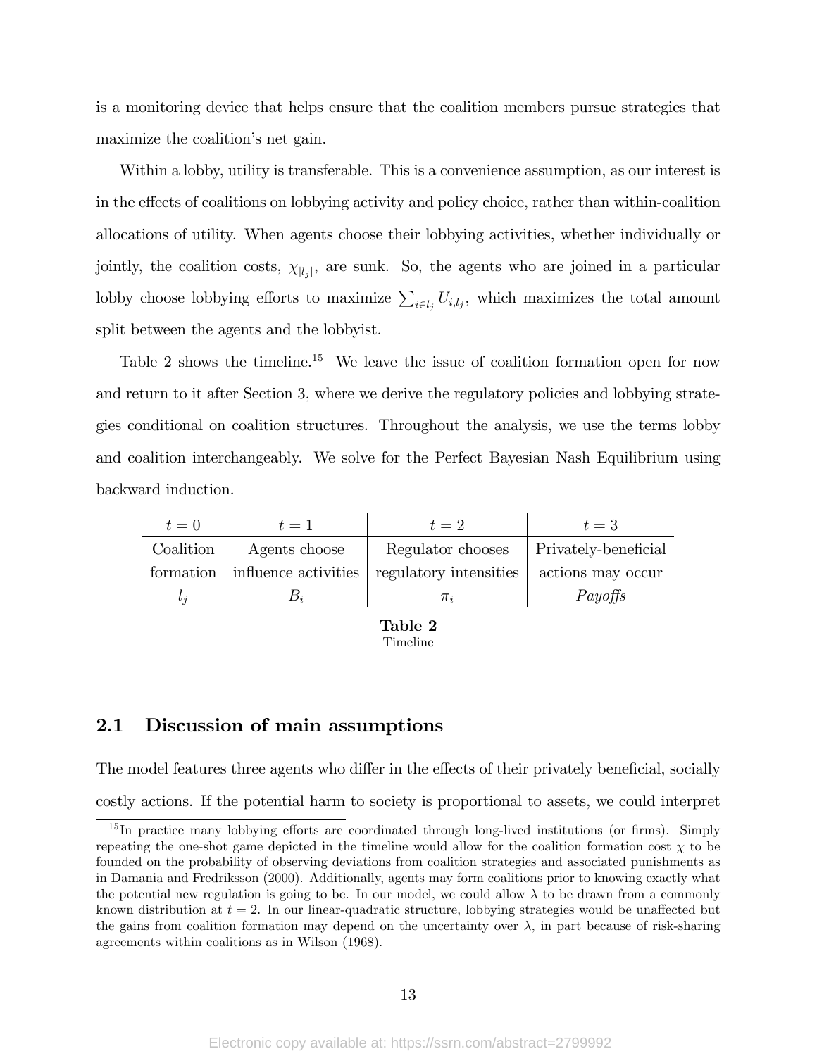is a monitoring device that helps ensure that the coalition members pursue strategies that maximize the coalition's net gain.

Within a lobby, utility is transferable. This is a convenience assumption, as our interest is in the effects of coalitions on lobbying activity and policy choice, rather than within-coalition allocations of utility. When agents choose their lobbying activities, whether individually or jointly, the coalition costs, $\chi_{|l_j|}$, are sunk. So, the agents who are joined in a particular lobby choose lobbying efforts to maximize $\sum_{i \in l_j} U_{i,l_j}$, which maximizes the total amount split between the agents and the lobbyist.

Table 2 shows the timeline.[15] We leave the issue of coalition formation open for now and return to it after Section 3, where we derive the regulatory policies and lobbying strategies conditional on coalition structures. Throughout the analysis, we use the terms lobby and coalition interchangeably. We solve for the Perfect Bayesian Nash Equilibrium using backward induction.

| $t = 0$ | $t = 1$ | $t = 2$ | $t = 3$ |
|---|---|---|---|
| Coalition formation | Agents choose influence activities | Regulator chooses regulatory intensities | Privately-beneficial actions may occur |
| $l_j$ | $B_i$ | $\pi_i$ | *Payoffs* |

**Table 2**
Timeline

## 2.1 Discussion of main assumptions

The model features three agents who differ in the effects of their privately beneficial, socially costly actions. If the potential harm to society is proportional to assets, we could interpret

[15] In practice many lobbying efforts are coordinated through long-lived institutions (or firms). Simply repeating the one-shot game depicted in the timeline would allow for the coalition formation cost $\chi$ to be founded on the probability of observing deviations from coalition strategies and associated punishments as in Damania and Fredriksson (2000). Additionally, agents may form coalitions prior to knowing exactly what the potential new regulation is going to be. In our model, we could allow $\lambda$ to be drawn from a commonly known distribution at $t = 2$. In our linear-quadratic structure, lobbying strategies would be unaffected but the gains from coalition formation may depend on the uncertainty over $\lambda$, in part because of risk-sharing agreements within coalitions as in Wilson (1968).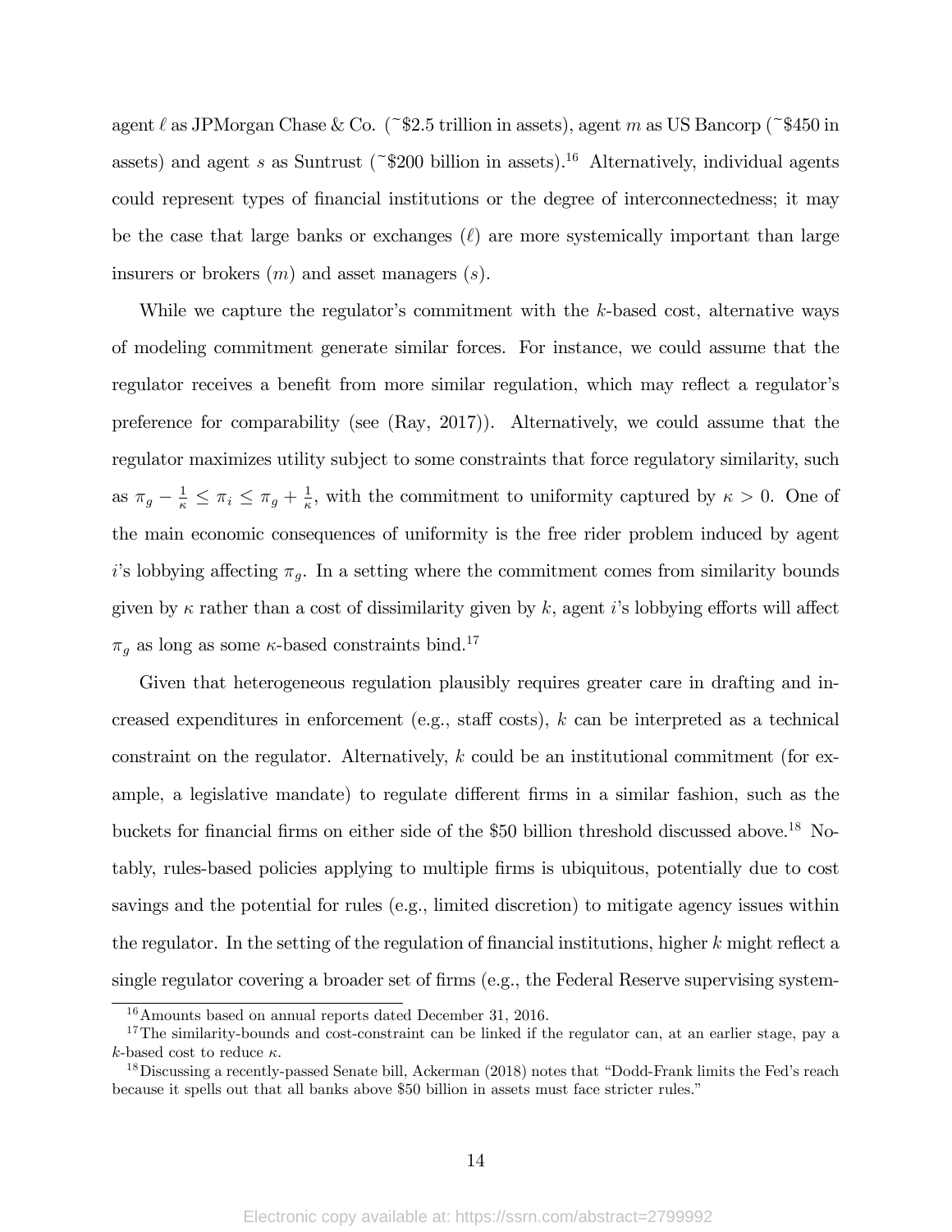agent $\ell$ as JPMorgan Chase & Co. (~$2.5 trillion in assets), agent $m$ as US Bancorp (~$450 in assets) and agent $s$ as Suntrust (~$200 billion in assets).[16] Alternatively, individual agents could represent types of financial institutions or the degree of interconnectedness; it may be the case that large banks or exchanges ($\ell$) are more systemically important than large insurers or brokers ($m$) and asset managers ($s$).

While we capture the regulator's commitment with the $k$-based cost, alternative ways of modeling commitment generate similar forces. For instance, we could assume that the regulator receives a benefit from more similar regulation, which may reflect a regulator's preference for comparability (see (Ray, 2017)). Alternatively, we could assume that the regulator maximizes utility subject to some constraints that force regulatory similarity, such as $\pi_g - \frac{1}{\kappa} \leq \pi_i \leq \pi_g + \frac{1}{\kappa}$, with the commitment to uniformity captured by $\kappa > 0$. One of the main economic consequences of uniformity is the free rider problem induced by agent $i$'s lobbying affecting $\pi_g$. In a setting where the commitment comes from similarity bounds given by $\kappa$ rather than a cost of dissimilarity given by $k$, agent $i$'s lobbying efforts will affect $\pi_g$ as long as some $\kappa$-based constraints bind.[17]

Given that heterogeneous regulation plausibly requires greater care in drafting and increased expenditures in enforcement (e.g., staff costs), $k$ can be interpreted as a technical constraint on the regulator. Alternatively, $k$ could be an institutional commitment (for example, a legislative mandate) to regulate different firms in a similar fashion, such as the buckets for financial firms on either side of the $50 billion threshold discussed above.[18] Notably, rules-based policies applying to multiple firms is ubiquitous, potentially due to cost savings and the potential for rules (e.g., limited discretion) to mitigate agency issues within the regulator. In the setting of the regulation of financial institutions, higher $k$ might reflect a single regulator covering a broader set of firms (e.g., the Federal Reserve supervising system-

[16] Amounts based on annual reports dated December 31, 2016.

[17] The similarity-bounds and cost-constraint can be linked if the regulator can, at an earlier stage, pay a $k$-based cost to reduce $\kappa$.

[18] Discussing a recently-passed Senate bill, Ackerman (2018) notes that "Dodd-Frank limits the Fed's reach because it spells out that all banks above $50 billion in assets must face stricter rules."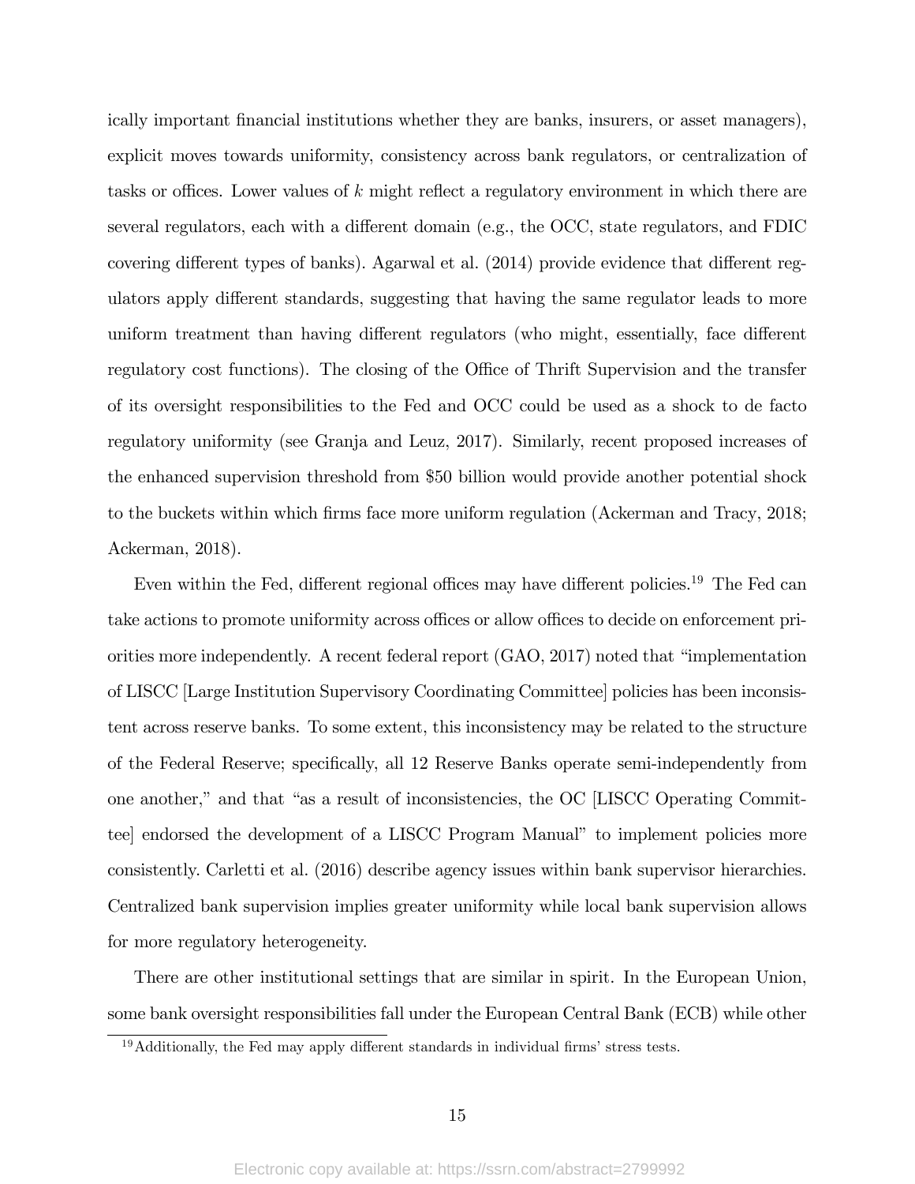ically important financial institutions whether they are banks, insurers, or asset managers), explicit moves towards uniformity, consistency across bank regulators, or centralization of tasks or offices. Lower values of $k$ might reflect a regulatory environment in which there are several regulators, each with a different domain (e.g., the OCC, state regulators, and FDIC covering different types of banks). Agarwal et al. (2014) provide evidence that different regulators apply different standards, suggesting that having the same regulator leads to more uniform treatment than having different regulators (who might, essentially, face different regulatory cost functions). The closing of the Office of Thrift Supervision and the transfer of its oversight responsibilities to the Fed and OCC could be used as a shock to de facto regulatory uniformity (see Granja and Leuz, 2017). Similarly, recent proposed increases of the enhanced supervision threshold from \$50 billion would provide another potential shock to the buckets within which firms face more uniform regulation (Ackerman and Tracy, 2018; Ackerman, 2018).

Even within the Fed, different regional offices may have different policies.[19] The Fed can take actions to promote uniformity across offices or allow offices to decide on enforcement priorities more independently. A recent federal report (GAO, 2017) noted that "implementation of LISCC [Large Institution Supervisory Coordinating Committee] policies has been inconsistent across reserve banks. To some extent, this inconsistency may be related to the structure of the Federal Reserve; specifically, all 12 Reserve Banks operate semi-independently from one another," and that "as a result of inconsistencies, the OC [LISCC Operating Committee] endorsed the development of a LISCC Program Manual" to implement policies more consistently. Carletti et al. (2016) describe agency issues within bank supervisor hierarchies. Centralized bank supervision implies greater uniformity while local bank supervision allows for more regulatory heterogeneity.

There are other institutional settings that are similar in spirit. In the European Union, some bank oversight responsibilities fall under the European Central Bank (ECB) while other

[19] Additionally, the Fed may apply different standards in individual firms' stress tests.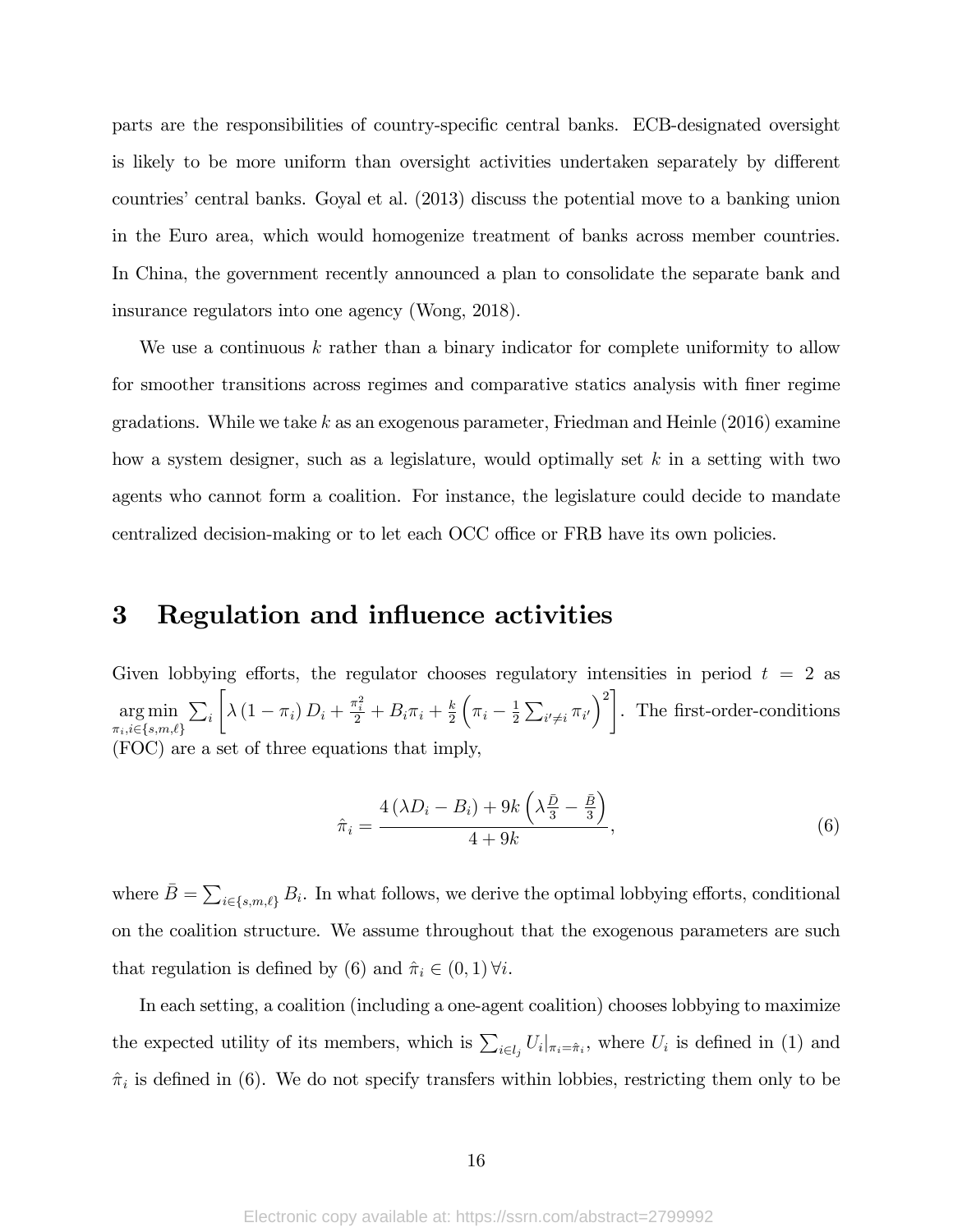parts are the responsibilities of country-specific central banks. ECB-designated oversight is likely to be more uniform than oversight activities undertaken separately by different countries' central banks. Goyal et al. (2013) discuss the potential move to a banking union in the Euro area, which would homogenize treatment of banks across member countries. In China, the government recently announced a plan to consolidate the separate bank and insurance regulators into one agency (Wong, 2018).

We use a continuous $k$ rather than a binary indicator for complete uniformity to allow for smoother transitions across regimes and comparative statics analysis with finer regime gradations. While we take $k$ as an exogenous parameter, Friedman and Heinle (2016) examine how a system designer, such as a legislature, would optimally set $k$ in a setting with two agents who cannot form a coalition. For instance, the legislature could decide to mandate centralized decision-making or to let each OCC office or FRB have its own policies.

## 3 Regulation and influence activities

Given lobbying efforts, the regulator chooses regulatory intensities in period $t = 2$ as $\underset{\pi_i, i \in \{s,m,\ell\}}{\arg\min} \sum_i \left[ \lambda (1 - \pi_i) D_i + \frac{\pi_i^2}{2} + B_i \pi_i + \frac{k}{2} \left( \pi_i - \frac{1}{2} \sum_{i' \neq i} \pi_{i'} \right)^2 \right]$. The first-order-conditions (FOC) are a set of three equations that imply,

$$\hat{\pi}_i = \frac{4 (\lambda D_i - B_i) + 9k \left( \lambda \frac{\bar{D}}{3} - \frac{\bar{B}}{3} \right)}{4 + 9k}, \tag{6}$$

where $\bar{B} = \sum_{i \in \{s,m,\ell\}} B_i$. In what follows, we derive the optimal lobbying efforts, conditional on the coalition structure. We assume throughout that the exogenous parameters are such that regulation is defined by (6) and $\hat{\pi}_i \in (0, 1) \, \forall i$.

In each setting, a coalition (including a one-agent coalition) chooses lobbying to maximize the expected utility of its members, which is $\sum_{i \in l_j} U_i|_{\pi_i = \hat{\pi}_i}$, where $U_i$ is defined in (1) and $\hat{\pi}_i$ is defined in (6). We do not specify transfers within lobbies, restricting them only to be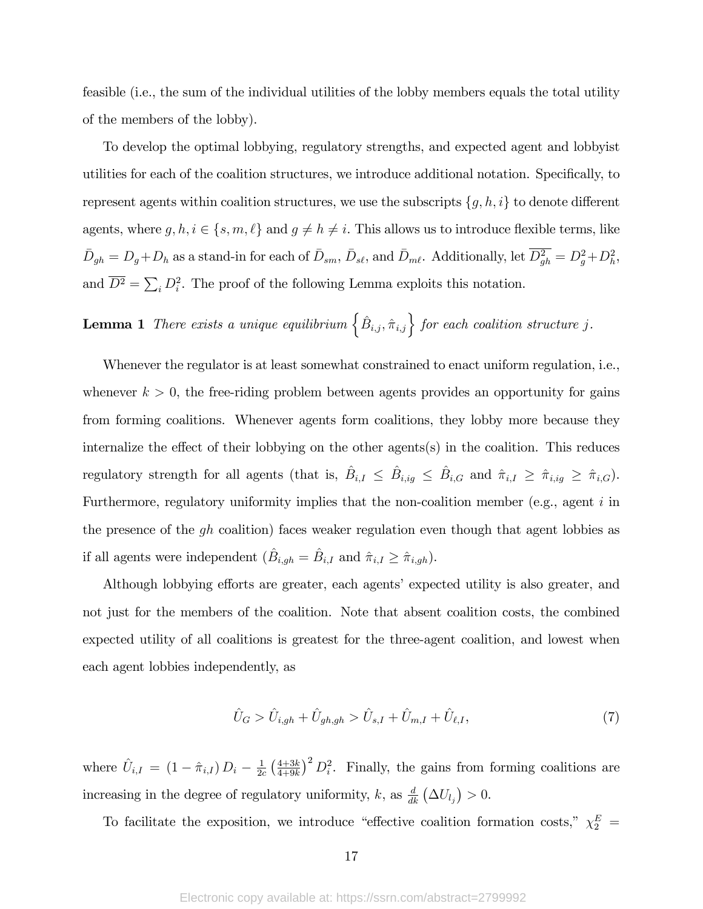feasible (i.e., the sum of the individual utilities of the lobby members equals the total utility of the members of the lobby).

To develop the optimal lobbying, regulatory strengths, and expected agent and lobbyist utilities for each of the coalition structures, we introduce additional notation. Specifically, to represent agents within coalition structures, we use the subscripts $\{g, h, i\}$ to denote different agents, where $g, h, i \in \{s, m, \ell\}$ and $g \neq h \neq i$. This allows us to introduce flexible terms, like $\bar{D}_{gh} = D_g + D_h$ as a stand-in for each of $\bar{D}_{sm}$, $\bar{D}_{s\ell}$, and $\bar{D}_{m\ell}$. Additionally, let $\overline{D^2_{gh}} = D_g^2 + D_h^2$, and $\overline{D^2} = \sum_i D_i^2$. The proof of the following Lemma exploits this notation.

**Lemma 1** *There exists a unique equilibrium* $\left\{\hat{B}_{i,j}, \hat{\pi}_{i,j}\right\}$ *for each coalition structure* $j$.

Whenever the regulator is at least somewhat constrained to enact uniform regulation, i.e., whenever $k > 0$, the free-riding problem between agents provides an opportunity for gains from forming coalitions. Whenever agents form coalitions, they lobby more because they internalize the effect of their lobbying on the other agents(s) in the coalition. This reduces regulatory strength for all agents (that is, $\hat{B}_{i,I} \leq \hat{B}_{i,ig} \leq \hat{B}_{i,G}$ and $\hat{\pi}_{i,I} \geq \hat{\pi}_{i,ig} \geq \hat{\pi}_{i,G}$). Furthermore, regulatory uniformity implies that the non-coalition member (e.g., agent $i$ in the presence of the $gh$ coalition) faces weaker regulation even though that agent lobbies as if all agents were independent ($\hat{B}_{i,gh} = \hat{B}_{i,I}$ and $\hat{\pi}_{i,I} \geq \hat{\pi}_{i,gh}$).

Although lobbying efforts are greater, each agents' expected utility is also greater, and not just for the members of the coalition. Note that absent coalition costs, the combined expected utility of all coalitions is greatest for the three-agent coalition, and lowest when each agent lobbies independently, as

$$\hat{U}_G > \hat{U}_{i,gh} + \hat{U}_{gh,gh} > \hat{U}_{s,I} + \hat{U}_{m,I} + \hat{U}_{\ell,I}, \tag{7}$$

where $\hat{U}_{i,I} = (1 - \hat{\pi}_{i,I}) D_i - \frac{1}{2c}\left(\frac{4+3k}{4+9k}\right)^2 D_i^2$. Finally, the gains from forming coalitions are increasing in the degree of regulatory uniformity, $k$, as $\frac{d}{dk}\left(\Delta U_{l_j}\right) > 0$.

To facilitate the exposition, we introduce "effective coalition formation costs," $\chi_2^E =$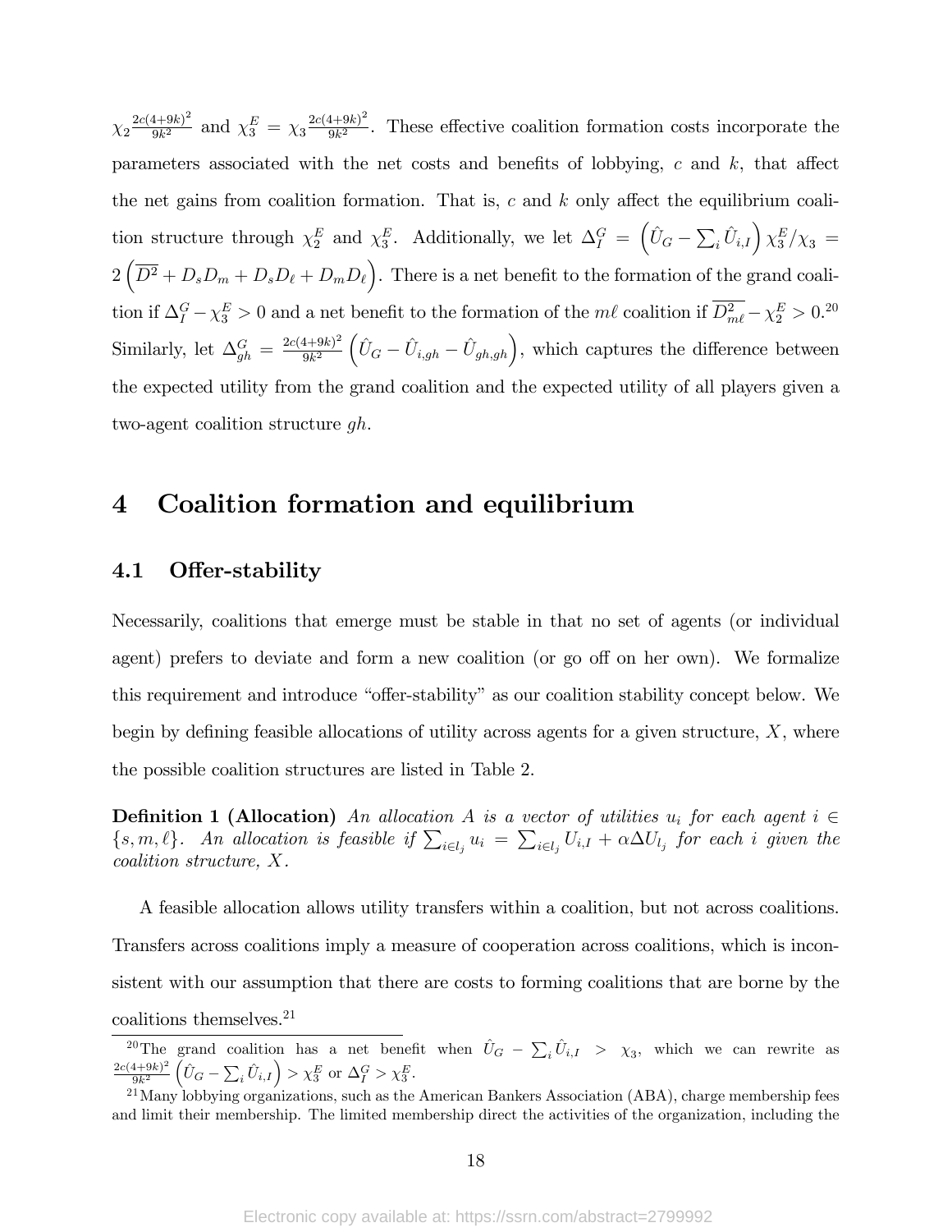$\chi_2 \frac{2c(4+9k)^2}{9k^2}$ and $\chi_3^E = \chi_3 \frac{2c(4+9k)^2}{9k^2}$. These effective coalition formation costs incorporate the parameters associated with the net costs and benefits of lobbying, $c$ and $k$, that affect the net gains from coalition formation. That is, $c$ and $k$ only affect the equilibrium coalition structure through $\chi_2^E$ and $\chi_3^E$. Additionally, we let $\Delta_I^G = \left(\hat{U}_G - \sum_i \hat{U}_{i,I}\right) \chi_3^E / \chi_3 = 2\left(\overline{D^2} + D_s D_m + D_s D_\ell + D_m D_\ell\right)$. There is a net benefit to the formation of the grand coalition if $\Delta_I^G - \chi_3^E > 0$ and a net benefit to the formation of the $m\ell$ coalition if $\overline{D_{m\ell}^2} - \chi_2^E > 0$.[20] Similarly, let $\Delta_{gh}^G = \frac{2c(4+9k)^2}{9k^2}\left(\hat{U}_G - \hat{U}_{i,gh} - \hat{U}_{gh,gh}\right)$, which captures the difference between the expected utility from the grand coalition and the expected utility of all players given a two-agent coalition structure $gh$.

# 4 Coalition formation and equilibrium

## 4.1 Offer-stability

Necessarily, coalitions that emerge must be stable in that no set of agents (or individual agent) prefers to deviate and form a new coalition (or go off on her own). We formalize this requirement and introduce "offer-stability" as our coalition stability concept below. We begin by defining feasible allocations of utility across agents for a given structure, $X$, where the possible coalition structures are listed in Table 2.

**Definition 1 (Allocation)** *An allocation $A$ is a vector of utilities $u_i$ for each agent $i \in \{s, m, \ell\}$. An allocation is feasible if $\sum_{i \in l_j} u_i = \sum_{i \in l_j} U_{i,I} + \alpha \Delta U_{l_j}$ for each $i$ given the coalition structure, $X$.*

A feasible allocation allows utility transfers within a coalition, but not across coalitions. Transfers across coalitions imply a measure of cooperation across coalitions, which is inconsistent with our assumption that there are costs to forming coalitions that are borne by the coalitions themselves.[21]

---

[20] The grand coalition has a net benefit when $\hat{U}_G - \sum_i \hat{U}_{i,I} > \chi_3$, which we can rewrite as $\frac{2c(4+9k)^2}{9k^2}\left(\hat{U}_G - \sum_i \hat{U}_{i,I}\right) > \chi_3^E$ or $\Delta_I^G > \chi_3^E$.

[21] Many lobbying organizations, such as the American Bankers Association (ABA), charge membership fees and limit their membership. The limited membership direct the activities of the organization, including the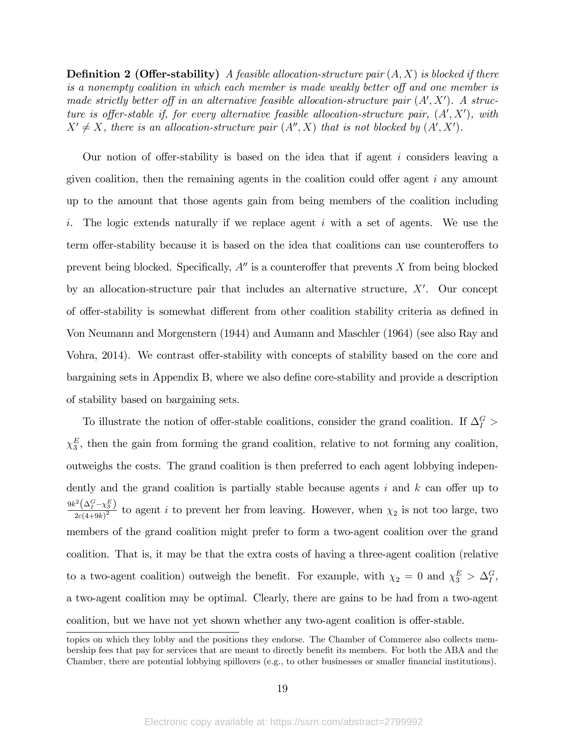**Definition 2 (Offer-stability)** *A feasible allocation-structure pair $(A, X)$ is blocked if there is a nonempty coalition in which each member is made weakly better off and one member is made strictly better off in an alternative feasible allocation-structure pair $(A', X')$. A structure is offer-stable if, for every alternative feasible allocation-structure pair, $(A', X')$, with $X' \neq X$, there is an allocation-structure pair $(A'', X)$ that is not blocked by $(A', X')$.*

Our notion of offer-stability is based on the idea that if agent $i$ considers leaving a given coalition, then the remaining agents in the coalition could offer agent $i$ any amount up to the amount that those agents gain from being members of the coalition including $i$. The logic extends naturally if we replace agent $i$ with a set of agents. We use the term offer-stability because it is based on the idea that coalitions can use counteroffers to prevent being blocked. Specifically, $A''$ is a counteroffer that prevents $X$ from being blocked by an allocation-structure pair that includes an alternative structure, $X'$. Our concept of offer-stability is somewhat different from other coalition stability criteria as defined in Von Neumann and Morgenstern (1944) and Aumann and Maschler (1964) (see also Ray and Vohra, 2014). We contrast offer-stability with concepts of stability based on the core and bargaining sets in Appendix B, where we also define core-stability and provide a description of stability based on bargaining sets.

To illustrate the notion of offer-stable coalitions, consider the grand coalition. If $\Delta_I^G > \chi_3^E$, then the gain from forming the grand coalition, relative to not forming any coalition, outweighs the costs. The grand coalition is then preferred to each agent lobbying independently and the grand coalition is partially stable because agents $i$ and $k$ can offer up to $\frac{9k^2\left(\Delta_I^G - \chi_3^E\right)}{2c(4+9k)^2}$ to agent $i$ to prevent her from leaving. However, when $\chi_2$ is not too large, two members of the grand coalition might prefer to form a two-agent coalition over the grand coalition. That is, it may be that the extra costs of having a three-agent coalition (relative to a two-agent coalition) outweigh the benefit. For example, with $\chi_2 = 0$ and $\chi_3^E > \Delta_I^G$, a two-agent coalition may be optimal. Clearly, there are gains to be had from a two-agent coalition, but we have not yet shown whether any two-agent coalition is offer-stable.

topics on which they lobby and the positions they endorse. The Chamber of Commerce also collects membership fees that pay for services that are meant to directly benefit its members. For both the ABA and the Chamber, there are potential lobbying spillovers (e.g., to other businesses or smaller financial institutions).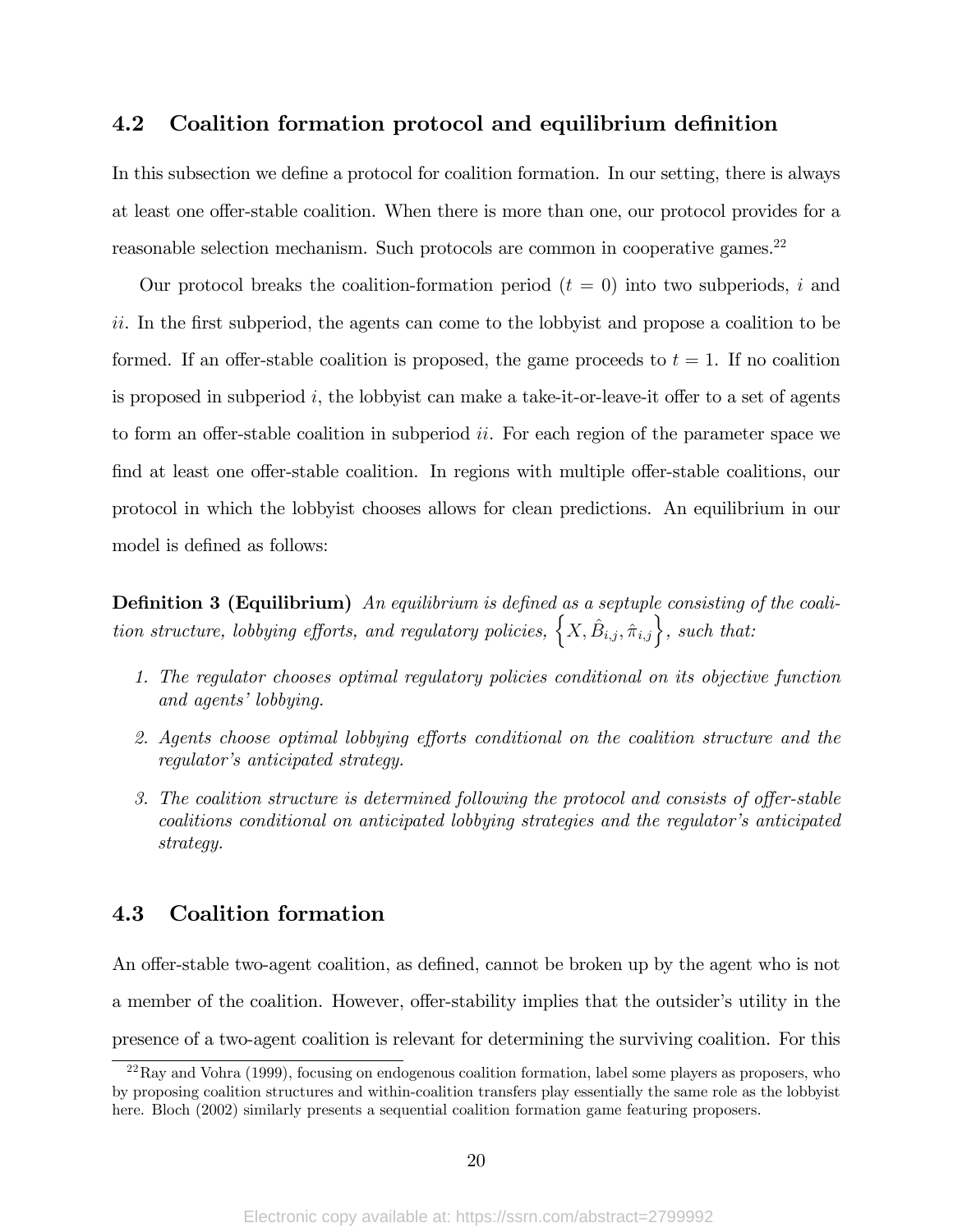### 4.2 Coalition formation protocol and equilibrium definition

In this subsection we define a protocol for coalition formation. In our setting, there is always at least one offer-stable coalition. When there is more than one, our protocol provides for a reasonable selection mechanism. Such protocols are common in cooperative games.[22]

Our protocol breaks the coalition-formation period ($t = 0$) into two subperiods, $i$ and $ii$. In the first subperiod, the agents can come to the lobbyist and propose a coalition to be formed. If an offer-stable coalition is proposed, the game proceeds to $t = 1$. If no coalition is proposed in subperiod $i$, the lobbyist can make a take-it-or-leave-it offer to a set of agents to form an offer-stable coalition in subperiod $ii$. For each region of the parameter space we find at least one offer-stable coalition. In regions with multiple offer-stable coalitions, our protocol in which the lobbyist chooses allows for clean predictions. An equilibrium in our model is defined as follows:

**Definition 3 (Equilibrium)** *An equilibrium is defined as a septuple consisting of the coalition structure, lobbying efforts, and regulatory policies,* $\left\{X, \hat{B}_{i,j}, \hat{\pi}_{i,j}\right\}$, *such that:*

1. *The regulator chooses optimal regulatory policies conditional on its objective function and agents' lobbying.*
2. *Agents choose optimal lobbying efforts conditional on the coalition structure and the regulator's anticipated strategy.*
3. *The coalition structure is determined following the protocol and consists of offer-stable coalitions conditional on anticipated lobbying strategies and the regulator's anticipated strategy.*

### 4.3 Coalition formation

An offer-stable two-agent coalition, as defined, cannot be broken up by the agent who is not a member of the coalition. However, offer-stability implies that the outsider's utility in the presence of a two-agent coalition is relevant for determining the surviving coalition. For this

[22] Ray and Vohra (1999), focusing on endogenous coalition formation, label some players as proposers, who by proposing coalition structures and within-coalition transfers play essentially the same role as the lobbyist here. Bloch (2002) similarly presents a sequential coalition formation game featuring proposers.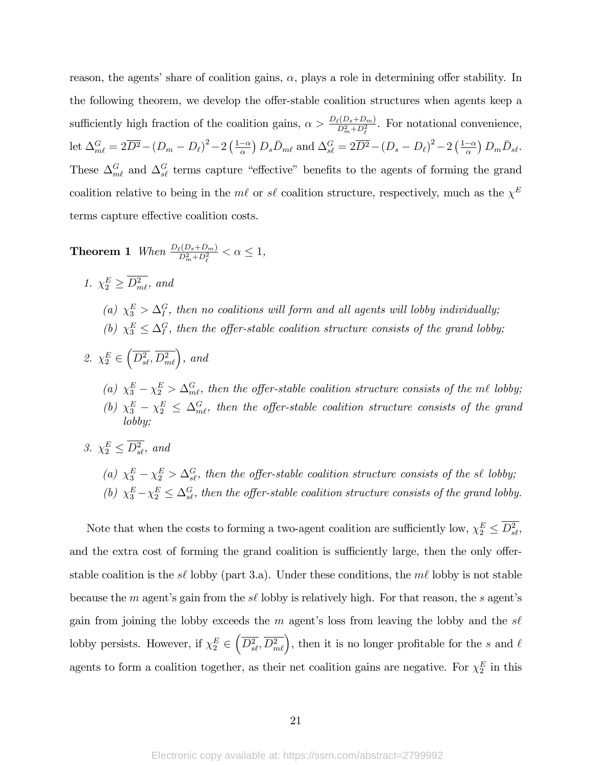reason, the agents' share of coalition gains, $\alpha$, plays a role in determining offer stability. In the following theorem, we develop the offer-stable coalition structures when agents keep a sufficiently high fraction of the coalition gains, $\alpha > \frac{D_\ell(D_s+D_m)}{D_m^2+D_\ell^2}$. For notational convenience, let $\Delta_{m\ell}^G = 2\overline{D^2} - (D_m - D_\ell)^2 - 2\left(\frac{1-\alpha}{\alpha}\right) D_s \bar{D}_{m\ell}$ and $\Delta_{s\ell}^G = 2\overline{D^2} - (D_s - D_\ell)^2 - 2\left(\frac{1-\alpha}{\alpha}\right) D_m \bar{D}_{s\ell}$. These $\Delta_{m\ell}^G$ and $\Delta_{s\ell}^G$ terms capture "effective" benefits to the agents of forming the grand coalition relative to being in the $m\ell$ or $s\ell$ coalition structure, respectively, much as the $\chi^E$ terms capture effective coalition costs.

**Theorem 1** *When* $\frac{D_\ell(D_s+D_m)}{D_m^2+D_\ell^2} < \alpha \leq 1$,

1. $\chi_2^E \geq \overline{D_{m\ell}^2}$, *and*
   (a) $\chi_3^E > \Delta_I^G$, *then no coalitions will form and all agents will lobby individually;*
   (b) $\chi_3^E \leq \Delta_I^G$, *then the offer-stable coalition structure consists of the grand lobby;*

2. $\chi_2^E \in \left(\overline{D_{s\ell}^2}, \overline{D_{m\ell}^2}\right)$, *and*
   (a) $\chi_3^E - \chi_2^E > \Delta_{m\ell}^G$, *then the offer-stable coalition structure consists of the $m\ell$ lobby;*
   (b) $\chi_3^E - \chi_2^E \leq \Delta_{m\ell}^G$, *then the offer-stable coalition structure consists of the grand lobby;*

3. $\chi_2^E \leq \overline{D_{s\ell}^2}$, *and*
   (a) $\chi_3^E - \chi_2^E > \Delta_{s\ell}^G$, *then the offer-stable coalition structure consists of the $s\ell$ lobby;*
   (b) $\chi_3^E - \chi_2^E \leq \Delta_{s\ell}^G$, *then the offer-stable coalition structure consists of the grand lobby.*

Note that when the costs to forming a two-agent coalition are sufficiently low, $\chi_2^E \leq \overline{D_{s\ell}^2}$, and the extra cost of forming the grand coalition is sufficiently large, then the only offer-stable coalition is the $s\ell$ lobby (part 3.a). Under these conditions, the $m\ell$ lobby is not stable because the $m$ agent's gain from the $s\ell$ lobby is relatively high. For that reason, the $s$ agent's gain from joining the lobby exceeds the $m$ agent's loss from leaving the lobby and the $s\ell$ lobby persists. However, if $\chi_2^E \in \left(\overline{D_{s\ell}^2}, \overline{D_{m\ell}^2}\right)$, then it is no longer profitable for the $s$ and $\ell$ agents to form a coalition together, as their net coalition gains are negative. For $\chi_2^E$ in this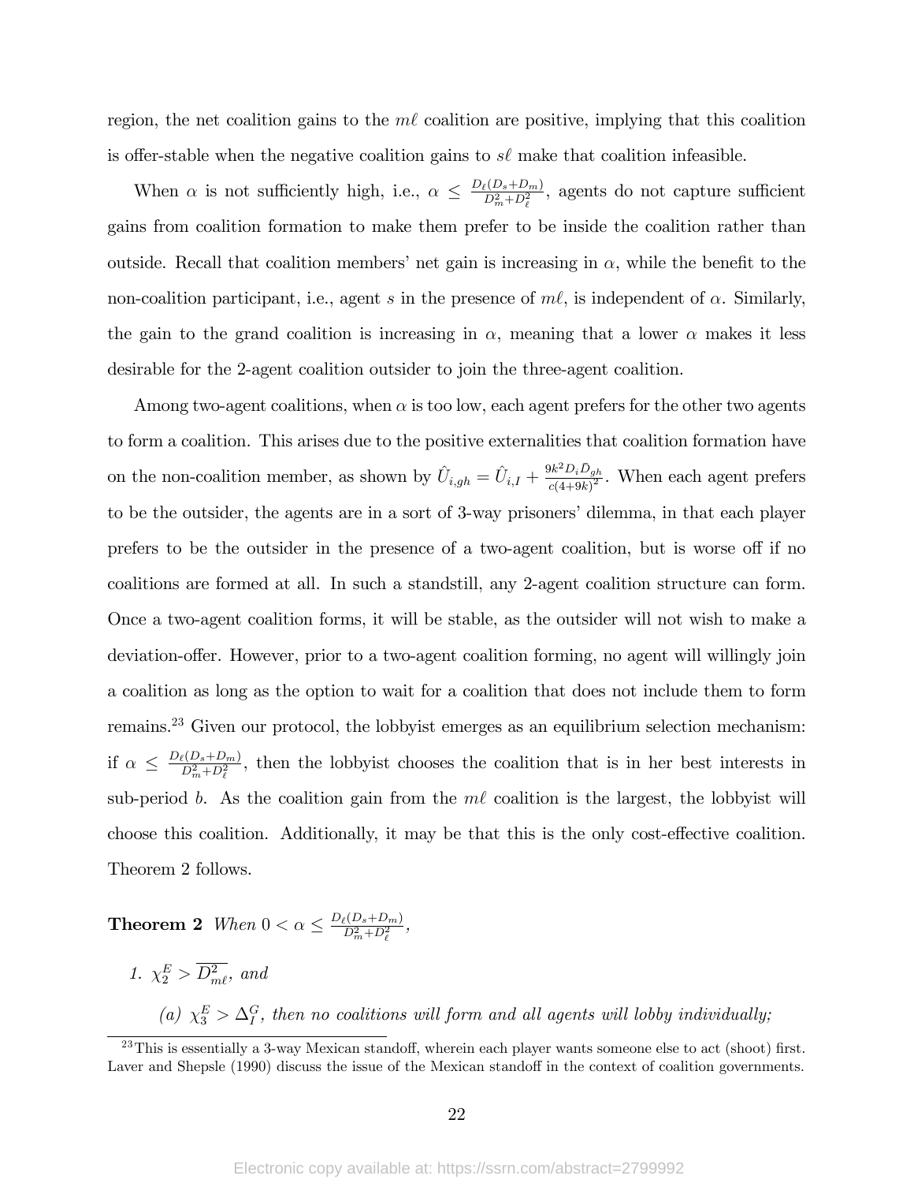region, the net coalition gains to the $m\ell$ coalition are positive, implying that this coalition is offer-stable when the negative coalition gains to $s\ell$ make that coalition infeasible.

When $\alpha$ is not sufficiently high, i.e., $\alpha \leq \frac{D_\ell(D_s+D_m)}{D_m^2+D_\ell^2}$, agents do not capture sufficient gains from coalition formation to make them prefer to be inside the coalition rather than outside. Recall that coalition members' net gain is increasing in $\alpha$, while the benefit to the non-coalition participant, i.e., agent $s$ in the presence of $m\ell$, is independent of $\alpha$. Similarly, the gain to the grand coalition is increasing in $\alpha$, meaning that a lower $\alpha$ makes it less desirable for the 2-agent coalition outsider to join the three-agent coalition.

Among two-agent coalitions, when $\alpha$ is too low, each agent prefers for the other two agents to form a coalition. This arises due to the positive externalities that coalition formation have on the non-coalition member, as shown by $\hat{U}_{i,gh} = \hat{U}_{i,I} + \frac{9k^2 D_i \bar{D}_{gh}}{c(4+9k)^2}$. When each agent prefers to be the outsider, the agents are in a sort of 3-way prisoners' dilemma, in that each player prefers to be the outsider in the presence of a two-agent coalition, but is worse off if no coalitions are formed at all. In such a standstill, any 2-agent coalition structure can form. Once a two-agent coalition forms, it will be stable, as the outsider will not wish to make a deviation-offer. However, prior to a two-agent coalition forming, no agent will willingly join a coalition as long as the option to wait for a coalition that does not include them to form remains.[23] Given our protocol, the lobbyist emerges as an equilibrium selection mechanism: if $\alpha \leq \frac{D_\ell(D_s+D_m)}{D_m^2+D_\ell^2}$, then the lobbyist chooses the coalition that is in her best interests in sub-period $b$. As the coalition gain from the $m\ell$ coalition is the largest, the lobbyist will choose this coalition. Additionally, it may be that this is the only cost-effective coalition. Theorem 2 follows.

**Theorem 2** *When* $0 < \alpha \leq \frac{D_\ell(D_s+D_m)}{D_m^2+D_\ell^2}$,

1. $\chi_2^E > \overline{D_{m\ell}^2}$, *and*

   (a) $\chi_3^E > \Delta_I^G$, *then no coalitions will form and all agents will lobby individually;*

[23] This is essentially a 3-way Mexican standoff, wherein each player wants someone else to act (shoot) first. Laver and Shepsle (1990) discuss the issue of the Mexican standoff in the context of coalition governments.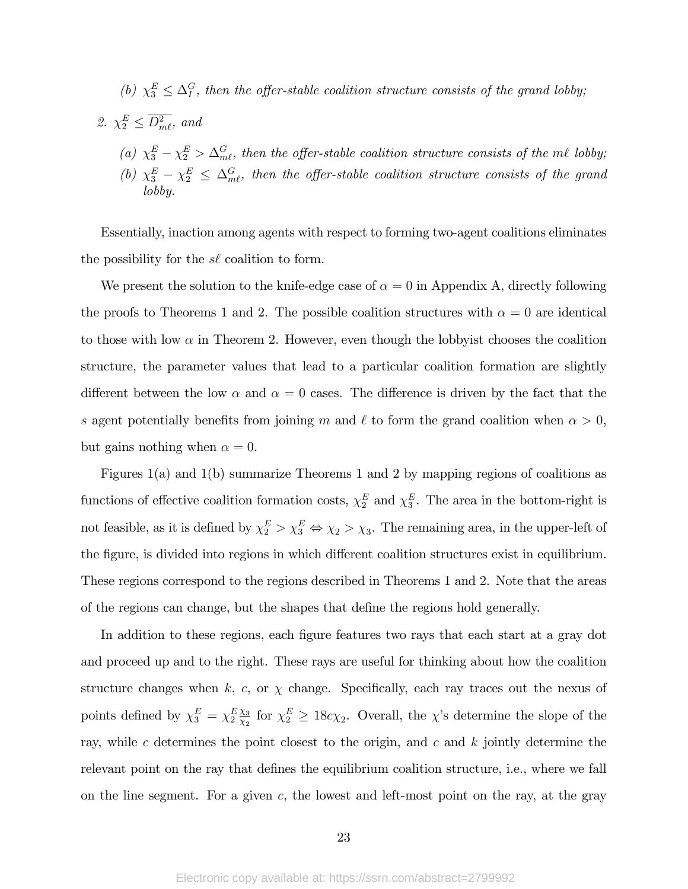(b) *$\chi_3^E \leq \Delta_I^G$, then the offer-stable coalition structure consists of the grand lobby;*

2. *$\chi_2^E \leq \overline{D_{m\ell}^2}$, and*

   (a) *$\chi_3^E - \chi_2^E > \Delta_{m\ell}^G$, then the offer-stable coalition structure consists of the $m\ell$ lobby;*

   (b) *$\chi_3^E - \chi_2^E \leq \Delta_{m\ell}^G$, then the offer-stable coalition structure consists of the grand lobby.*

Essentially, inaction among agents with respect to forming two-agent coalitions eliminates the possibility for the $s\ell$ coalition to form.

We present the solution to the knife-edge case of $\alpha = 0$ in Appendix A, directly following the proofs to Theorems 1 and 2. The possible coalition structures with $\alpha = 0$ are identical to those with low $\alpha$ in Theorem 2. However, even though the lobbyist chooses the coalition structure, the parameter values that lead to a particular coalition formation are slightly different between the low $\alpha$ and $\alpha = 0$ cases. The difference is driven by the fact that the $s$ agent potentially benefits from joining $m$ and $\ell$ to form the grand coalition when $\alpha > 0$, but gains nothing when $\alpha = 0$.

Figures 1(a) and 1(b) summarize Theorems 1 and 2 by mapping regions of coalitions as functions of effective coalition formation costs, $\chi_2^E$ and $\chi_3^E$. The area in the bottom-right is not feasible, as it is defined by $\chi_2^E > \chi_3^E \Leftrightarrow \chi_2 > \chi_3$. The remaining area, in the upper-left of the figure, is divided into regions in which different coalition structures exist in equilibrium. These regions correspond to the regions described in Theorems 1 and 2. Note that the areas of the regions can change, but the shapes that define the regions hold generally.

In addition to these regions, each figure features two rays that each start at a gray dot and proceed up and to the right. These rays are useful for thinking about how the coalition structure changes when $k$, $c$, or $\chi$ change. Specifically, each ray traces out the nexus of points defined by $\chi_3^E = \chi_2^E \frac{\chi_3}{\chi_2}$ for $\chi_2^E \geq 18c\chi_2$. Overall, the $\chi$'s determine the slope of the ray, while $c$ determines the point closest to the origin, and $c$ and $k$ jointly determine the relevant point on the ray that defines the equilibrium coalition structure, i.e., where we fall on the line segment. For a given $c$, the lowest and left-most point on the ray, at the gray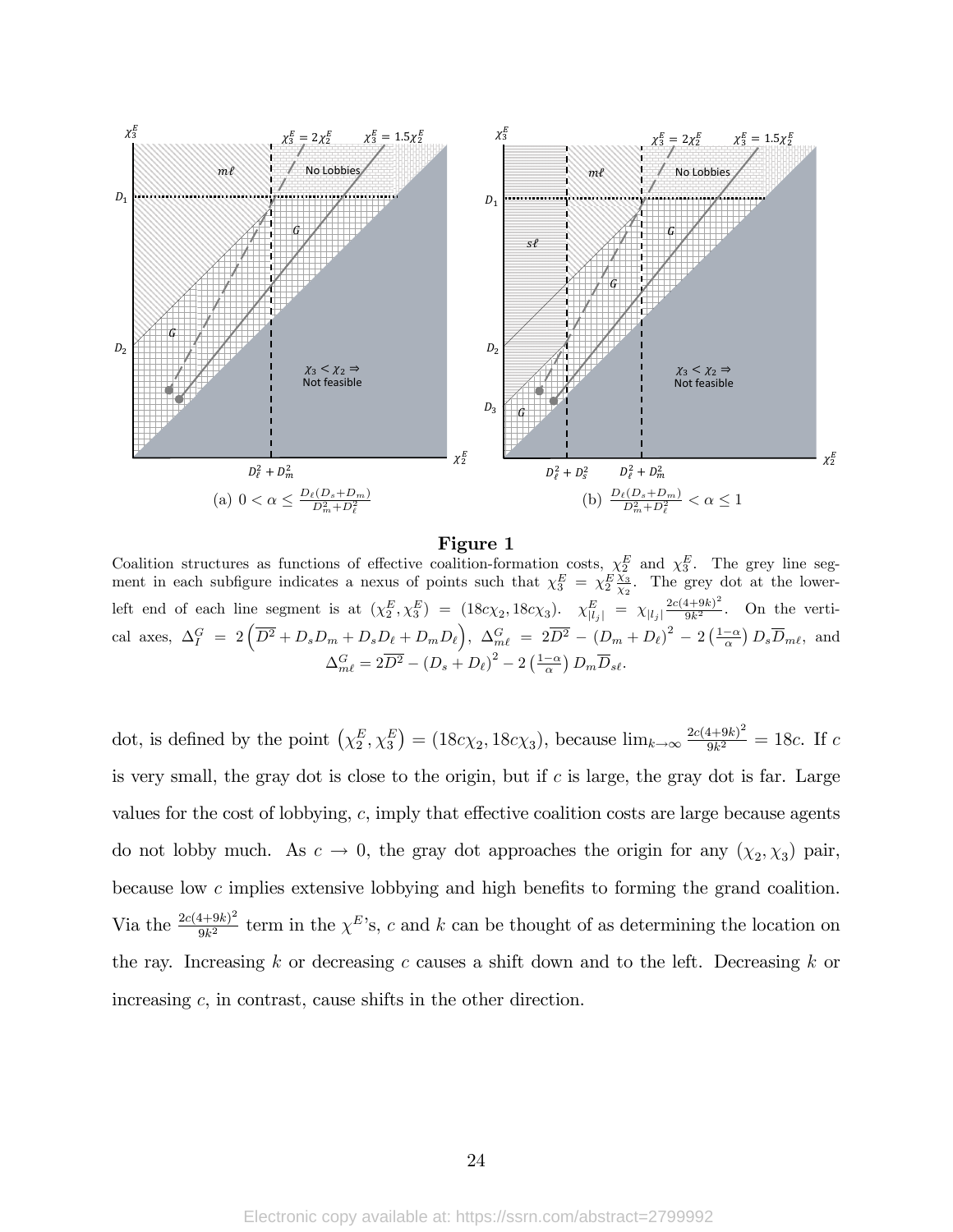**Figure 1**

Coalition structures as functions of effective coalition-formation costs, $\chi_2^E$ and $\chi_3^E$. The grey line segment in each subfigure indicates a nexus of points such that $\chi_3^E = \chi_2^E \frac{\chi_3}{\chi_2}$. The grey dot at the lower-left end of each line segment is at $(\chi_2^E, \chi_3^E) = (18c\chi_2, 18c\chi_3)$. $\chi_{|l_j|}^E = \chi_{|l_j|} \frac{2c(4+9k)^2}{9k^2}$. On the vertical axes, $\Delta_I^G = 2\left(\overline{D^2} + D_s D_m + D_s D_\ell + D_m D_\ell\right)$, $\Delta_{m\ell}^G = 2\overline{D^2} - (D_m + D_\ell)^2 - 2\left(\frac{1-\alpha}{\alpha}\right) D_s \overline{D}_{m\ell}$, and $\Delta_{m\ell}^G = 2\overline{D^2} - (D_s + D_\ell)^2 - 2\left(\frac{1-\alpha}{\alpha}\right) D_m \overline{D}_{s\ell}$.

dot, is defined by the point $\left(\chi_2^E, \chi_3^E\right) = (18c\chi_2, 18c\chi_3)$, because $\lim_{k\to\infty} \frac{2c(4+9k)^2}{9k^2} = 18c$. If $c$ is very small, the gray dot is close to the origin, but if $c$ is large, the gray dot is far. Large values for the cost of lobbying, $c$, imply that effective coalition costs are large because agents do not lobby much. As $c \to 0$, the gray dot approaches the origin for any $(\chi_2, \chi_3)$ pair, because low $c$ implies extensive lobbying and high benefits to forming the grand coalition. Via the $\frac{2c(4+9k)^2}{9k^2}$ term in the $\chi^E$'s, $c$ and $k$ can be thought of as determining the location on the ray. Increasing $k$ or decreasing $c$ causes a shift down and to the left. Decreasing $k$ or increasing $c$, in contrast, cause shifts in the other direction.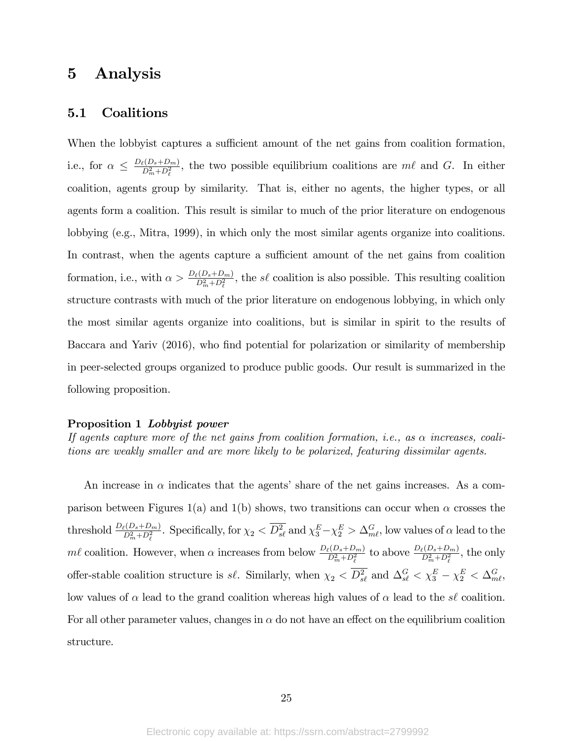# 5 Analysis

## 5.1 Coalitions

When the lobbyist captures a sufficient amount of the net gains from coalition formation, i.e., for $\alpha \leq \frac{D_\ell(D_s+D_m)}{D_m^2+D_\ell^2}$, the two possible equilibrium coalitions are $m\ell$ and $G$. In either coalition, agents group by similarity. That is, either no agents, the higher types, or all agents form a coalition. This result is similar to much of the prior literature on endogenous lobbying (e.g., Mitra, 1999), in which only the most similar agents organize into coalitions. In contrast, when the agents capture a sufficient amount of the net gains from coalition formation, i.e., with $\alpha > \frac{D_\ell(D_s+D_m)}{D_m^2+D_\ell^2}$, the $s\ell$ coalition is also possible. This resulting coalition structure contrasts with much of the prior literature on endogenous lobbying, in which only the most similar agents organize into coalitions, but is similar in spirit to the results of Baccara and Yariv (2016), who find potential for polarization or similarity of membership in peer-selected groups organized to produce public goods. Our result is summarized in the following proposition.

**Proposition 1** ***Lobbyist power***
*If agents capture more of the net gains from coalition formation, i.e., as $\alpha$ increases, coalitions are weakly smaller and are more likely to be polarized, featuring dissimilar agents.*

An increase in $\alpha$ indicates that the agents' share of the net gains increases. As a comparison between Figures 1(a) and 1(b) shows, two transitions can occur when $\alpha$ crosses the threshold $\frac{D_\ell(D_s+D_m)}{D_m^2+D_\ell^2}$. Specifically, for $\chi_2 < \overline{D_{s\ell}^2}$ and $\chi_3^E - \chi_2^E > \Delta_{m\ell}^G$, low values of $\alpha$ lead to the $m\ell$ coalition. However, when $\alpha$ increases from below $\frac{D_\ell(D_s+D_m)}{D_m^2+D_\ell^2}$ to above $\frac{D_\ell(D_s+D_m)}{D_m^2+D_\ell^2}$, the only offer-stable coalition structure is $s\ell$. Similarly, when $\chi_2 < \overline{D_{s\ell}^2}$ and $\Delta_{s\ell}^G < \chi_3^E - \chi_2^E < \Delta_{m\ell}^G$, low values of $\alpha$ lead to the grand coalition whereas high values of $\alpha$ lead to the $s\ell$ coalition. For all other parameter values, changes in $\alpha$ do not have an effect on the equilibrium coalition structure.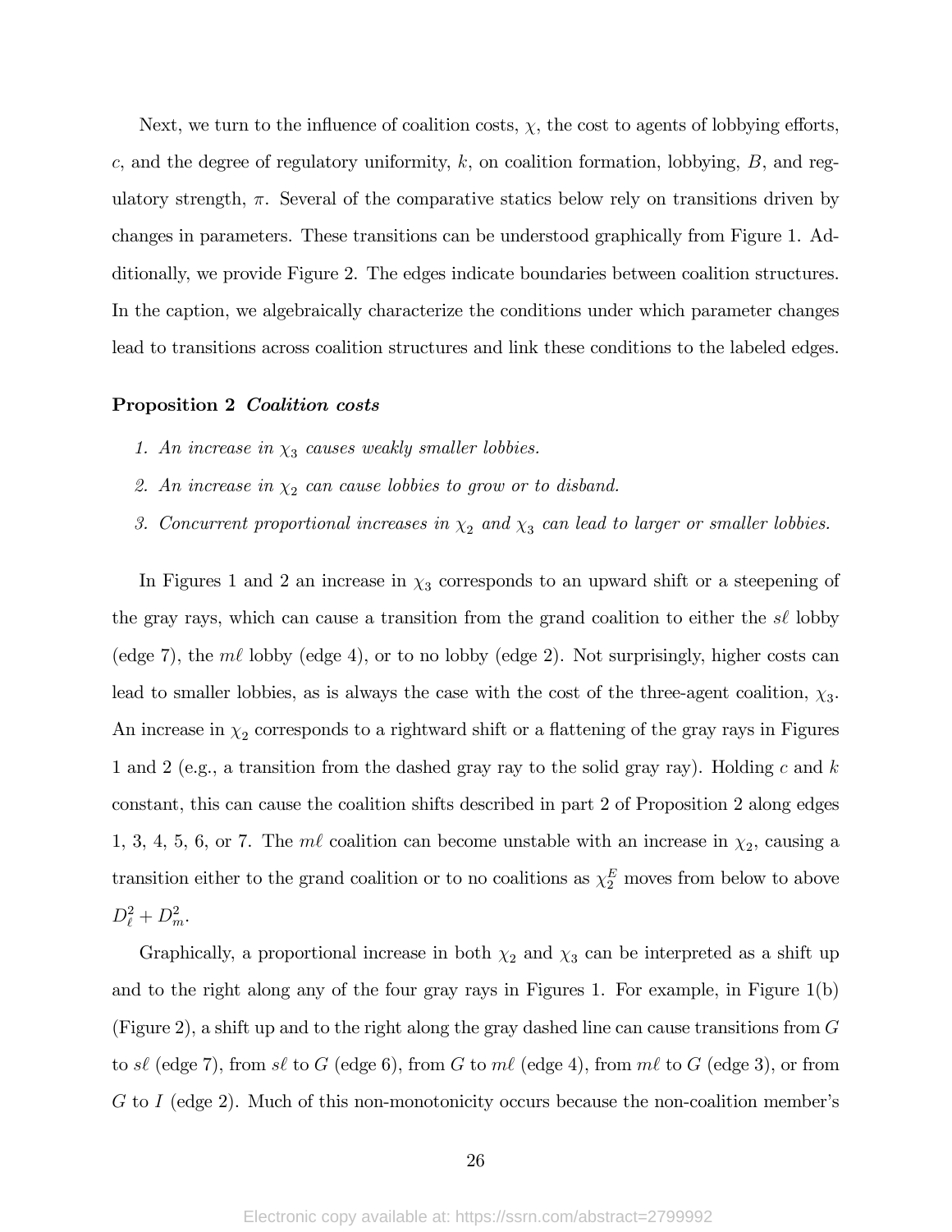Next, we turn to the influence of coalition costs, $\chi$, the cost to agents of lobbying efforts, $c$, and the degree of regulatory uniformity, $k$, on coalition formation, lobbying, $B$, and regulatory strength, $\pi$. Several of the comparative statics below rely on transitions driven by changes in parameters. These transitions can be understood graphically from Figure 1. Additionally, we provide Figure 2. The edges indicate boundaries between coalition structures. In the caption, we algebraically characterize the conditions under which parameter changes lead to transitions across coalition structures and link these conditions to the labeled edges.

**Proposition 2** ***Coalition costs***

1. *An increase in $\chi_3$ causes weakly smaller lobbies.*
2. *An increase in $\chi_2$ can cause lobbies to grow or to disband.*
3. *Concurrent proportional increases in $\chi_2$ and $\chi_3$ can lead to larger or smaller lobbies.*

In Figures 1 and 2 an increase in $\chi_3$ corresponds to an upward shift or a steepening of the gray rays, which can cause a transition from the grand coalition to either the $s\ell$ lobby (edge 7), the $m\ell$ lobby (edge 4), or to no lobby (edge 2). Not surprisingly, higher costs can lead to smaller lobbies, as is always the case with the cost of the three-agent coalition, $\chi_3$. An increase in $\chi_2$ corresponds to a rightward shift or a flattening of the gray rays in Figures 1 and 2 (e.g., a transition from the dashed gray ray to the solid gray ray). Holding $c$ and $k$ constant, this can cause the coalition shifts described in part 2 of Proposition 2 along edges 1, 3, 4, 5, 6, or 7. The $m\ell$ coalition can become unstable with an increase in $\chi_2$, causing a transition either to the grand coalition or to no coalitions as $\chi_2^E$ moves from below to above $D_\ell^2 + D_m^2$.

Graphically, a proportional increase in both $\chi_2$ and $\chi_3$ can be interpreted as a shift up and to the right along any of the four gray rays in Figures 1. For example, in Figure 1(b) (Figure 2), a shift up and to the right along the gray dashed line can cause transitions from $G$ to $s\ell$ (edge 7), from $s\ell$ to $G$ (edge 6), from $G$ to $m\ell$ (edge 4), from $m\ell$ to $G$ (edge 3), or from $G$ to $I$ (edge 2). Much of this non-monotonicity occurs because the non-coalition member's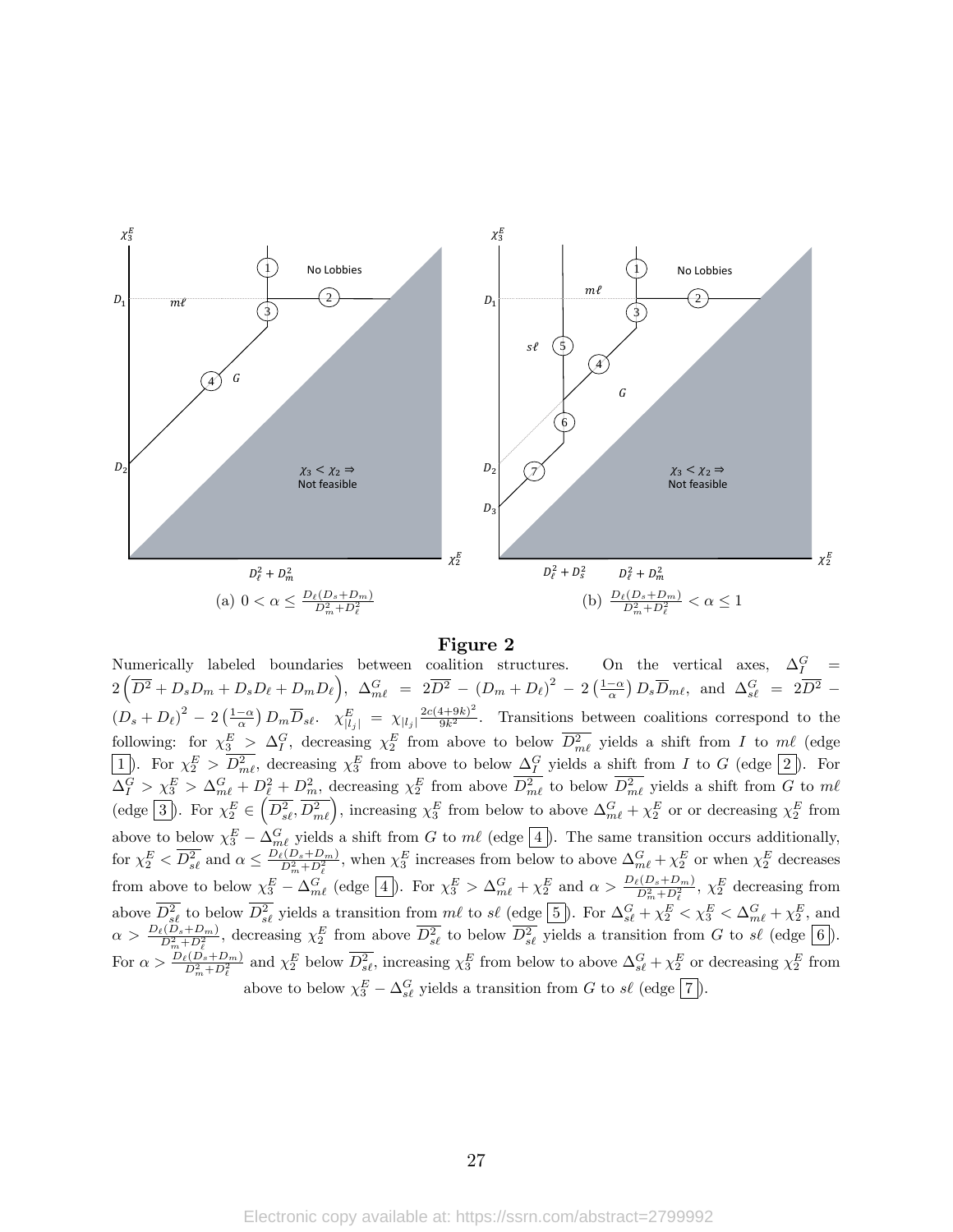(a) $0 < \alpha \le \frac{D_\ell(D_s+D_m)}{D_m^2+D_\ell^2}$

(b) $\frac{D_\ell(D_s+D_m)}{D_m^2+D_\ell^2} < \alpha \le 1$

**Figure 2**

Numerically labeled boundaries between coalition structures. On the vertical axes, $\Delta_I^G = 2\left(\overline{D^2} + D_s D_m + D_s D_\ell + D_m D_\ell\right)$, $\Delta_{m\ell}^G = 2\overline{D^2} - (D_m + D_\ell)^2 - 2\left(\frac{1-\alpha}{\alpha}\right) D_s \overline{D}_{m\ell}$, and $\Delta_{s\ell}^G = 2\overline{D^2} - (D_s + D_\ell)^2 - 2\left(\frac{1-\alpha}{\alpha}\right) D_m \overline{D}_{s\ell}$. $\chi_{|l_j|}^E = \chi_{|l_j|} \frac{2c(4+9k)^2}{9k^2}$. Transitions between coalitions correspond to the following: for $\chi_3^E > \Delta_I^G$, decreasing $\chi_2^E$ from above to below $\overline{D_{m\ell}^2}$ yields a shift from $I$ to $m\ell$ (edge 1). For $\chi_2^E > \overline{D_{m\ell}^2}$, decreasing $\chi_3^E$ from above to below $\Delta_I^G$ yields a shift from $I$ to $G$ (edge 2). For $\Delta_I^G > \chi_3^E > \Delta_{m\ell}^G + D_\ell^2 + D_m^2$, decreasing $\chi_2^E$ from above $\overline{D_{m\ell}^2}$ to below $\overline{D_{m\ell}^2}$ yields a shift from $G$ to $m\ell$ (edge 3). For $\chi_2^E \in \left(\overline{D_{s\ell}^2}, \overline{D_{m\ell}^2}\right)$, increasing $\chi_3^E$ from below to above $\Delta_{m\ell}^G + \chi_2^E$ or or decreasing $\chi_2^E$ from above to below $\chi_3^E - \Delta_{m\ell}^G$ yields a shift from $G$ to $m\ell$ (edge 4). The same transition occurs additionally, for $\chi_2^E < \overline{D_{s\ell}^2}$ and $\alpha \le \frac{D_\ell(D_s+D_m)}{D_m^2+D_\ell^2}$, when $\chi_3^E$ increases from below to above $\Delta_{m\ell}^G + \chi_2^E$ or when $\chi_2^E$ decreases from above to below $\chi_3^E - \Delta_{m\ell}^G$ (edge 4). For $\chi_3^E > \Delta_{m\ell}^G + \chi_2^E$ and $\alpha > \frac{D_\ell(D_s+D_m)}{D_m^2+D_\ell^2}$, $\chi_2^E$ decreasing from above $\overline{D_{s\ell}^2}$ to below $\overline{D_{s\ell}^2}$ yields a transition from $m\ell$ to $s\ell$ (edge 5). For $\Delta_{s\ell}^G + \chi_2^E < \chi_3^E < \Delta_{m\ell}^G + \chi_2^E$, and $\alpha > \frac{D_\ell(D_s+D_m)}{D_m^2+D_\ell^2}$, decreasing $\chi_2^E$ from above $\overline{D_{s\ell}^2}$ to below $\overline{D_{s\ell}^2}$ yields a transition from $G$ to $s\ell$ (edge 6). For $\alpha > \frac{D_\ell(D_s+D_m)}{D_m^2+D_\ell^2}$ and $\chi_2^E$ below $\overline{D_{s\ell}^2}$, increasing $\chi_3^E$ from below to above $\Delta_{s\ell}^G + \chi_2^E$ or decreasing $\chi_2^E$ from above to below $\chi_3^E - \Delta_{s\ell}^G$ yields a transition from $G$ to $s\ell$ (edge 7).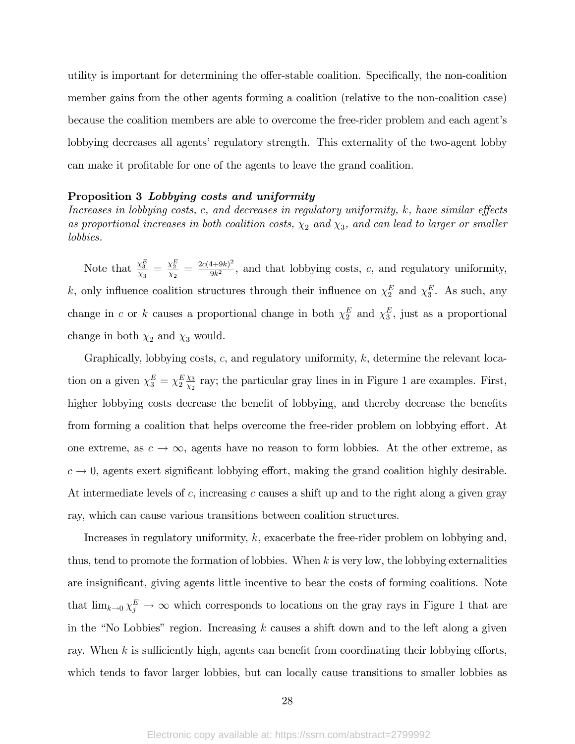utility is important for determining the offer-stable coalition. Specifically, the non-coalition member gains from the other agents forming a coalition (relative to the non-coalition case) because the coalition members are able to overcome the free-rider problem and each agent's lobbying decreases all agents' regulatory strength. This externality of the two-agent lobby can make it profitable for one of the agents to leave the grand coalition.

**Proposition 3** ***Lobbying costs and uniformity***
*Increases in lobbying costs, $c$, and decreases in regulatory uniformity, $k$, have similar effects as proportional increases in both coalition costs, $\chi_2$ and $\chi_3$, and can lead to larger or smaller lobbies.*

Note that $\frac{\chi_3^E}{\chi_3} = \frac{\chi_2^E}{\chi_2} = \frac{2c(4+9k)^2}{9k^2}$, and that lobbying costs, $c$, and regulatory uniformity, $k$, only influence coalition structures through their influence on $\chi_2^E$ and $\chi_3^E$. As such, any change in $c$ or $k$ causes a proportional change in both $\chi_2^E$ and $\chi_3^E$, just as a proportional change in both $\chi_2$ and $\chi_3$ would.

Graphically, lobbying costs, $c$, and regulatory uniformity, $k$, determine the relevant location on a given $\chi_3^E = \chi_2^E \frac{\chi_3}{\chi_2}$ ray; the particular gray lines in in Figure 1 are examples. First, higher lobbying costs decrease the benefit of lobbying, and thereby decrease the benefits from forming a coalition that helps overcome the free-rider problem on lobbying effort. At one extreme, as $c \to \infty$, agents have no reason to form lobbies. At the other extreme, as $c \to 0$, agents exert significant lobbying effort, making the grand coalition highly desirable. At intermediate levels of $c$, increasing $c$ causes a shift up and to the right along a given gray ray, which can cause various transitions between coalition structures.

Increases in regulatory uniformity, $k$, exacerbate the free-rider problem on lobbying and, thus, tend to promote the formation of lobbies. When $k$ is very low, the lobbying externalities are insignificant, giving agents little incentive to bear the costs of forming coalitions. Note that $\lim_{k\to 0} \chi_j^E \to \infty$ which corresponds to locations on the gray rays in Figure 1 that are in the "No Lobbies" region. Increasing $k$ causes a shift down and to the left along a given ray. When $k$ is sufficiently high, agents can benefit from coordinating their lobbying efforts, which tends to favor larger lobbies, but can locally cause transitions to smaller lobbies as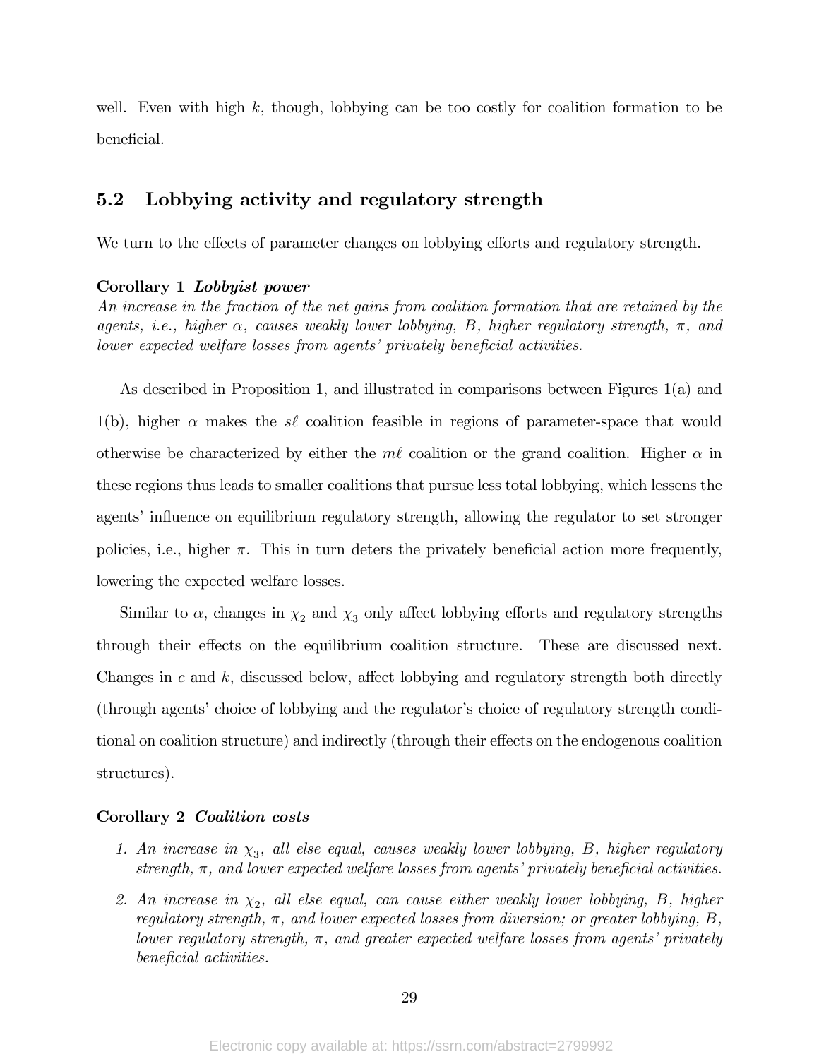well. Even with high $k$, though, lobbying can be too costly for coalition formation to be beneficial.

## 5.2 Lobbying activity and regulatory strength

We turn to the effects of parameter changes on lobbying efforts and regulatory strength.

**Corollary 1** ***Lobbyist power***
*An increase in the fraction of the net gains from coalition formation that are retained by the agents, i.e., higher $\alpha$, causes weakly lower lobbying, $B$, higher regulatory strength, $\pi$, and lower expected welfare losses from agents' privately beneficial activities.*

As described in Proposition 1, and illustrated in comparisons between Figures 1(a) and 1(b), higher $\alpha$ makes the $s\ell$ coalition feasible in regions of parameter-space that would otherwise be characterized by either the $m\ell$ coalition or the grand coalition. Higher $\alpha$ in these regions thus leads to smaller coalitions that pursue less total lobbying, which lessens the agents' influence on equilibrium regulatory strength, allowing the regulator to set stronger policies, i.e., higher $\pi$. This in turn deters the privately beneficial action more frequently, lowering the expected welfare losses.

Similar to $\alpha$, changes in $\chi_2$ and $\chi_3$ only affect lobbying efforts and regulatory strengths through their effects on the equilibrium coalition structure. These are discussed next. Changes in $c$ and $k$, discussed below, affect lobbying and regulatory strength both directly (through agents' choice of lobbying and the regulator's choice of regulatory strength conditional on coalition structure) and indirectly (through their effects on the endogenous coalition structures).

**Corollary 2** ***Coalition costs***

1. *An increase in $\chi_3$, all else equal, causes weakly lower lobbying, $B$, higher regulatory strength, $\pi$, and lower expected welfare losses from agents' privately beneficial activities.*
2. *An increase in $\chi_2$, all else equal, can cause either weakly lower lobbying, $B$, higher regulatory strength, $\pi$, and lower expected losses from diversion; or greater lobbying, $B$, lower regulatory strength, $\pi$, and greater expected welfare losses from agents' privately beneficial activities.*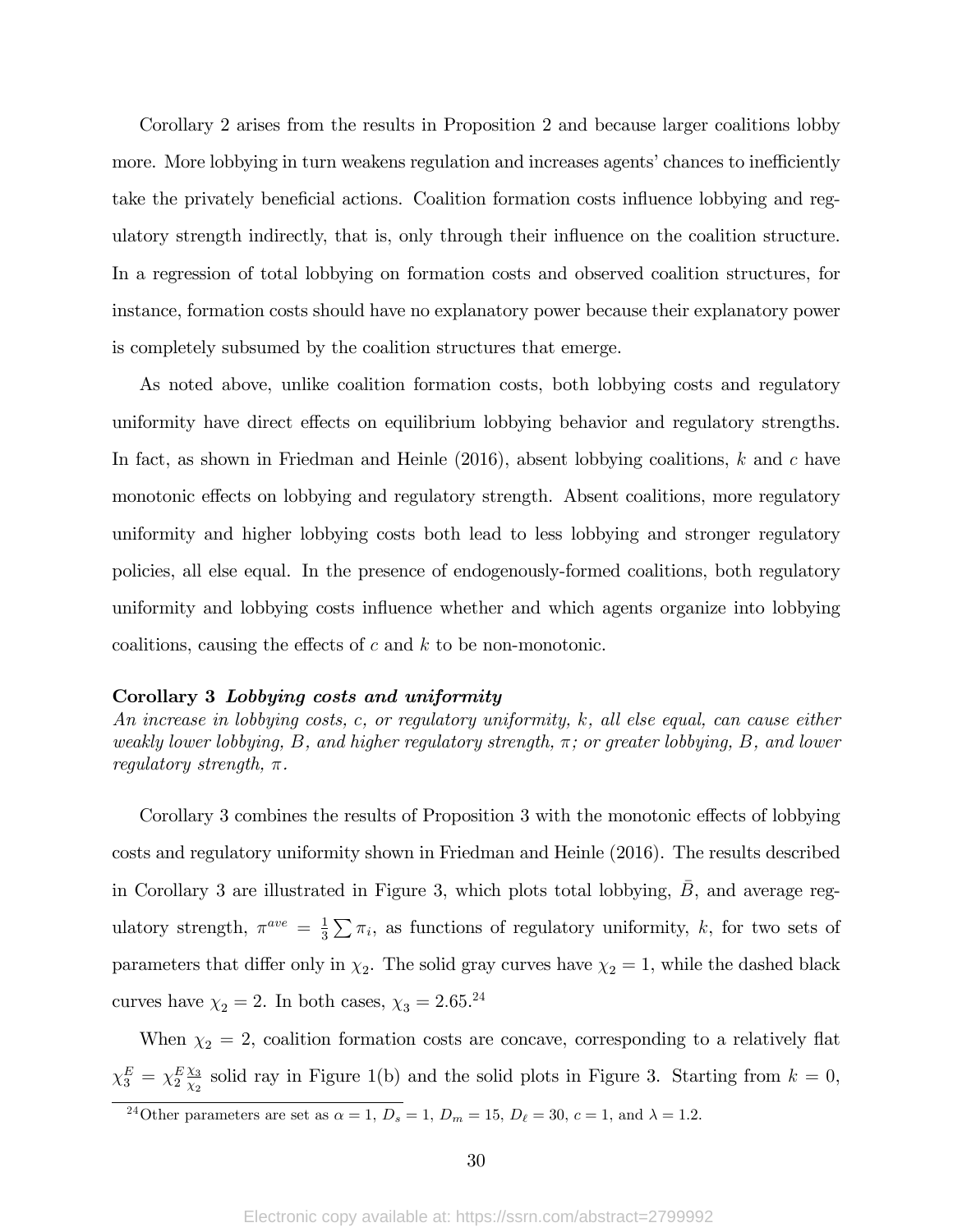Corollary 2 arises from the results in Proposition 2 and because larger coalitions lobby more. More lobbying in turn weakens regulation and increases agents' chances to inefficiently take the privately beneficial actions. Coalition formation costs influence lobbying and regulatory strength indirectly, that is, only through their influence on the coalition structure. In a regression of total lobbying on formation costs and observed coalition structures, for instance, formation costs should have no explanatory power because their explanatory power is completely subsumed by the coalition structures that emerge.

As noted above, unlike coalition formation costs, both lobbying costs and regulatory uniformity have direct effects on equilibrium lobbying behavior and regulatory strengths. In fact, as shown in Friedman and Heinle (2016), absent lobbying coalitions, $k$ and $c$ have monotonic effects on lobbying and regulatory strength. Absent coalitions, more regulatory uniformity and higher lobbying costs both lead to less lobbying and stronger regulatory policies, all else equal. In the presence of endogenously-formed coalitions, both regulatory uniformity and lobbying costs influence whether and which agents organize into lobbying coalitions, causing the effects of $c$ and $k$ to be non-monotonic.

**Corollary 3** ***Lobbying costs and uniformity***
*An increase in lobbying costs, $c$, or regulatory uniformity, $k$, all else equal, can cause either weakly lower lobbying, $B$, and higher regulatory strength, $\pi$; or greater lobbying, $B$, and lower regulatory strength, $\pi$.*

Corollary 3 combines the results of Proposition 3 with the monotonic effects of lobbying costs and regulatory uniformity shown in Friedman and Heinle (2016). The results described in Corollary 3 are illustrated in Figure 3, which plots total lobbying, $\bar{B}$, and average regulatory strength, $\pi^{ave} = \frac{1}{3}\sum \pi_i$, as functions of regulatory uniformity, $k$, for two sets of parameters that differ only in $\chi_2$. The solid gray curves have $\chi_2 = 1$, while the dashed black curves have $\chi_2 = 2$. In both cases, $\chi_3 = 2.65$.[24]

When $\chi_2 = 2$, coalition formation costs are concave, corresponding to a relatively flat $\chi_3^E = \chi_2^E \frac{\chi_3}{\chi_2}$ solid ray in Figure 1(b) and the solid plots in Figure 3. Starting from $k = 0$,

[24] Other parameters are set as $\alpha = 1$, $D_s = 1$, $D_m = 15$, $D_\ell = 30$, $c = 1$, and $\lambda = 1.2$.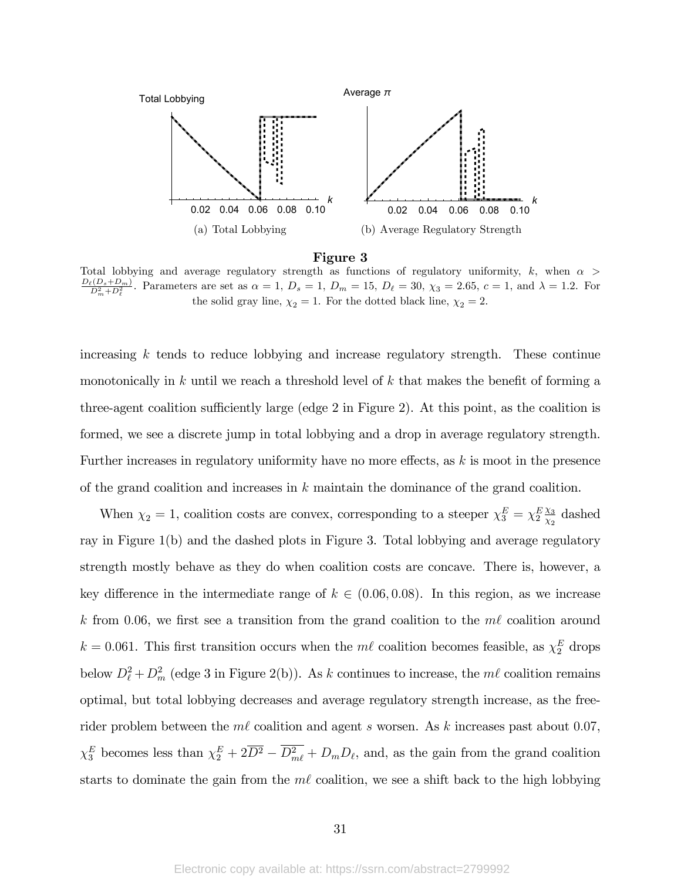(a) Total Lobbying

(b) Average Regulatory Strength

**Figure 3**

Total lobbying and average regulatory strength as functions of regulatory uniformity, $k$, when $\alpha > \frac{D_\ell(D_s+D_m)}{D_m^2+D_\ell^2}$. Parameters are set as $\alpha = 1$, $D_s = 1$, $D_m = 15$, $D_\ell = 30$, $\chi_3 = 2.65$, $c = 1$, and $\lambda = 1.2$. For the solid gray line, $\chi_2 = 1$. For the dotted black line, $\chi_2 = 2$.

increasing $k$ tends to reduce lobbying and increase regulatory strength. These continue monotonically in $k$ until we reach a threshold level of $k$ that makes the benefit of forming a three-agent coalition sufficiently large (edge 2 in Figure 2). At this point, as the coalition is formed, we see a discrete jump in total lobbying and a drop in average regulatory strength. Further increases in regulatory uniformity have no more effects, as $k$ is moot in the presence of the grand coalition and increases in $k$ maintain the dominance of the grand coalition.

When $\chi_2 = 1$, coalition costs are convex, corresponding to a steeper $\chi_3^E = \chi_2^E \frac{\chi_3}{\chi_2}$ dashed ray in Figure 1(b) and the dashed plots in Figure 3. Total lobbying and average regulatory strength mostly behave as they do when coalition costs are concave. There is, however, a key difference in the intermediate range of $k \in (0.06, 0.08)$. In this region, as we increase $k$ from 0.06, we first see a transition from the grand coalition to the $m\ell$ coalition around $k = 0.061$. This first transition occurs when the $m\ell$ coalition becomes feasible, as $\chi_2^E$ drops below $D_\ell^2 + D_m^2$ (edge 3 in Figure 2(b)). As $k$ continues to increase, the $m\ell$ coalition remains optimal, but total lobbying decreases and average regulatory strength increase, as the free-rider problem between the $m\ell$ coalition and agent $s$ worsen. As $k$ increases past about 0.07, $\chi_3^E$ becomes less than $\chi_2^E + 2\overline{D^2} - \overline{D_{m\ell}^2} + D_m D_\ell$, and, as the gain from the grand coalition starts to dominate the gain from the $m\ell$ coalition, we see a shift back to the high lobbying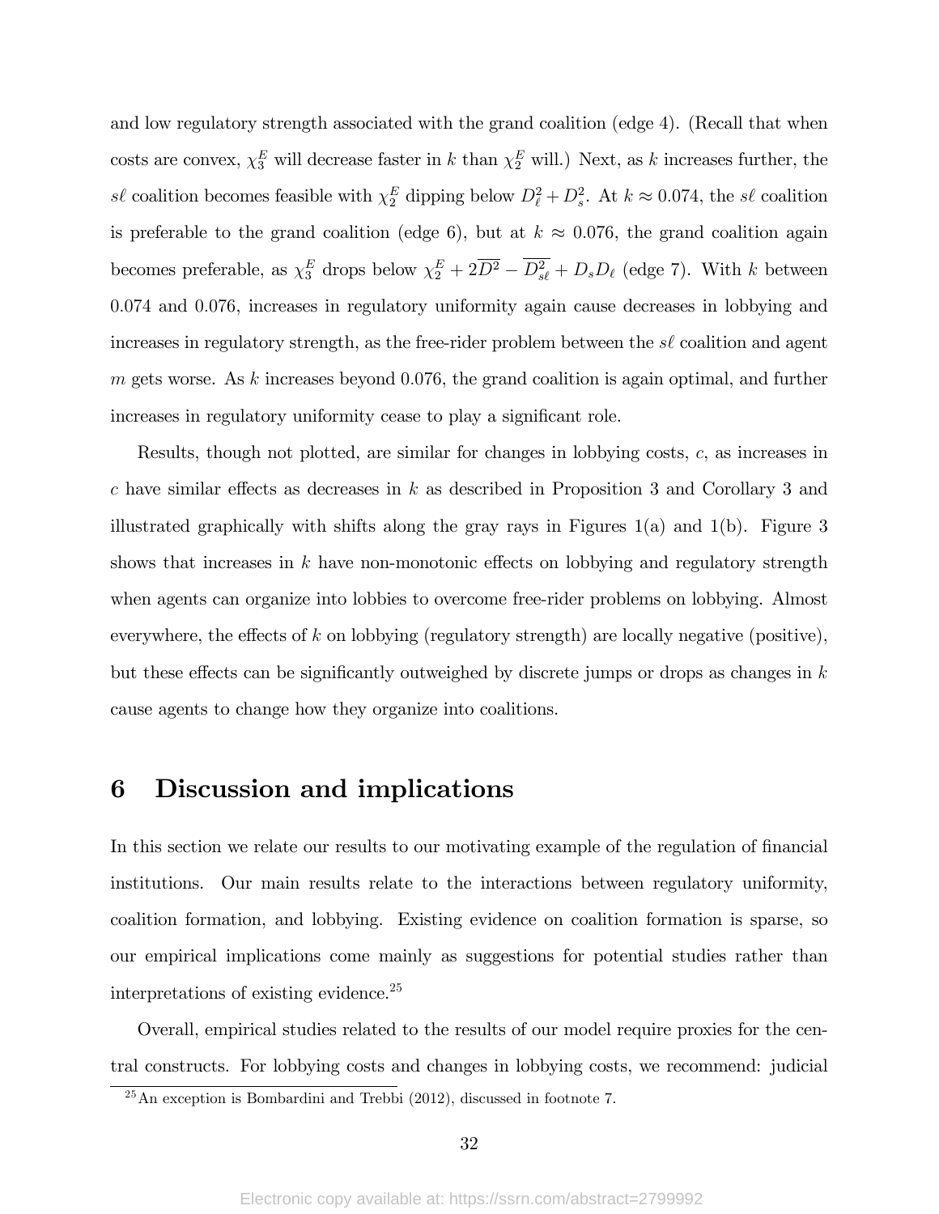and low regulatory strength associated with the grand coalition (edge 4). (Recall that when costs are convex, $\chi_3^E$ will decrease faster in $k$ than $\chi_2^E$ will.) Next, as $k$ increases further, the $s\ell$ coalition becomes feasible with $\chi_2^E$ dipping below $D_\ell^2 + D_s^2$. At $k \approx 0.074$, the $s\ell$ coalition is preferable to the grand coalition (edge 6), but at $k \approx 0.076$, the grand coalition again becomes preferable, as $\chi_3^E$ drops below $\chi_2^E + 2\overline{D^2} - \overline{D_{s\ell}^2} + D_s D_\ell$ (edge 7). With $k$ between 0.074 and 0.076, increases in regulatory uniformity again cause decreases in lobbying and increases in regulatory strength, as the free-rider problem between the $s\ell$ coalition and agent $m$ gets worse. As $k$ increases beyond 0.076, the grand coalition is again optimal, and further increases in regulatory uniformity cease to play a significant role.

Results, though not plotted, are similar for changes in lobbying costs, $c$, as increases in $c$ have similar effects as decreases in $k$ as described in Proposition 3 and Corollary 3 and illustrated graphically with shifts along the gray rays in Figures 1(a) and 1(b). Figure 3 shows that increases in $k$ have non-monotonic effects on lobbying and regulatory strength when agents can organize into lobbies to overcome free-rider problems on lobbying. Almost everywhere, the effects of $k$ on lobbying (regulatory strength) are locally negative (positive), but these effects can be significantly outweighed by discrete jumps or drops as changes in $k$ cause agents to change how they organize into coalitions.

# 6 Discussion and implications

In this section we relate our results to our motivating example of the regulation of financial institutions. Our main results relate to the interactions between regulatory uniformity, coalition formation, and lobbying. Existing evidence on coalition formation is sparse, so our empirical implications come mainly as suggestions for potential studies rather than interpretations of existing evidence.[25]

Overall, empirical studies related to the results of our model require proxies for the central constructs. For lobbying costs and changes in lobbying costs, we recommend: judicial

[25] An exception is Bombardini and Trebbi (2012), discussed in footnote 7.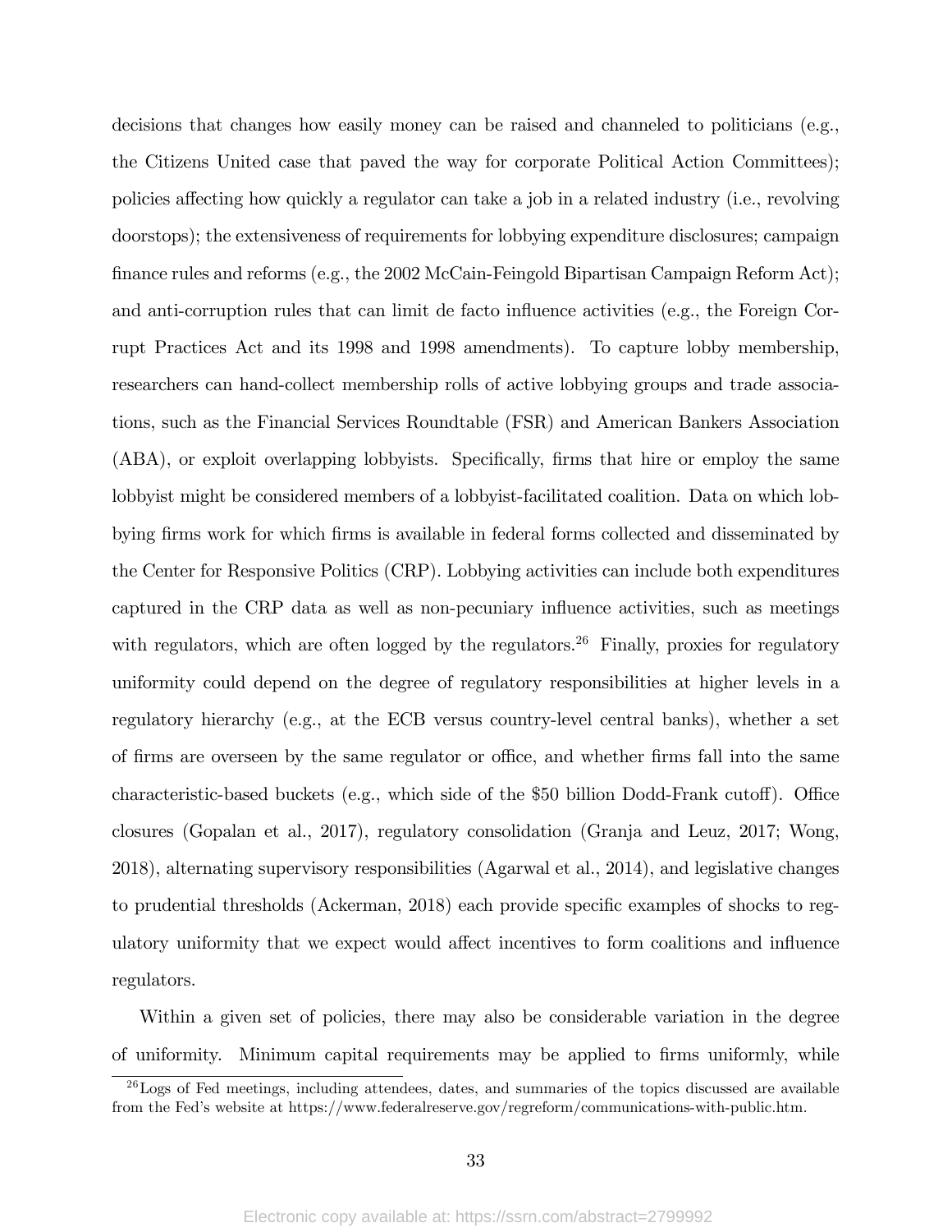decisions that changes how easily money can be raised and channeled to politicians (e.g., the Citizens United case that paved the way for corporate Political Action Committees); policies affecting how quickly a regulator can take a job in a related industry (i.e., revolving doorstops); the extensiveness of requirements for lobbying expenditure disclosures; campaign finance rules and reforms (e.g., the 2002 McCain-Feingold Bipartisan Campaign Reform Act); and anti-corruption rules that can limit de facto influence activities (e.g., the Foreign Corrupt Practices Act and its 1998 and 1998 amendments). To capture lobby membership, researchers can hand-collect membership rolls of active lobbying groups and trade associations, such as the Financial Services Roundtable (FSR) and American Bankers Association (ABA), or exploit overlapping lobbyists. Specifically, firms that hire or employ the same lobbyist might be considered members of a lobbyist-facilitated coalition. Data on which lobbying firms work for which firms is available in federal forms collected and disseminated by the Center for Responsive Politics (CRP). Lobbying activities can include both expenditures captured in the CRP data as well as non-pecuniary influence activities, such as meetings with regulators, which are often logged by the regulators.[26] Finally, proxies for regulatory uniformity could depend on the degree of regulatory responsibilities at higher levels in a regulatory hierarchy (e.g., at the ECB versus country-level central banks), whether a set of firms are overseen by the same regulator or office, and whether firms fall into the same characteristic-based buckets (e.g., which side of the $50 billion Dodd-Frank cutoff). Office closures (Gopalan et al., 2017), regulatory consolidation (Granja and Leuz, 2017; Wong, 2018), alternating supervisory responsibilities (Agarwal et al., 2014), and legislative changes to prudential thresholds (Ackerman, 2018) each provide specific examples of shocks to regulatory uniformity that we expect would affect incentives to form coalitions and influence regulators.

Within a given set of policies, there may also be considerable variation in the degree of uniformity. Minimum capital requirements may be applied to firms uniformly, while

[26] Logs of Fed meetings, including attendees, dates, and summaries of the topics discussed are available from the Fed's website at https://www.federalreserve.gov/regreform/communications-with-public.htm.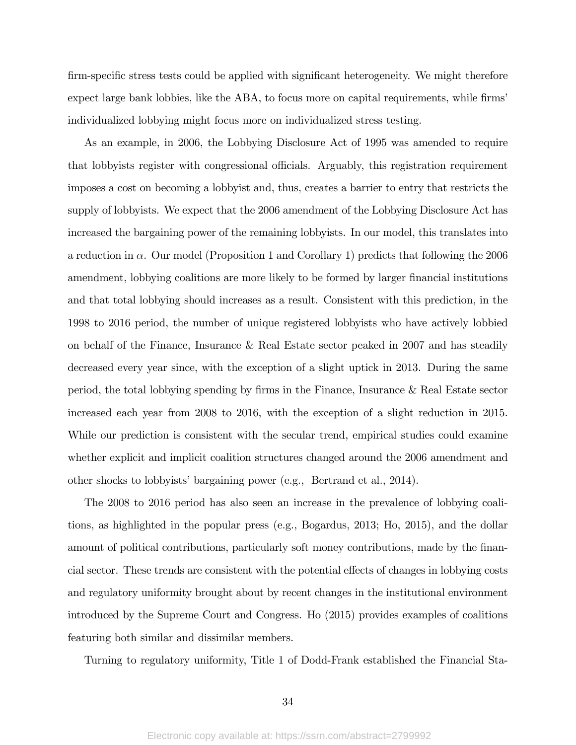firm-specific stress tests could be applied with significant heterogeneity. We might therefore expect large bank lobbies, like the ABA, to focus more on capital requirements, while firms' individualized lobbying might focus more on individualized stress testing.

As an example, in 2006, the Lobbying Disclosure Act of 1995 was amended to require that lobbyists register with congressional officials. Arguably, this registration requirement imposes a cost on becoming a lobbyist and, thus, creates a barrier to entry that restricts the supply of lobbyists. We expect that the 2006 amendment of the Lobbying Disclosure Act has increased the bargaining power of the remaining lobbyists. In our model, this translates into a reduction in $\alpha$. Our model (Proposition 1 and Corollary 1) predicts that following the 2006 amendment, lobbying coalitions are more likely to be formed by larger financial institutions and that total lobbying should increases as a result. Consistent with this prediction, in the 1998 to 2016 period, the number of unique registered lobbyists who have actively lobbied on behalf of the Finance, Insurance & Real Estate sector peaked in 2007 and has steadily decreased every year since, with the exception of a slight uptick in 2013. During the same period, the total lobbying spending by firms in the Finance, Insurance & Real Estate sector increased each year from 2008 to 2016, with the exception of a slight reduction in 2015. While our prediction is consistent with the secular trend, empirical studies could examine whether explicit and implicit coalition structures changed around the 2006 amendment and other shocks to lobbyists' bargaining power (e.g., Bertrand et al., 2014).

The 2008 to 2016 period has also seen an increase in the prevalence of lobbying coalitions, as highlighted in the popular press (e.g., Bogardus, 2013; Ho, 2015), and the dollar amount of political contributions, particularly soft money contributions, made by the financial sector. These trends are consistent with the potential effects of changes in lobbying costs and regulatory uniformity brought about by recent changes in the institutional environment introduced by the Supreme Court and Congress. Ho (2015) provides examples of coalitions featuring both similar and dissimilar members.

Turning to regulatory uniformity, Title 1 of Dodd-Frank established the Financial Sta-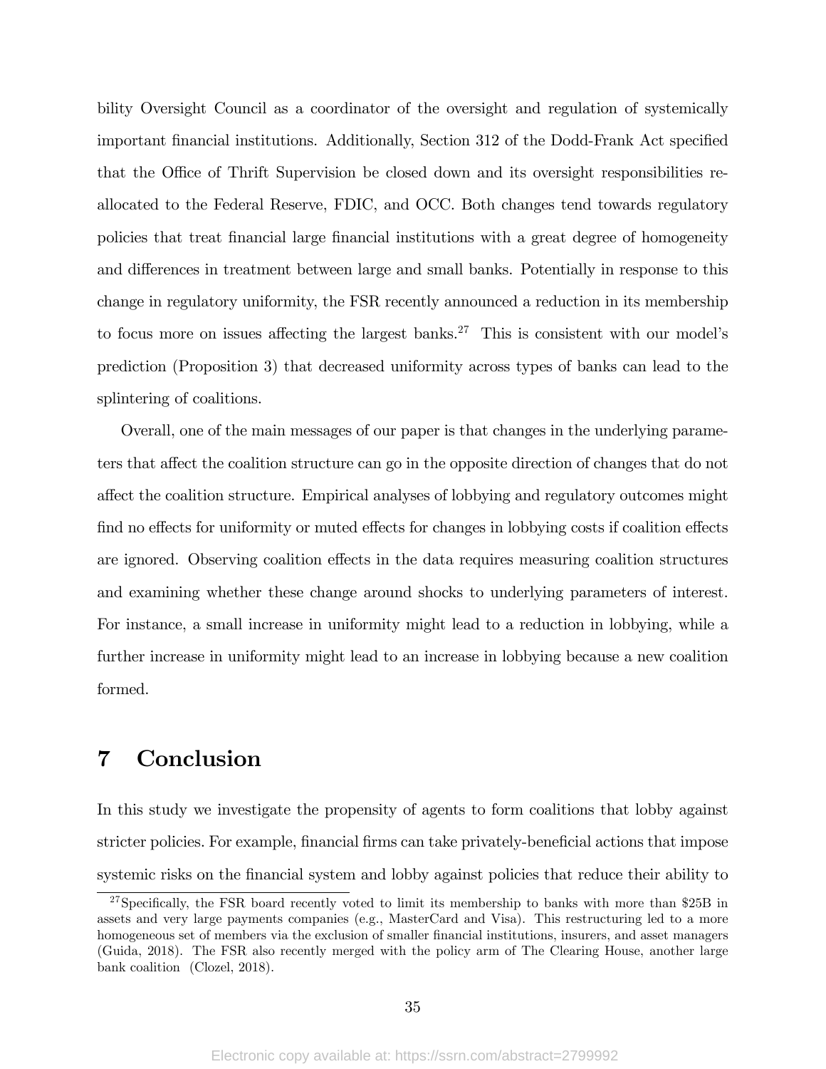bility Oversight Council as a coordinator of the oversight and regulation of systemically important financial institutions. Additionally, Section 312 of the Dodd-Frank Act specified that the Office of Thrift Supervision be closed down and its oversight responsibilities reallocated to the Federal Reserve, FDIC, and OCC. Both changes tend towards regulatory policies that treat financial large financial institutions with a great degree of homogeneity and differences in treatment between large and small banks. Potentially in response to this change in regulatory uniformity, the FSR recently announced a reduction in its membership to focus more on issues affecting the largest banks.[27] This is consistent with our model's prediction (Proposition 3) that decreased uniformity across types of banks can lead to the splintering of coalitions.

Overall, one of the main messages of our paper is that changes in the underlying parameters that affect the coalition structure can go in the opposite direction of changes that do not affect the coalition structure. Empirical analyses of lobbying and regulatory outcomes might find no effects for uniformity or muted effects for changes in lobbying costs if coalition effects are ignored. Observing coalition effects in the data requires measuring coalition structures and examining whether these change around shocks to underlying parameters of interest. For instance, a small increase in uniformity might lead to a reduction in lobbying, while a further increase in uniformity might lead to an increase in lobbying because a new coalition formed.

# 7 Conclusion

In this study we investigate the propensity of agents to form coalitions that lobby against stricter policies. For example, financial firms can take privately-beneficial actions that impose systemic risks on the financial system and lobby against policies that reduce their ability to

[27] Specifically, the FSR board recently voted to limit its membership to banks with more than $25B in assets and very large payments companies (e.g., MasterCard and Visa). This restructuring led to a more homogeneous set of members via the exclusion of smaller financial institutions, insurers, and asset managers (Guida, 2018). The FSR also recently merged with the policy arm of The Clearing House, another large bank coalition (Clozel, 2018).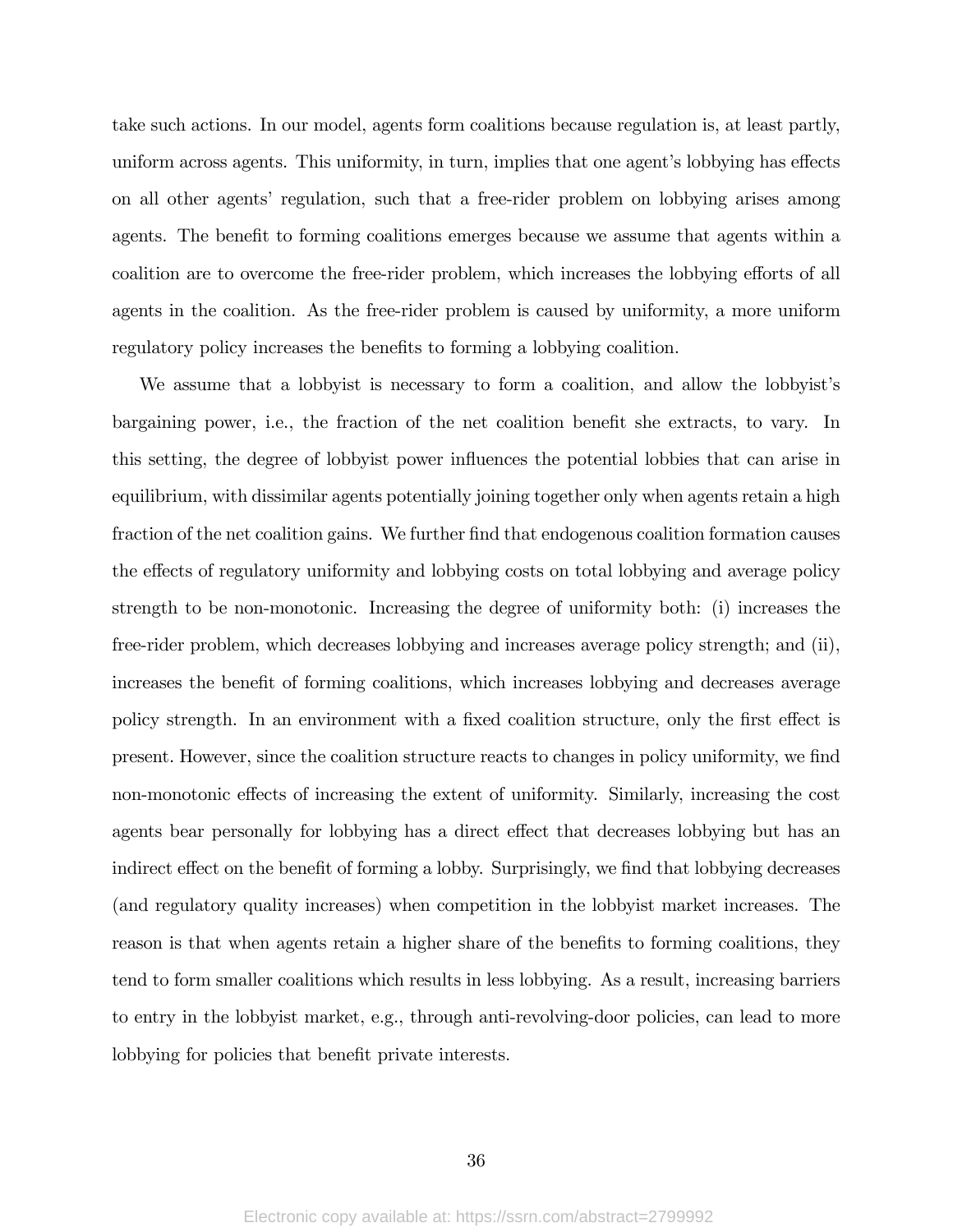take such actions. In our model, agents form coalitions because regulation is, at least partly, uniform across agents. This uniformity, in turn, implies that one agent's lobbying has effects on all other agents' regulation, such that a free-rider problem on lobbying arises among agents. The benefit to forming coalitions emerges because we assume that agents within a coalition are to overcome the free-rider problem, which increases the lobbying efforts of all agents in the coalition. As the free-rider problem is caused by uniformity, a more uniform regulatory policy increases the benefits to forming a lobbying coalition.

We assume that a lobbyist is necessary to form a coalition, and allow the lobbyist's bargaining power, i.e., the fraction of the net coalition benefit she extracts, to vary. In this setting, the degree of lobbyist power influences the potential lobbies that can arise in equilibrium, with dissimilar agents potentially joining together only when agents retain a high fraction of the net coalition gains. We further find that endogenous coalition formation causes the effects of regulatory uniformity and lobbying costs on total lobbying and average policy strength to be non-monotonic. Increasing the degree of uniformity both: (i) increases the free-rider problem, which decreases lobbying and increases average policy strength; and (ii), increases the benefit of forming coalitions, which increases lobbying and decreases average policy strength. In an environment with a fixed coalition structure, only the first effect is present. However, since the coalition structure reacts to changes in policy uniformity, we find non-monotonic effects of increasing the extent of uniformity. Similarly, increasing the cost agents bear personally for lobbying has a direct effect that decreases lobbying but has an indirect effect on the benefit of forming a lobby. Surprisingly, we find that lobbying decreases (and regulatory quality increases) when competition in the lobbyist market increases. The reason is that when agents retain a higher share of the benefits to forming coalitions, they tend to form smaller coalitions which results in less lobbying. As a result, increasing barriers to entry in the lobbyist market, e.g., through anti-revolving-door policies, can lead to more lobbying for policies that benefit private interests.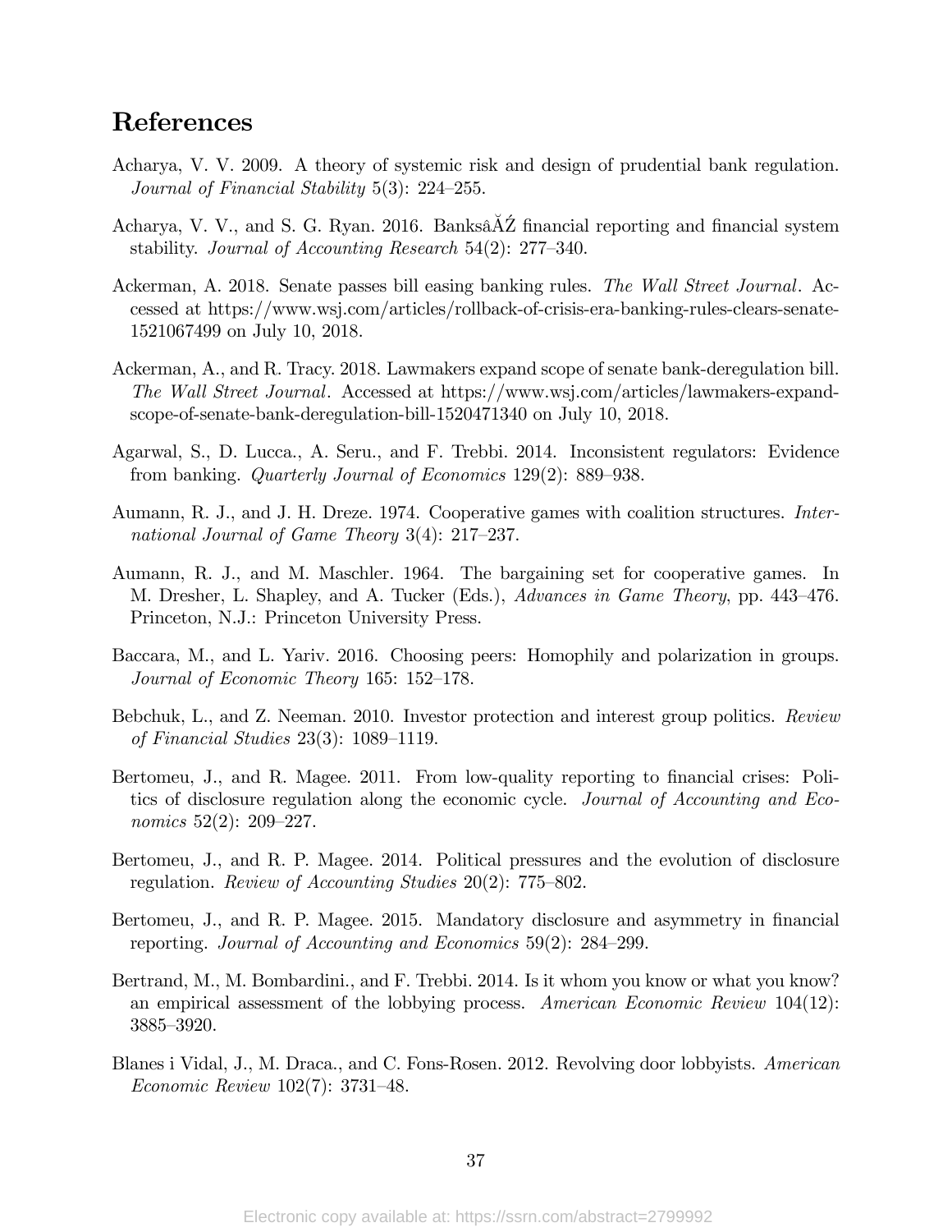## References

Acharya, V. V. 2009. A theory of systemic risk and design of prudential bank regulation. *Journal of Financial Stability* 5(3): 224–255.

Acharya, V. V., and S. G. Ryan. 2016. BanksâĂŹ financial reporting and financial system stability. *Journal of Accounting Research* 54(2): 277–340.

Ackerman, A. 2018. Senate passes bill easing banking rules. *The Wall Street Journal*. Accessed at https://www.wsj.com/articles/rollback-of-crisis-era-banking-rules-clears-senate-1521067499 on July 10, 2018.

Ackerman, A., and R. Tracy. 2018. Lawmakers expand scope of senate bank-deregulation bill. *The Wall Street Journal*. Accessed at https://www.wsj.com/articles/lawmakers-expand-scope-of-senate-bank-deregulation-bill-1520471340 on July 10, 2018.

Agarwal, S., D. Lucca., A. Seru., and F. Trebbi. 2014. Inconsistent regulators: Evidence from banking. *Quarterly Journal of Economics* 129(2): 889–938.

Aumann, R. J., and J. H. Dreze. 1974. Cooperative games with coalition structures. *International Journal of Game Theory* 3(4): 217–237.

Aumann, R. J., and M. Maschler. 1964. The bargaining set for cooperative games. In M. Dresher, L. Shapley, and A. Tucker (Eds.), *Advances in Game Theory*, pp. 443–476. Princeton, N.J.: Princeton University Press.

Baccara, M., and L. Yariv. 2016. Choosing peers: Homophily and polarization in groups. *Journal of Economic Theory* 165: 152–178.

Bebchuk, L., and Z. Neeman. 2010. Investor protection and interest group politics. *Review of Financial Studies* 23(3): 1089–1119.

Bertomeu, J., and R. Magee. 2011. From low-quality reporting to financial crises: Politics of disclosure regulation along the economic cycle. *Journal of Accounting and Economics* 52(2): 209–227.

Bertomeu, J., and R. P. Magee. 2014. Political pressures and the evolution of disclosure regulation. *Review of Accounting Studies* 20(2): 775–802.

Bertomeu, J., and R. P. Magee. 2015. Mandatory disclosure and asymmetry in financial reporting. *Journal of Accounting and Economics* 59(2): 284–299.

Bertrand, M., M. Bombardini., and F. Trebbi. 2014. Is it whom you know or what you know? an empirical assessment of the lobbying process. *American Economic Review* 104(12): 3885–3920.

Blanes i Vidal, J., M. Draca., and C. Fons-Rosen. 2012. Revolving door lobbyists. *American Economic Review* 102(7): 3731–48.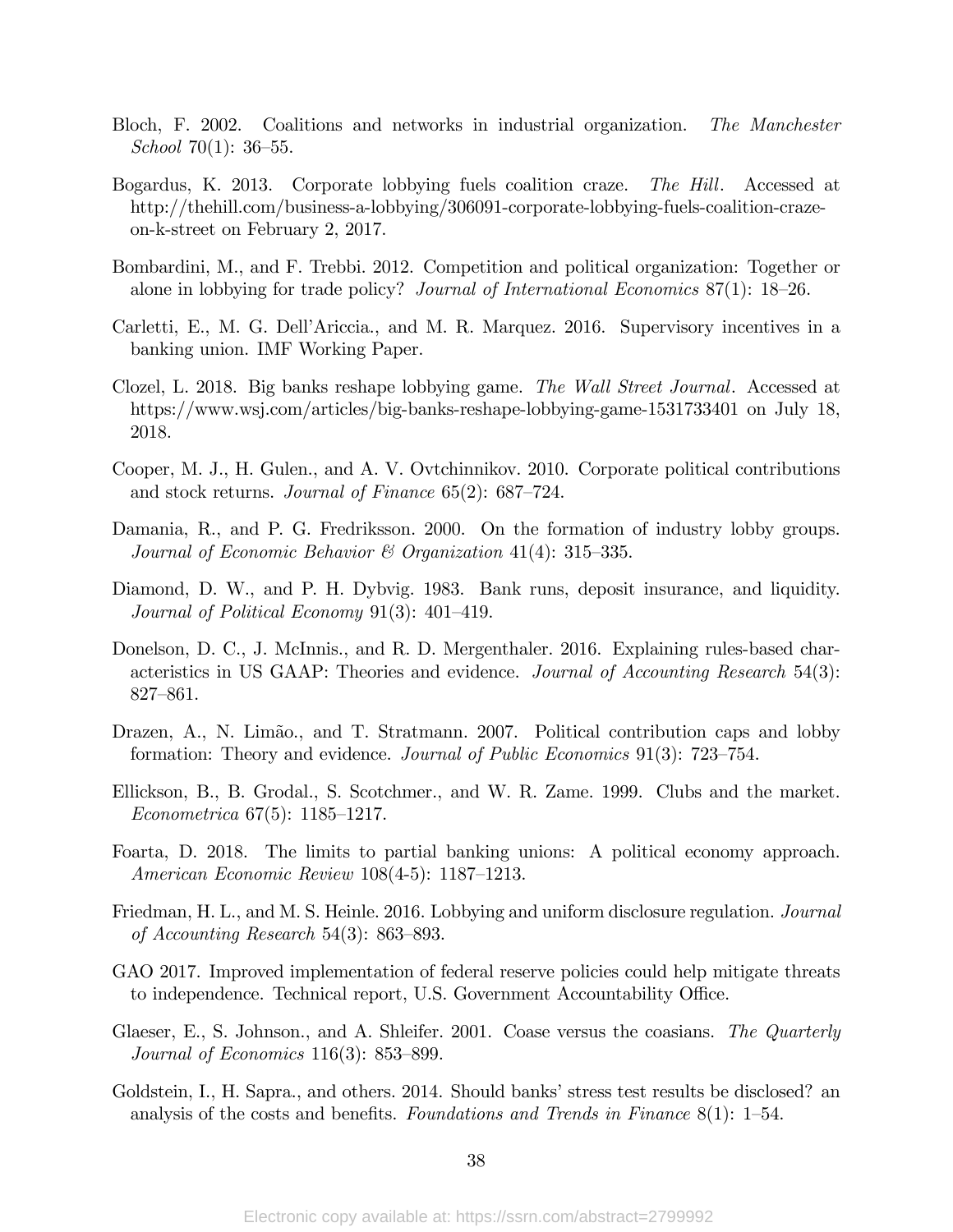Bloch, F. 2002. Coalitions and networks in industrial organization. *The Manchester School* 70(1): 36–55.

Bogardus, K. 2013. Corporate lobbying fuels coalition craze. *The Hill*. Accessed at http://thehill.com/business-a-lobbying/306091-corporate-lobbying-fuels-coalition-craze-on-k-street on February 2, 2017.

Bombardini, M., and F. Trebbi. 2012. Competition and political organization: Together or alone in lobbying for trade policy? *Journal of International Economics* 87(1): 18–26.

Carletti, E., M. G. Dell'Ariccia., and M. R. Marquez. 2016. Supervisory incentives in a banking union. IMF Working Paper.

Clozel, L. 2018. Big banks reshape lobbying game. *The Wall Street Journal*. Accessed at https://www.wsj.com/articles/big-banks-reshape-lobbying-game-1531733401 on July 18, 2018.

Cooper, M. J., H. Gulen., and A. V. Ovtchinnikov. 2010. Corporate political contributions and stock returns. *Journal of Finance* 65(2): 687–724.

Damania, R., and P. G. Fredriksson. 2000. On the formation of industry lobby groups. *Journal of Economic Behavior & Organization* 41(4): 315–335.

Diamond, D. W., and P. H. Dybvig. 1983. Bank runs, deposit insurance, and liquidity. *Journal of Political Economy* 91(3): 401–419.

Donelson, D. C., J. McInnis., and R. D. Mergenthaler. 2016. Explaining rules-based characteristics in US GAAP: Theories and evidence. *Journal of Accounting Research* 54(3): 827–861.

Drazen, A., N. Limão., and T. Stratmann. 2007. Political contribution caps and lobby formation: Theory and evidence. *Journal of Public Economics* 91(3): 723–754.

Ellickson, B., B. Grodal., S. Scotchmer., and W. R. Zame. 1999. Clubs and the market. *Econometrica* 67(5): 1185–1217.

Foarta, D. 2018. The limits to partial banking unions: A political economy approach. *American Economic Review* 108(4-5): 1187–1213.

Friedman, H. L., and M. S. Heinle. 2016. Lobbying and uniform disclosure regulation. *Journal of Accounting Research* 54(3): 863–893.

GAO 2017. Improved implementation of federal reserve policies could help mitigate threats to independence. Technical report, U.S. Government Accountability Office.

Glaeser, E., S. Johnson., and A. Shleifer. 2001. Coase versus the coasians. *The Quarterly Journal of Economics* 116(3): 853–899.

Goldstein, I., H. Sapra., and others. 2014. Should banks' stress test results be disclosed? an analysis of the costs and benefits. *Foundations and Trends in Finance* 8(1): 1–54.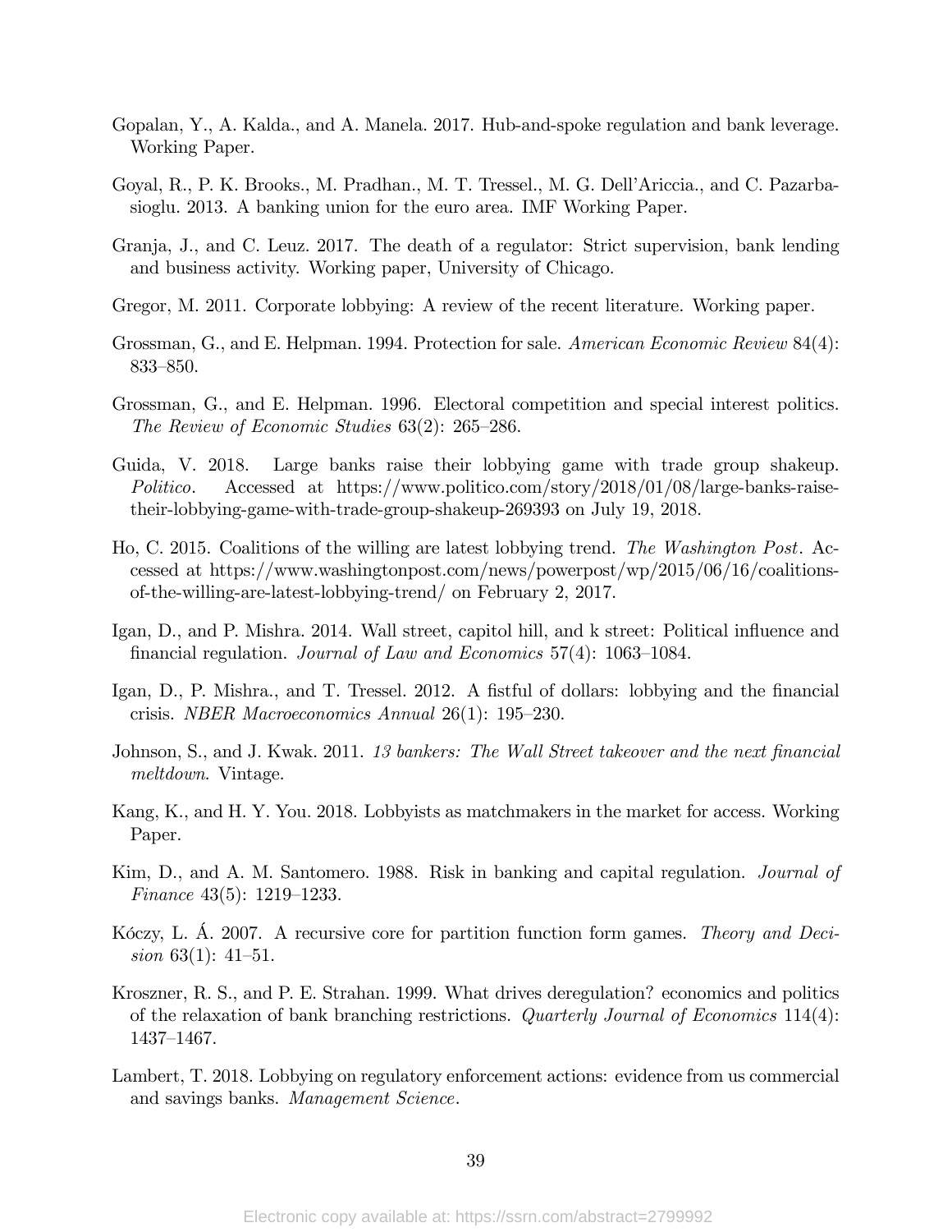Gopalan, Y., A. Kalda., and A. Manela. 2017. Hub-and-spoke regulation and bank leverage. Working Paper.

Goyal, R., P. K. Brooks., M. Pradhan., M. T. Tressel., M. G. Dell'Ariccia., and C. Pazarbasioglu. 2013. A banking union for the euro area. IMF Working Paper.

Granja, J., and C. Leuz. 2017. The death of a regulator: Strict supervision, bank lending and business activity. Working paper, University of Chicago.

Gregor, M. 2011. Corporate lobbying: A review of the recent literature. Working paper.

Grossman, G., and E. Helpman. 1994. Protection for sale. *American Economic Review* 84(4): 833–850.

Grossman, G., and E. Helpman. 1996. Electoral competition and special interest politics. *The Review of Economic Studies* 63(2): 265–286.

Guida, V. 2018. Large banks raise their lobbying game with trade group shakeup. *Politico*. Accessed at https://www.politico.com/story/2018/01/08/large-banks-raise-their-lobbying-game-with-trade-group-shakeup-269393 on July 19, 2018.

Ho, C. 2015. Coalitions of the willing are latest lobbying trend. *The Washington Post*. Accessed at https://www.washingtonpost.com/news/powerpost/wp/2015/06/16/coalitions-of-the-willing-are-latest-lobbying-trend/ on February 2, 2017.

Igan, D., and P. Mishra. 2014. Wall street, capitol hill, and k street: Political influence and financial regulation. *Journal of Law and Economics* 57(4): 1063–1084.

Igan, D., P. Mishra., and T. Tressel. 2012. A fistful of dollars: lobbying and the financial crisis. *NBER Macroeconomics Annual* 26(1): 195–230.

Johnson, S., and J. Kwak. 2011. *13 bankers: The Wall Street takeover and the next financial meltdown*. Vintage.

Kang, K., and H. Y. You. 2018. Lobbyists as matchmakers in the market for access. Working Paper.

Kim, D., and A. M. Santomero. 1988. Risk in banking and capital regulation. *Journal of Finance* 43(5): 1219–1233.

Kóczy, L. Á. 2007. A recursive core for partition function form games. *Theory and Decision* 63(1): 41–51.

Kroszner, R. S., and P. E. Strahan. 1999. What drives deregulation? economics and politics of the relaxation of bank branching restrictions. *Quarterly Journal of Economics* 114(4): 1437–1467.

Lambert, T. 2018. Lobbying on regulatory enforcement actions: evidence from us commercial and savings banks. *Management Science*.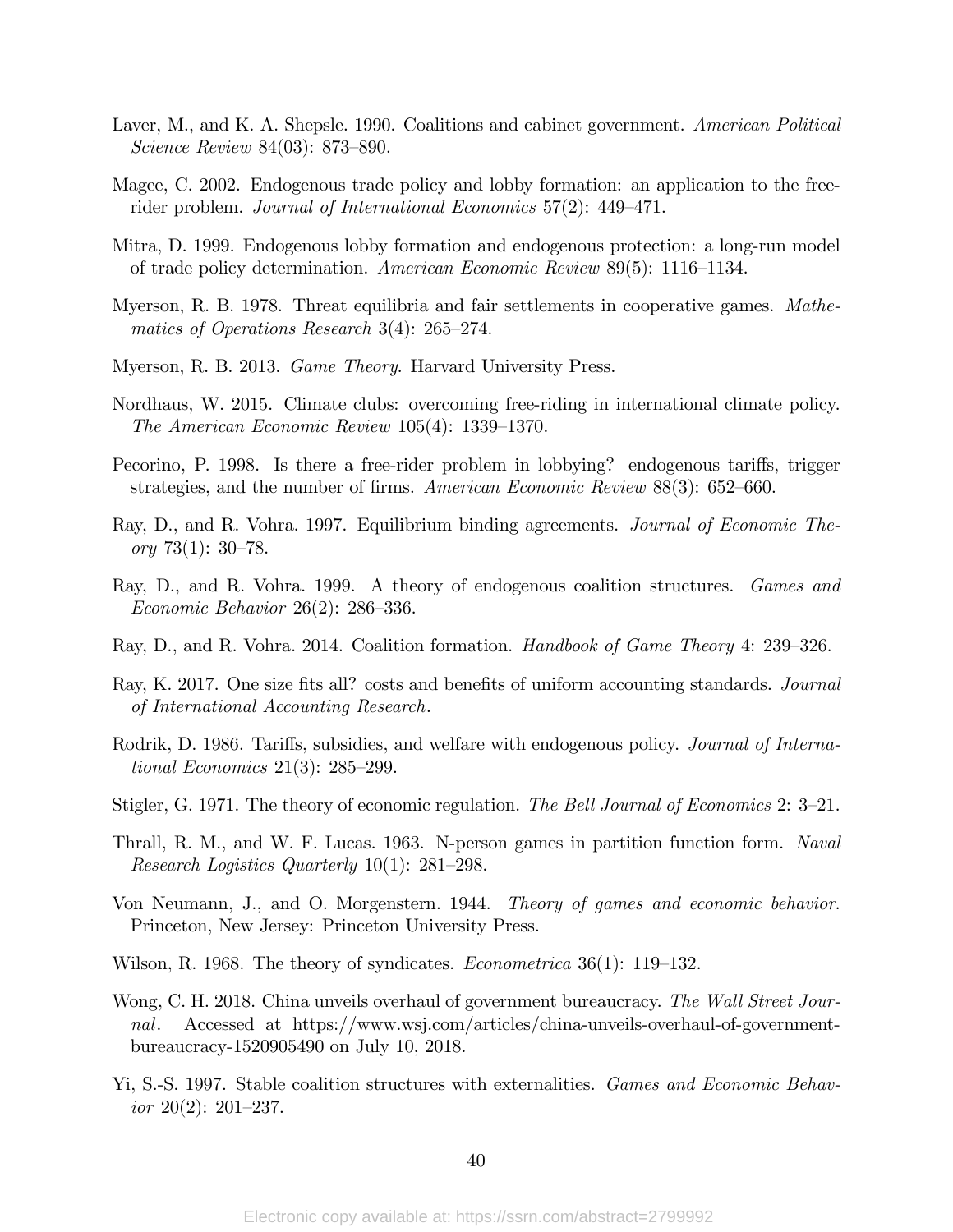Laver, M., and K. A. Shepsle. 1990. Coalitions and cabinet government. *American Political Science Review* 84(03): 873–890.

Magee, C. 2002. Endogenous trade policy and lobby formation: an application to the free-rider problem. *Journal of International Economics* 57(2): 449–471.

Mitra, D. 1999. Endogenous lobby formation and endogenous protection: a long-run model of trade policy determination. *American Economic Review* 89(5): 1116–1134.

Myerson, R. B. 1978. Threat equilibria and fair settlements in cooperative games. *Mathematics of Operations Research* 3(4): 265–274.

Myerson, R. B. 2013. *Game Theory*. Harvard University Press.

Nordhaus, W. 2015. Climate clubs: overcoming free-riding in international climate policy. *The American Economic Review* 105(4): 1339–1370.

Pecorino, P. 1998. Is there a free-rider problem in lobbying? endogenous tariffs, trigger strategies, and the number of firms. *American Economic Review* 88(3): 652–660.

Ray, D., and R. Vohra. 1997. Equilibrium binding agreements. *Journal of Economic Theory* 73(1): 30–78.

Ray, D., and R. Vohra. 1999. A theory of endogenous coalition structures. *Games and Economic Behavior* 26(2): 286–336.

Ray, D., and R. Vohra. 2014. Coalition formation. *Handbook of Game Theory* 4: 239–326.

Ray, K. 2017. One size fits all? costs and benefits of uniform accounting standards. *Journal of International Accounting Research*.

Rodrik, D. 1986. Tariffs, subsidies, and welfare with endogenous policy. *Journal of International Economics* 21(3): 285–299.

Stigler, G. 1971. The theory of economic regulation. *The Bell Journal of Economics* 2: 3–21.

Thrall, R. M., and W. F. Lucas. 1963. N-person games in partition function form. *Naval Research Logistics Quarterly* 10(1): 281–298.

Von Neumann, J., and O. Morgenstern. 1944. *Theory of games and economic behavior*. Princeton, New Jersey: Princeton University Press.

Wilson, R. 1968. The theory of syndicates. *Econometrica* 36(1): 119–132.

Wong, C. H. 2018. China unveils overhaul of government bureaucracy. *The Wall Street Journal*. Accessed at https://www.wsj.com/articles/china-unveils-overhaul-of-government-bureaucracy-1520905490 on July 10, 2018.

Yi, S.-S. 1997. Stable coalition structures with externalities. *Games and Economic Behavior* 20(2): 201–237.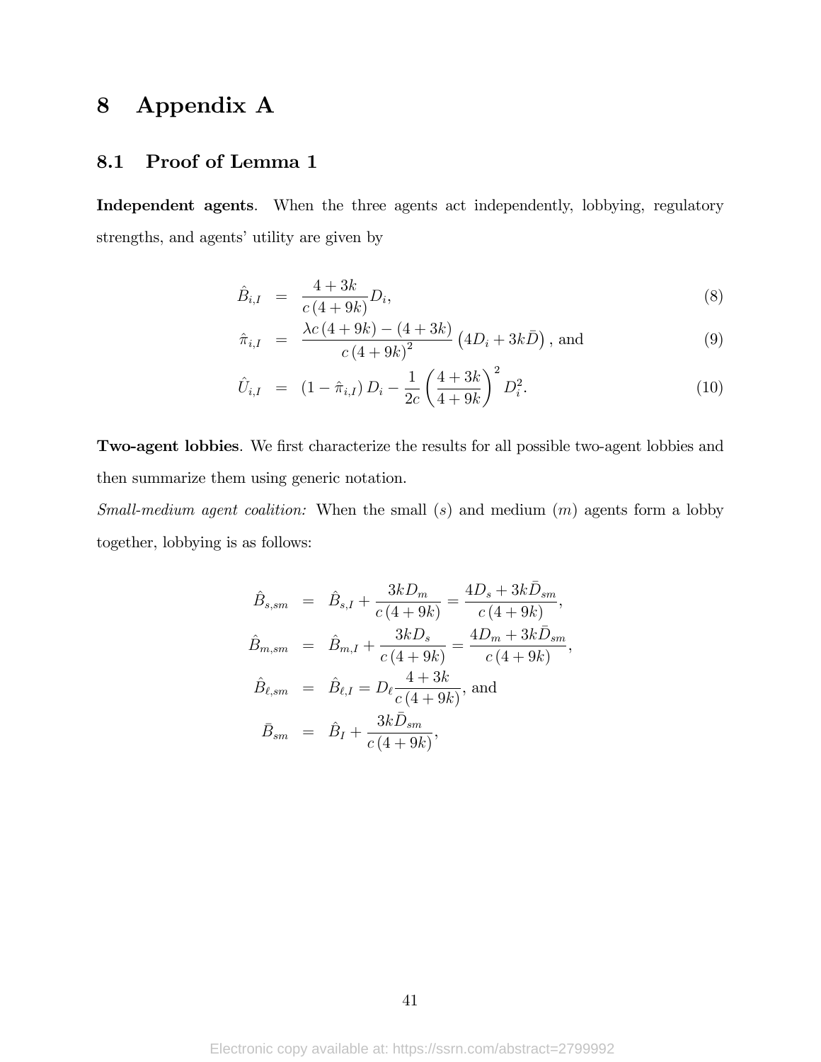# 8 Appendix A

## 8.1 Proof of Lemma 1

**Independent agents**. When the three agents act independently, lobbying, regulatory strengths, and agents' utility are given by

$$
\begin{aligned}
\hat{B}_{i,I} &= \frac{4+3k}{c\,(4+9k)} D_i, && (8) \\
\hat{\pi}_{i,I} &= \frac{\lambda c\,(4+9k) - (4+3k)}{c\,(4+9k)^2} \left(4D_i + 3k\bar{D}\right), \text{ and} && (9) \\
\hat{U}_{i,I} &= (1-\hat{\pi}_{i,I})\, D_i - \frac{1}{2c}\left(\frac{4+3k}{4+9k}\right)^2 D_i^2. && (10)
\end{aligned}
$$

**Two-agent lobbies**. We first characterize the results for all possible two-agent lobbies and then summarize them using generic notation.

*Small-medium agent coalition:* When the small ($s$) and medium ($m$) agents form a lobby together, lobbying is as follows:

$$
\begin{aligned}
\hat{B}_{s,sm} &= \hat{B}_{s,I} + \frac{3kD_m}{c\,(4+9k)} = \frac{4D_s + 3k\bar{D}_{sm}}{c\,(4+9k)}, \\
\hat{B}_{m,sm} &= \hat{B}_{m,I} + \frac{3kD_s}{c\,(4+9k)} = \frac{4D_m + 3k\bar{D}_{sm}}{c\,(4+9k)}, \\
\hat{B}_{\ell,sm} &= \hat{B}_{\ell,I} = D_\ell \frac{4+3k}{c\,(4+9k)}, \text{ and} \\
\bar{B}_{sm} &= \hat{B}_I + \frac{3k\bar{D}_{sm}}{c\,(4+9k)},
\end{aligned}
$$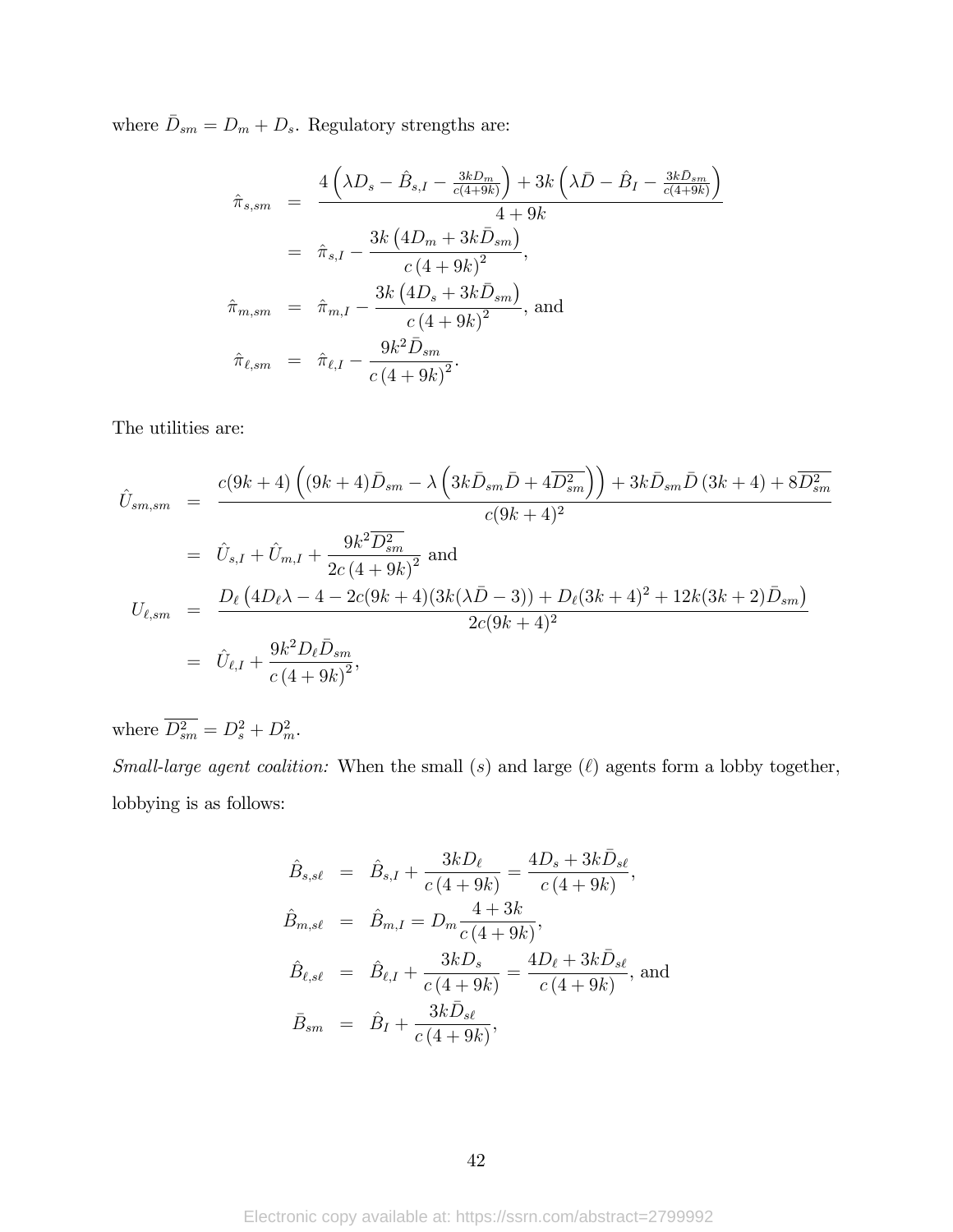where $\bar{D}_{sm} = D_m + D_s$. Regulatory strengths are:

$$
\begin{aligned}
\hat{\pi}_{s,sm} &= \frac{4\left(\lambda D_s - \hat{B}_{s,I} - \frac{3kD_m}{c(4+9k)}\right) + 3k\left(\lambda \bar{D} - \hat{B}_I - \frac{3k\bar{D}_{sm}}{c(4+9k)}\right)}{4+9k} \\
&= \hat{\pi}_{s,I} - \frac{3k\left(4D_m + 3k\bar{D}_{sm}\right)}{c\left(4+9k\right)^2}, \\
\hat{\pi}_{m,sm} &= \hat{\pi}_{m,I} - \frac{3k\left(4D_s + 3k\bar{D}_{sm}\right)}{c\left(4+9k\right)^2}, \text{ and} \\
\hat{\pi}_{\ell,sm} &= \hat{\pi}_{\ell,I} - \frac{9k^2\bar{D}_{sm}}{c\left(4+9k\right)^2}.
\end{aligned}
$$

The utilities are:

$$
\begin{aligned}
\hat{U}_{sm,sm} &= \frac{c(9k+4)\left((9k+4)\bar{D}_{sm} - \lambda\left(3k\bar{D}_{sm}\bar{D} + 4\overline{D^2_{sm}}\right)\right) + 3k\bar{D}_{sm}\bar{D}\left(3k+4\right) + 8\overline{D^2_{sm}}}{c(9k+4)^2} \\
&= \hat{U}_{s,I} + \hat{U}_{m,I} + \frac{9k^2\overline{D^2_{sm}}}{2c\left(4+9k\right)^2} \text{ and} \\
U_{\ell,sm} &= \frac{D_\ell\left(4D_\ell\lambda - 4 - 2c(9k+4)(3k(\lambda\bar{D}-3)) + D_\ell(3k+4)^2 + 12k(3k+2)\bar{D}_{sm}\right)}{2c(9k+4)^2} \\
&= \hat{U}_{\ell,I} + \frac{9k^2 D_\ell \bar{D}_{sm}}{c\left(4+9k\right)^2},
\end{aligned}
$$

where $\overline{D^2_{sm}} = D_s^2 + D_m^2$.

*Small-large agent coalition:* When the small ($s$) and large ($\ell$) agents form a lobby together, lobbying is as follows:

$$
\begin{aligned}
\hat{B}_{s,s\ell} &= \hat{B}_{s,I} + \frac{3kD_\ell}{c\left(4+9k\right)} = \frac{4D_s + 3k\bar{D}_{s\ell}}{c\left(4+9k\right)}, \\
\hat{B}_{m,s\ell} &= \hat{B}_{m,I} = D_m\frac{4+3k}{c\left(4+9k\right)}, \\
\hat{B}_{\ell,s\ell} &= \hat{B}_{\ell,I} + \frac{3kD_s}{c\left(4+9k\right)} = \frac{4D_\ell + 3k\bar{D}_{s\ell}}{c\left(4+9k\right)}, \text{ and} \\
\bar{B}_{sm} &= \hat{B}_I + \frac{3k\bar{D}_{s\ell}}{c\left(4+9k\right)},
\end{aligned}
$$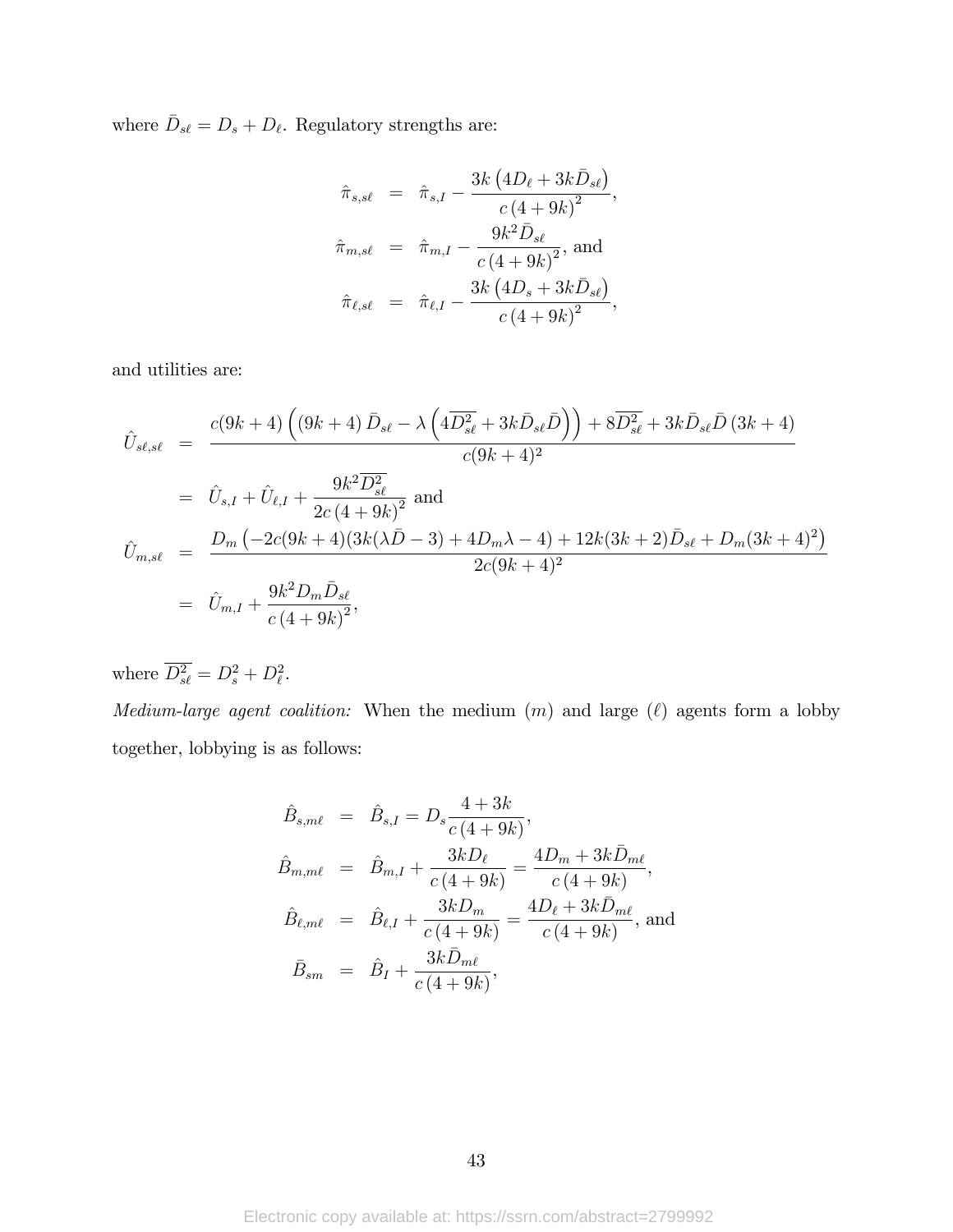where $\bar{D}_{s\ell} = D_s + D_\ell$. Regulatory strengths are:

$$
\begin{aligned}
\hat{\pi}_{s,s\ell} &= \hat{\pi}_{s,I} - \frac{3k\left(4D_\ell + 3k\bar{D}_{s\ell}\right)}{c\left(4+9k\right)^2}, \\
\hat{\pi}_{m,s\ell} &= \hat{\pi}_{m,I} - \frac{9k^2\bar{D}_{s\ell}}{c\left(4+9k\right)^2}, \text{ and} \\
\hat{\pi}_{\ell,s\ell} &= \hat{\pi}_{\ell,I} - \frac{3k\left(4D_s + 3k\bar{D}_{s\ell}\right)}{c\left(4+9k\right)^2},
\end{aligned}
$$

and utilities are:

$$
\begin{aligned}
\hat{U}_{s\ell,s\ell} &= \frac{c(9k+4)\left((9k+4)\bar{D}_{s\ell} - \lambda\left(4\overline{D^2_{s\ell}} + 3k\bar{D}_{s\ell}\bar{D}\right)\right) + 8\overline{D^2_{s\ell}} + 3k\bar{D}_{s\ell}\bar{D}\left(3k+4\right)}{c(9k+4)^2} \\
&= \hat{U}_{s,I} + \hat{U}_{\ell,I} + \frac{9k^2\overline{D^2_{s\ell}}}{2c\left(4+9k\right)^2} \text{ and} \\
\hat{U}_{m,s\ell} &= \frac{D_m\left(-2c(9k+4)(3k(\lambda\bar{D}-3) + 4D_m\lambda - 4) + 12k(3k+2)\bar{D}_{s\ell} + D_m(3k+4)^2\right)}{2c(9k+4)^2} \\
&= \hat{U}_{m,I} + \frac{9k^2 D_m\bar{D}_{s\ell}}{c\left(4+9k\right)^2},
\end{aligned}
$$

where $\overline{D^2_{s\ell}} = D_s^2 + D_\ell^2$.

*Medium-large agent coalition:* When the medium ($m$) and large ($\ell$) agents form a lobby together, lobbying is as follows:

$$
\begin{aligned}
\hat{B}_{s,m\ell} &= \hat{B}_{s,I} = D_s\frac{4+3k}{c\left(4+9k\right)}, \\
\hat{B}_{m,m\ell} &= \hat{B}_{m,I} + \frac{3kD_\ell}{c\left(4+9k\right)} = \frac{4D_m + 3k\bar{D}_{m\ell}}{c\left(4+9k\right)}, \\
\hat{B}_{\ell,m\ell} &= \hat{B}_{\ell,I} + \frac{3kD_m}{c\left(4+9k\right)} = \frac{4D_\ell + 3k\bar{D}_{m\ell}}{c\left(4+9k\right)}, \text{ and} \\
\bar{B}_{sm} &= \hat{B}_I + \frac{3k\bar{D}_{m\ell}}{c\left(4+9k\right)},
\end{aligned}
$$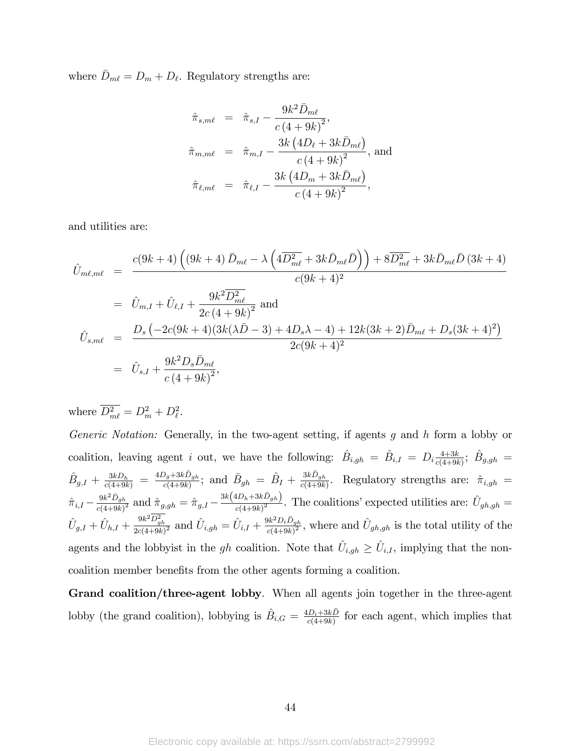where $\bar{D}_{m\ell} = D_m + D_\ell$. Regulatory strengths are:

$$
\begin{aligned}
\hat{\pi}_{s,m\ell} &= \hat{\pi}_{s,I} - \frac{9k^2 \bar{D}_{m\ell}}{c\,(4+9k)^2}, \\
\hat{\pi}_{m,m\ell} &= \hat{\pi}_{m,I} - \frac{3k\left(4D_\ell + 3k\bar{D}_{m\ell}\right)}{c\,(4+9k)^2}, \text{ and} \\
\hat{\pi}_{\ell,m\ell} &= \hat{\pi}_{\ell,I} - \frac{3k\left(4D_m + 3k\bar{D}_{m\ell}\right)}{c\,(4+9k)^2},
\end{aligned}
$$

and utilities are:

$$
\begin{aligned}
\hat{U}_{m\ell,m\ell} &= \frac{c(9k+4)\left(\left(9k+4\right)\bar{D}_{m\ell} - \lambda\left(4\overline{D^2_{m\ell}} + 3k\bar{D}_{m\ell}\bar{D}\right)\right) + 8\overline{D^2_{m\ell}} + 3k\bar{D}_{m\ell}\bar{D}\,(3k+4)}{c(9k+4)^2} \\
&= \hat{U}_{m,I} + \hat{U}_{\ell,I} + \frac{9k^2\overline{D^2_{m\ell}}}{2c\,(4+9k)^2} \text{ and} \\
\hat{U}_{s,m\ell} &= \frac{D_s\left(-2c(9k+4)(3k(\lambda\bar{D}-3) + 4D_s\lambda - 4) + 12k(3k+2)\bar{D}_{m\ell} + D_s(3k+4)^2\right)}{2c(9k+4)^2} \\
&= \hat{U}_{s,I} + \frac{9k^2 D_s \bar{D}_{m\ell}}{c\,(4+9k)^2},
\end{aligned}
$$

where $\overline{D^2_{m\ell}} = D_m^2 + D_\ell^2$.

*Generic Notation:* Generally, in the two-agent setting, if agents $g$ and $h$ form a lobby or coalition, leaving agent $i$ out, we have the following: $\hat{B}_{i,gh} = \hat{B}_{i,I} = D_i \frac{4+3k}{c(4+9k)}$; $\hat{B}_{g,gh} = \hat{B}_{g,I} + \frac{3kD_h}{c(4+9k)} = \frac{4D_g + 3k\bar{D}_{gh}}{c(4+9k)}$; and $\bar{B}_{gh} = \hat{B}_I + \frac{3k\bar{D}_{gh}}{c(4+9k)}$. Regulatory strengths are: $\hat{\pi}_{i,gh} = \hat{\pi}_{i,I} - \frac{9k^2\bar{D}_{gh}}{c(4+9k)^2}$ and $\hat{\pi}_{g,gh} = \hat{\pi}_{g,I} - \frac{3k\left(4D_h + 3k\bar{D}_{gh}\right)}{c(4+9k)^2}$. The coalitions' expected utilities are: $\hat{U}_{gh,gh} = \hat{U}_{g,I} + \hat{U}_{h,I} + \frac{9k^2\overline{D^2_{gh}}}{2c(4+9k)^2}$ and $\hat{U}_{i,gh} = \hat{U}_{i,I} + \frac{9k^2 D_i \bar{D}_{gh}}{c(4+9k)^2}$, where and $\hat{U}_{gh,gh}$ is the total utility of the agents and the lobbyist in the $gh$ coalition. Note that $\hat{U}_{i,gh} \geq \hat{U}_{i,I}$, implying that the non-coalition member benefits from the other agents forming a coalition.

**Grand coalition/three-agent lobby**. When all agents join together in the three-agent lobby (the grand coalition), lobbying is $\hat{B}_{i,G} = \frac{4D_i + 3k\bar{D}}{c(4+9k)}$ for each agent, which implies that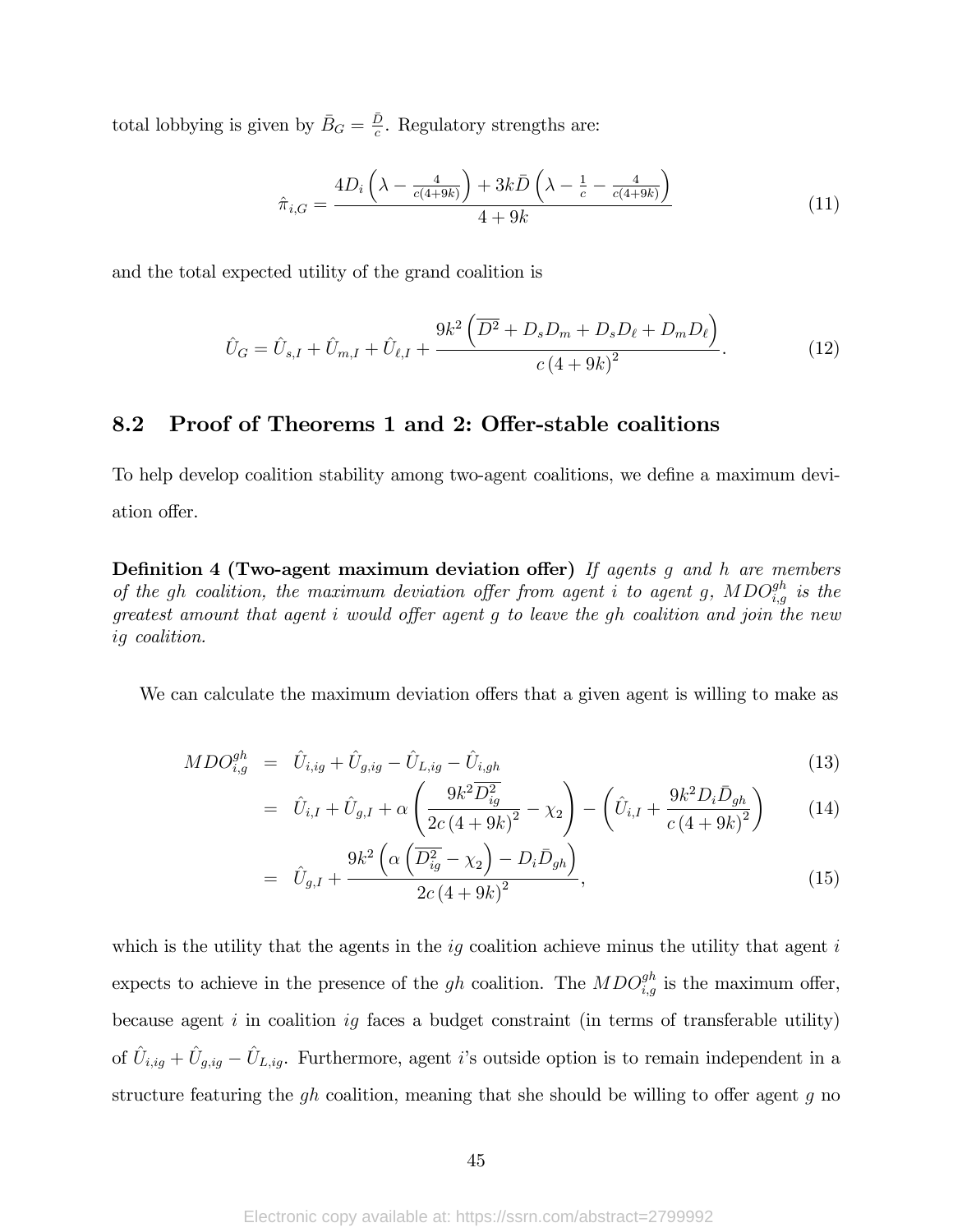total lobbying is given by $\bar{B}_G = \frac{\bar{D}}{c}$. Regulatory strengths are:

$$\hat{\pi}_{i,G} = \frac{4D_i\left(\lambda - \frac{4}{c(4+9k)}\right) + 3k\bar{D}\left(\lambda - \frac{1}{c} - \frac{4}{c(4+9k)}\right)}{4+9k} \tag{11}$$

and the total expected utility of the grand coalition is

$$\hat{U}_G = \hat{U}_{s,I} + \hat{U}_{m,I} + \hat{U}_{\ell,I} + \frac{9k^2\left(\overline{D^2} + D_sD_m + D_sD_\ell + D_mD_\ell\right)}{c\left(4+9k\right)^2}. \tag{12}$$

## 8.2 Proof of Theorems 1 and 2: Offer-stable coalitions

To help develop coalition stability among two-agent coalitions, we define a maximum deviation offer.

**Definition 4 (Two-agent maximum deviation offer)** *If agents $g$ and $h$ are members of the $gh$ coalition, the maximum deviation offer from agent $i$ to agent $g$, $MDO_{i,g}^{gh}$ is the greatest amount that agent $i$ would offer agent $g$ to leave the $gh$ coalition and join the new $ig$ coalition.*

We can calculate the maximum deviation offers that a given agent is willing to make as

$$\begin{aligned}
MDO_{i,g}^{gh} &= \hat{U}_{i,ig} + \hat{U}_{g,ig} - \hat{U}_{L,ig} - \hat{U}_{i,gh} && (13)\\
&= \hat{U}_{i,I} + \hat{U}_{g,I} + \alpha\left(\frac{9k^2\overline{D_{ig}^2}}{2c\left(4+9k\right)^2} - \chi_2\right) - \left(\hat{U}_{i,I} + \frac{9k^2D_i\bar{D}_{gh}}{c\left(4+9k\right)^2}\right) && (14)\\
&= \hat{U}_{g,I} + \frac{9k^2\left(\alpha\left(\overline{D_{ig}^2} - \chi_2\right) - D_i\bar{D}_{gh}\right)}{2c\left(4+9k\right)^2}, && (15)
\end{aligned}$$

which is the utility that the agents in the $ig$ coalition achieve minus the utility that agent $i$ expects to achieve in the presence of the $gh$ coalition. The $MDO_{i,g}^{gh}$ is the maximum offer, because agent $i$ in coalition $ig$ faces a budget constraint (in terms of transferable utility) of $\hat{U}_{i,ig} + \hat{U}_{g,ig} - \hat{U}_{L,ig}$. Furthermore, agent $i$'s outside option is to remain independent in a structure featuring the $gh$ coalition, meaning that she should be willing to offer agent $g$ no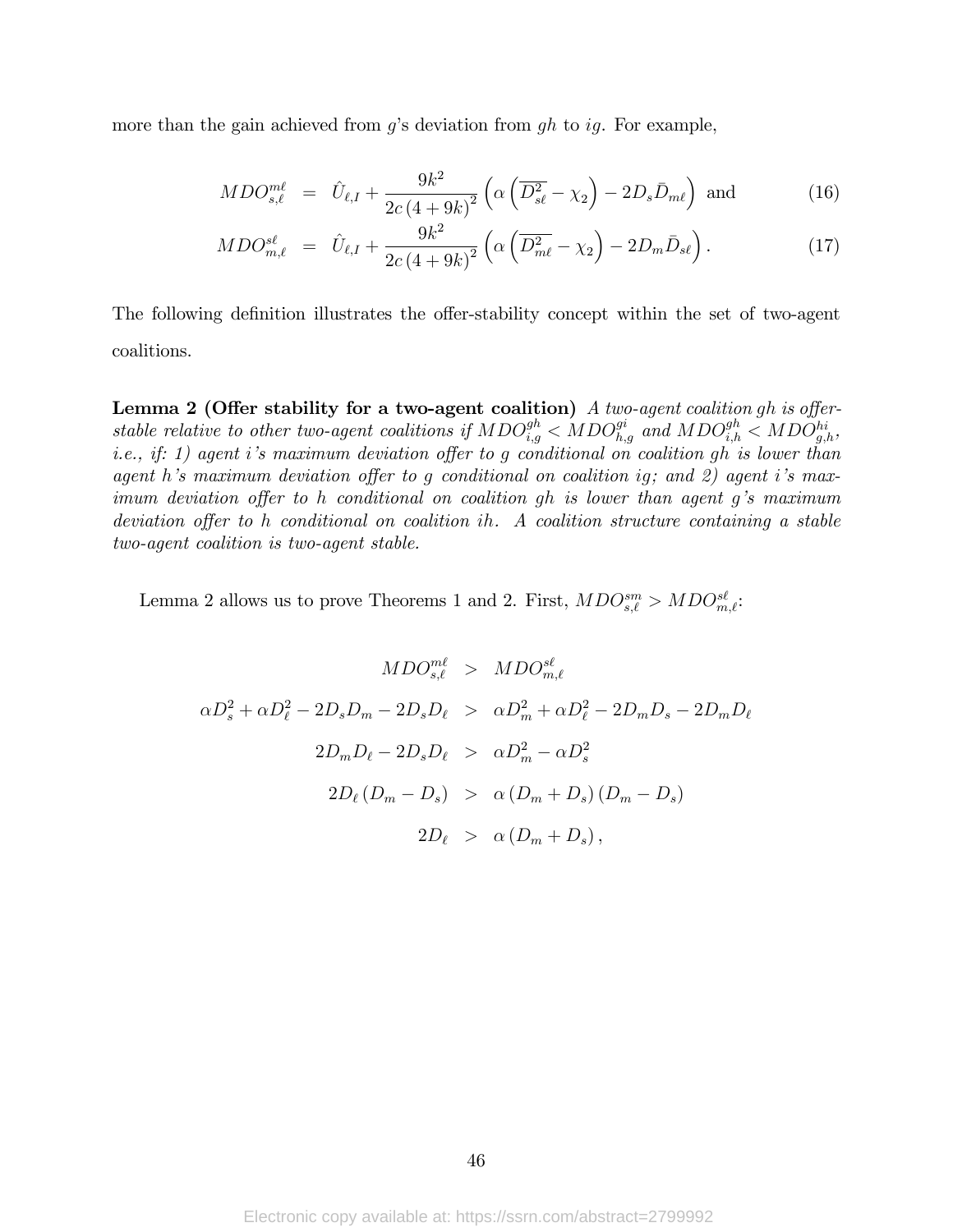more than the gain achieved from $g$'s deviation from $gh$ to $ig$. For example,

$$MDO^{m\ell}_{s,\ell} = \hat{U}_{\ell,I} + \frac{9k^2}{2c\left(4+9k\right)^2}\left(\alpha\left(\overline{D^2_{s\ell}} - \chi_2\right) - 2D_s\bar{D}_{m\ell}\right) \text{ and} \tag{16}$$

$$MDO^{s\ell}_{m,\ell} = \hat{U}_{\ell,I} + \frac{9k^2}{2c\left(4+9k\right)^2}\left(\alpha\left(\overline{D^2_{m\ell}} - \chi_2\right) - 2D_m\bar{D}_{s\ell}\right). \tag{17}$$

The following definition illustrates the offer-stability concept within the set of two-agent coalitions.

**Lemma 2 (Offer stability for a two-agent coalition)** *A two-agent coalition $gh$ is offer-stable relative to other two-agent coalitions if $MDO^{gh}_{i,g} < MDO^{gi}_{h,g}$ and $MDO^{gh}_{i,h} < MDO^{hi}_{g,h}$, i.e., if: 1) agent $i$'s maximum deviation offer to $g$ conditional on coalition $gh$ is lower than agent $h$'s maximum deviation offer to $g$ conditional on coalition $ig$; and 2) agent $i$'s maximum deviation offer to $h$ conditional on coalition $gh$ is lower than agent $g$'s maximum deviation offer to $h$ conditional on coalition $ih$. A coalition structure containing a stable two-agent coalition is two-agent stable.*

Lemma 2 allows us to prove Theorems 1 and 2. First, $MDO^{sm}_{s,\ell} > MDO^{s\ell}_{m,\ell}$:

$$\begin{aligned}
MDO^{m\ell}_{s,\ell} &> MDO^{s\ell}_{m,\ell} \\
\alpha D_s^2 + \alpha D_\ell^2 - 2D_sD_m - 2D_sD_\ell &> \alpha D_m^2 + \alpha D_\ell^2 - 2D_mD_s - 2D_mD_\ell \\
2D_mD_\ell - 2D_sD_\ell &> \alpha D_m^2 - \alpha D_s^2 \\
2D_\ell\left(D_m - D_s\right) &> \alpha\left(D_m + D_s\right)\left(D_m - D_s\right) \\
2D_\ell &> \alpha\left(D_m + D_s\right),
\end{aligned}$$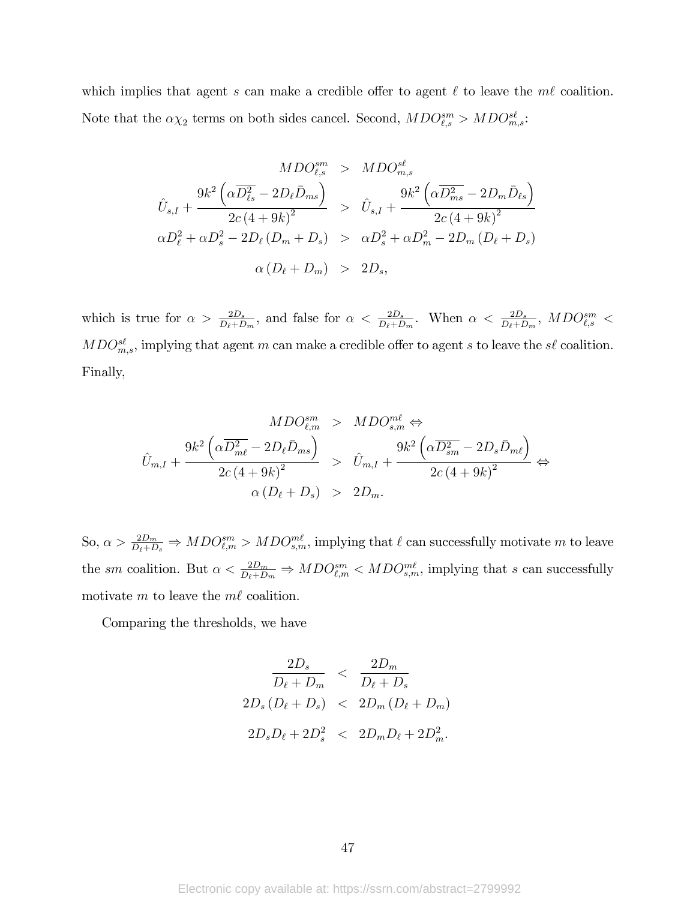which implies that agent $s$ can make a credible offer to agent $\ell$ to leave the $m\ell$ coalition. Note that the $\alpha\chi_2$ terms on both sides cancel. Second, $MDO^{sm}_{\ell,s} > MDO^{s\ell}_{m,s}$:

$$
\begin{aligned}
MDO^{sm}_{\ell,s} &> MDO^{s\ell}_{m,s} \\
\hat{U}_{s,I} + \frac{9k^2\left(\alpha\overline{D^2_{\ell s}} - 2D_\ell \bar{D}_{ms}\right)}{2c\left(4+9k\right)^2} &> \hat{U}_{s,I} + \frac{9k^2\left(\alpha\overline{D^2_{ms}} - 2D_m \bar{D}_{\ell s}\right)}{2c\left(4+9k\right)^2} \\
\alpha D^2_\ell + \alpha D^2_s - 2D_\ell\left(D_m + D_s\right) &> \alpha D^2_s + \alpha D^2_m - 2D_m\left(D_\ell + D_s\right) \\
\alpha\left(D_\ell + D_m\right) &> 2D_s,
\end{aligned}
$$

which is true for $\alpha > \frac{2D_s}{D_\ell + D_m}$, and false for $\alpha < \frac{2D_s}{D_\ell + D_m}$. When $\alpha < \frac{2D_s}{D_\ell + D_m}$, $MDO^{sm}_{\ell,s} < MDO^{s\ell}_{m,s}$, implying that agent $m$ can make a credible offer to agent $s$ to leave the $s\ell$ coalition. Finally,

$$
\begin{aligned}
MDO^{sm}_{\ell,m} &> MDO^{m\ell}_{s,m} \Leftrightarrow \\
\hat{U}_{m,I} + \frac{9k^2\left(\alpha\overline{D^2_{m\ell}} - 2D_\ell \bar{D}_{ms}\right)}{2c\left(4+9k\right)^2} &> \hat{U}_{m,I} + \frac{9k^2\left(\alpha\overline{D^2_{sm}} - 2D_s \bar{D}_{m\ell}\right)}{2c\left(4+9k\right)^2} \Leftrightarrow \\
\alpha\left(D_\ell + D_s\right) &> 2D_m.
\end{aligned}
$$

So, $\alpha > \frac{2D_m}{D_\ell + D_s} \Rightarrow MDO^{sm}_{\ell,m} > MDO^{m\ell}_{s,m}$, implying that $\ell$ can successfully motivate $m$ to leave the $sm$ coalition. But $\alpha < \frac{2D_m}{D_\ell + D_m} \Rightarrow MDO^{sm}_{\ell,m} < MDO^{m\ell}_{s,m}$, implying that $s$ can successfully motivate $m$ to leave the $m\ell$ coalition.

Comparing the thresholds, we have

$$
\begin{aligned}
\frac{2D_s}{D_\ell + D_m} &< \frac{2D_m}{D_\ell + D_s} \\
2D_s\left(D_\ell + D_s\right) &< 2D_m\left(D_\ell + D_m\right) \\
2D_s D_\ell + 2D^2_s &< 2D_m D_\ell + 2D^2_m.
\end{aligned}
$$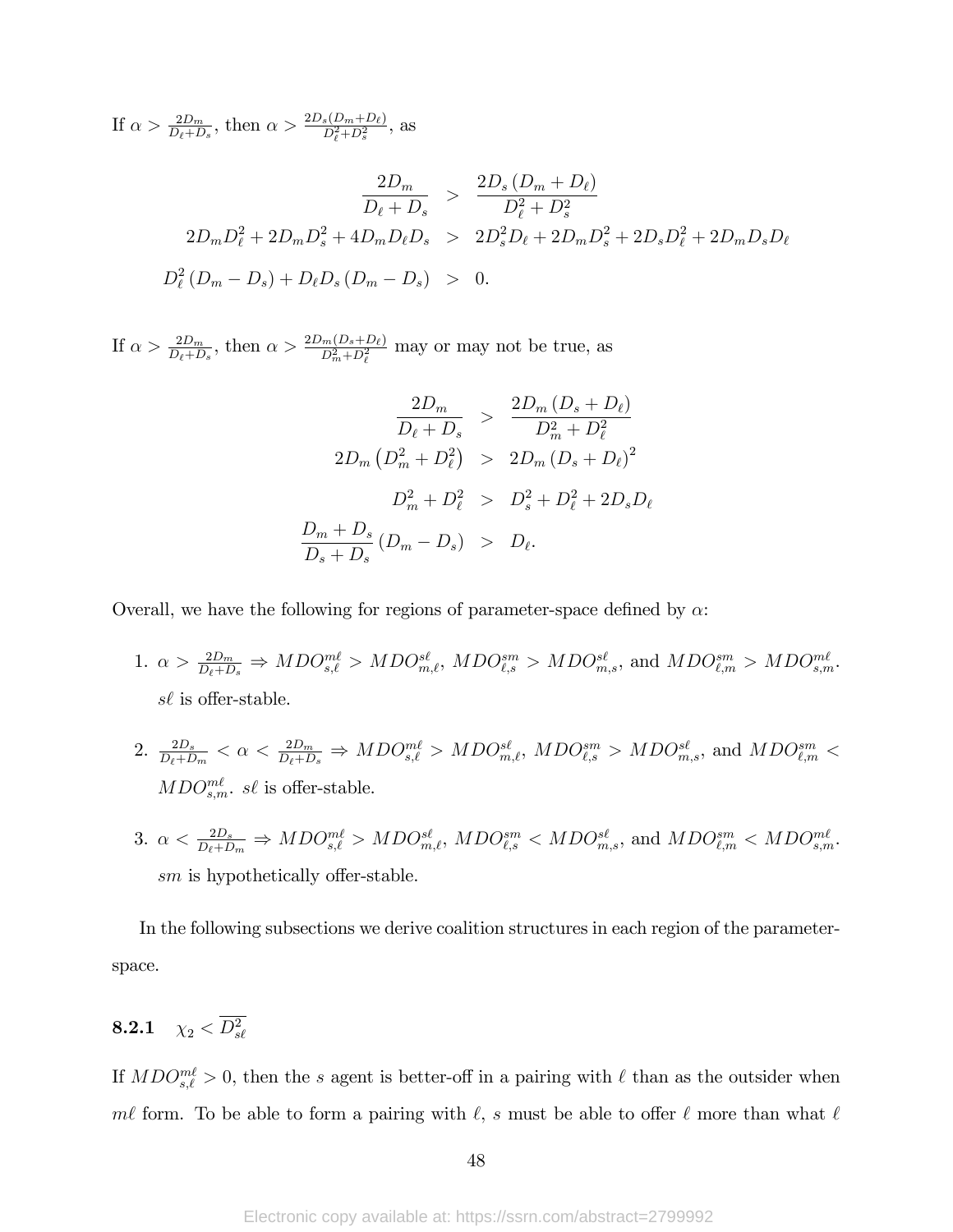If $\alpha > \frac{2D_m}{D_\ell + D_s}$, then $\alpha > \frac{2D_s(D_m+D_\ell)}{D_\ell^2+D_s^2}$, as

$$
\begin{aligned}
\frac{2D_m}{D_\ell + D_s} &> \frac{2D_s\left(D_m + D_\ell\right)}{D_\ell^2 + D_s^2} \\
2D_m D_\ell^2 + 2D_m D_s^2 + 4D_m D_\ell D_s &> 2D_s^2 D_\ell + 2D_m D_s^2 + 2D_s D_\ell^2 + 2D_m D_s D_\ell \\
D_\ell^2\left(D_m - D_s\right) + D_\ell D_s\left(D_m - D_s\right) &> 0.
\end{aligned}
$$

If $\alpha > \frac{2D_m}{D_\ell + D_s}$, then $\alpha > \frac{2D_m(D_s+D_\ell)}{D_m^2+D_\ell^2}$ may or may not be true, as

$$
\begin{aligned}
\frac{2D_m}{D_\ell + D_s} &> \frac{2D_m\left(D_s + D_\ell\right)}{D_m^2 + D_\ell^2} \\
2D_m\left(D_m^2 + D_\ell^2\right) &> 2D_m\left(D_s + D_\ell\right)^2 \\
D_m^2 + D_\ell^2 &> D_s^2 + D_\ell^2 + 2D_s D_\ell \\
\frac{D_m + D_s}{D_s + D_s}\left(D_m - D_s\right) &> D_\ell.
\end{aligned}
$$

Overall, we have the following for regions of parameter-space defined by $\alpha$:

1. $\alpha > \frac{2D_m}{D_\ell + D_s} \Rightarrow MDO_{s,\ell}^{m\ell} > MDO_{m,\ell}^{s\ell}$, $MDO_{\ell,s}^{sm} > MDO_{m,s}^{s\ell}$, and $MDO_{\ell,m}^{sm} > MDO_{s,m}^{m\ell}$. $s\ell$ is offer-stable.

2. $\frac{2D_s}{D_\ell + D_m} < \alpha < \frac{2D_m}{D_\ell + D_s} \Rightarrow MDO_{s,\ell}^{m\ell} > MDO_{m,\ell}^{s\ell}$, $MDO_{\ell,s}^{sm} > MDO_{m,s}^{s\ell}$, and $MDO_{\ell,m}^{sm} < MDO_{s,m}^{m\ell}$. $s\ell$ is offer-stable.

3. $\alpha < \frac{2D_s}{D_\ell + D_m} \Rightarrow MDO_{s,\ell}^{m\ell} > MDO_{m,\ell}^{s\ell}$, $MDO_{\ell,s}^{sm} < MDO_{m,s}^{s\ell}$, and $MDO_{\ell,m}^{sm} < MDO_{s,m}^{m\ell}$. $sm$ is hypothetically offer-stable.

In the following subsections we derive coalition structures in each region of the parameter-space.

### 8.2.1 $\chi_2 < \overline{D_{s\ell}^2}$

If $MDO_{s,\ell}^{m\ell} > 0$, then the $s$ agent is better-off in a pairing with $\ell$ than as the outsider when $m\ell$ form. To be able to form a pairing with $\ell$, $s$ must be able to offer $\ell$ more than what $\ell$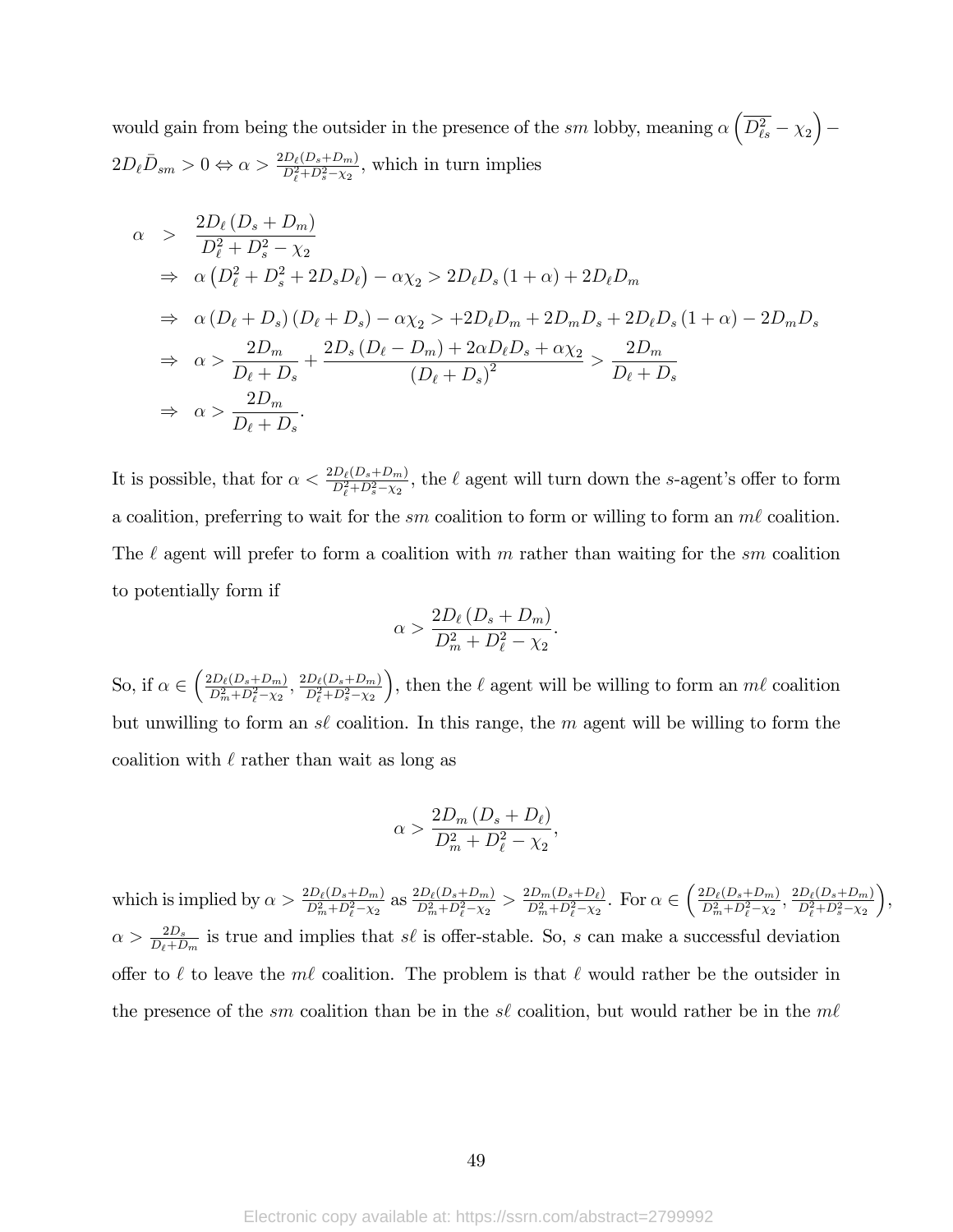would gain from being the outsider in the presence of the $sm$ lobby, meaning $\alpha\left(\overline{D_{\ell s}^2}-\chi_2\right)-2D_\ell\bar{D}_{sm}>0 \Leftrightarrow \alpha>\frac{2D_\ell(D_s+D_m)}{D_\ell^2+D_s^2-\chi_2}$, which in turn implies

$$
\begin{aligned}
\alpha &> \frac{2D_\ell\left(D_s+D_m\right)}{D_\ell^2+D_s^2-\chi_2} \\
&\Rightarrow\ \alpha\left(D_\ell^2+D_s^2+2D_sD_\ell\right)-\alpha\chi_2>2D_\ell D_s\left(1+\alpha\right)+2D_\ell D_m \\
&\Rightarrow\ \alpha\left(D_\ell+D_s\right)\left(D_\ell+D_s\right)-\alpha\chi_2>+2D_\ell D_m+2D_mD_s+2D_\ell D_s\left(1+\alpha\right)-2D_mD_s \\
&\Rightarrow\ \alpha>\frac{2D_m}{D_\ell+D_s}+\frac{2D_s\left(D_\ell-D_m\right)+2\alpha D_\ell D_s+\alpha\chi_2}{\left(D_\ell+D_s\right)^2}>\frac{2D_m}{D_\ell+D_s} \\
&\Rightarrow\ \alpha>\frac{2D_m}{D_\ell+D_s}.
\end{aligned}
$$

It is possible, that for $\alpha<\frac{2D_\ell(D_s+D_m)}{D_\ell^2+D_s^2-\chi_2}$, the $\ell$ agent will turn down the $s$-agent's offer to form a coalition, preferring to wait for the $sm$ coalition to form or willing to form an $m\ell$ coalition. The $\ell$ agent will prefer to form a coalition with $m$ rather than waiting for the $sm$ coalition to potentially form if

$$
\alpha>\frac{2D_\ell\left(D_s+D_m\right)}{D_m^2+D_\ell^2-\chi_2}.
$$

So, if $\alpha\in\left(\frac{2D_\ell(D_s+D_m)}{D_m^2+D_\ell^2-\chi_2},\frac{2D_\ell(D_s+D_m)}{D_\ell^2+D_s^2-\chi_2}\right)$, then the $\ell$ agent will be willing to form an $m\ell$ coalition but unwilling to form an $s\ell$ coalition. In this range, the $m$ agent will be willing to form the coalition with $\ell$ rather than wait as long as

$$
\alpha>\frac{2D_m\left(D_s+D_\ell\right)}{D_m^2+D_\ell^2-\chi_2},
$$

which is implied by $\alpha>\frac{2D_\ell(D_s+D_m)}{D_m^2+D_\ell^2-\chi_2}$ as $\frac{2D_\ell(D_s+D_m)}{D_m^2+D_\ell^2-\chi_2}>\frac{2D_m(D_s+D_\ell)}{D_m^2+D_\ell^2-\chi_2}$. For $\alpha\in\left(\frac{2D_\ell(D_s+D_m)}{D_m^2+D_\ell^2-\chi_2},\frac{2D_\ell(D_s+D_m)}{D_\ell^2+D_s^2-\chi_2}\right)$, $\alpha>\frac{2D_s}{D_\ell+D_m}$ is true and implies that $s\ell$ is offer-stable. So, $s$ can make a successful deviation offer to $\ell$ to leave the $m\ell$ coalition. The problem is that $\ell$ would rather be the outsider in the presence of the $sm$ coalition than be in the $s\ell$ coalition, but would rather be in the $m\ell$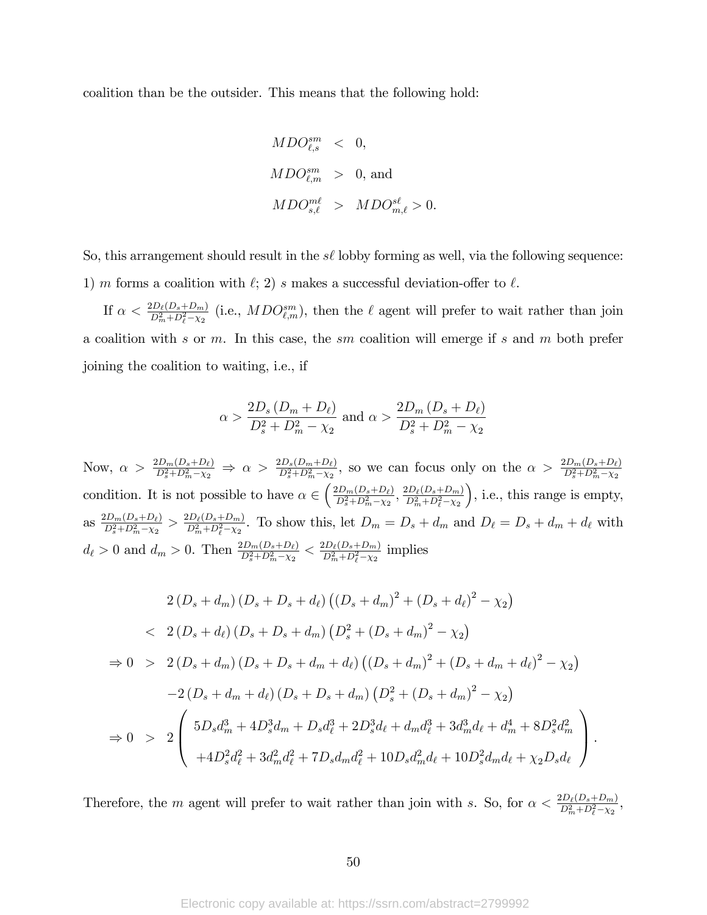coalition than be the outsider. This means that the following hold:

$$
\begin{aligned}
MDO^{sm}_{\ell,s} &< 0, \\
MDO^{sm}_{\ell,m} &> 0, \text{ and} \\
MDO^{m\ell}_{s,\ell} &> MDO^{s\ell}_{m,\ell} > 0.
\end{aligned}
$$

So, this arrangement should result in the $s\ell$ lobby forming as well, via the following sequence: 1) $m$ forms a coalition with $\ell$; 2) $s$ makes a successful deviation-offer to $\ell$.

If $\alpha < \frac{2D_\ell(D_s+D_m)}{D_m^2+D_\ell^2-\chi_2}$ (i.e., $MDO^{sm}_{\ell,m}$), then the $\ell$ agent will prefer to wait rather than join a coalition with $s$ or $m$. In this case, the $sm$ coalition will emerge if $s$ and $m$ both prefer joining the coalition to waiting, i.e., if

$$
\alpha > \frac{2D_s\left(D_m + D_\ell\right)}{D_s^2 + D_m^2 - \chi_2} \text{ and } \alpha > \frac{2D_m\left(D_s + D_\ell\right)}{D_s^2 + D_m^2 - \chi_2}
$$

Now, $\alpha > \frac{2D_m(D_s+D_\ell)}{D_s^2+D_m^2-\chi_2} \Rightarrow \alpha > \frac{2D_s(D_m+D_\ell)}{D_s^2+D_m^2-\chi_2}$, so we can focus only on the $\alpha > \frac{2D_m(D_s+D_\ell)}{D_s^2+D_m^2-\chi_2}$ condition. It is not possible to have $\alpha \in \left(\frac{2D_m(D_s+D_\ell)}{D_s^2+D_m^2-\chi_2}, \frac{2D_\ell(D_s+D_m)}{D_m^2+D_\ell^2-\chi_2}\right)$, i.e., this range is empty, as $\frac{2D_m(D_s+D_\ell)}{D_s^2+D_m^2-\chi_2} > \frac{2D_\ell(D_s+D_m)}{D_m^2+D_\ell^2-\chi_2}$. To show this, let $D_m = D_s + d_m$ and $D_\ell = D_s + d_m + d_\ell$ with $d_\ell > 0$ and $d_m > 0$. Then $\frac{2D_m(D_s+D_\ell)}{D_s^2+D_m^2-\chi_2} < \frac{2D_\ell(D_s+D_m)}{D_m^2+D_\ell^2-\chi_2}$ implies

$$
\begin{aligned}
& 2\left(D_s + d_m\right)\left(D_s + D_s + d_\ell\right)\left(\left(D_s + d_m\right)^2 + \left(D_s + d_\ell\right)^2 - \chi_2\right) \\
< \;& 2\left(D_s + d_\ell\right)\left(D_s + D_s + d_m\right)\left(D_s^2 + \left(D_s + d_m\right)^2 - \chi_2\right) \\
\Rightarrow 0 \;>\;& 2\left(D_s + d_m\right)\left(D_s + D_s + d_m + d_\ell\right)\left(\left(D_s + d_m\right)^2 + \left(D_s + d_m + d_\ell\right)^2 - \chi_2\right) \\
& -2\left(D_s + d_m + d_\ell\right)\left(D_s + D_s + d_m\right)\left(D_s^2 + \left(D_s + d_m\right)^2 - \chi_2\right) \\
\Rightarrow 0 \;>\;& 2\left(\begin{array}{c} 5D_s d_m^3 + 4D_s^3 d_m + D_s d_\ell^3 + 2D_s^3 d_\ell + d_m d_\ell^3 + 3d_m^3 d_\ell + d_m^4 + 8D_s^2 d_m^2 \\ +4D_s^2 d_\ell^2 + 3d_m^2 d_\ell^2 + 7D_s d_m d_\ell^2 + 10D_s d_m^2 d_\ell + 10D_s^2 d_m d_\ell + \chi_2 D_s d_\ell \end{array}\right).
\end{aligned}
$$

Therefore, the $m$ agent will prefer to wait rather than join with $s$. So, for $\alpha < \frac{2D_\ell(D_s+D_m)}{D_m^2+D_\ell^2-\chi_2}$,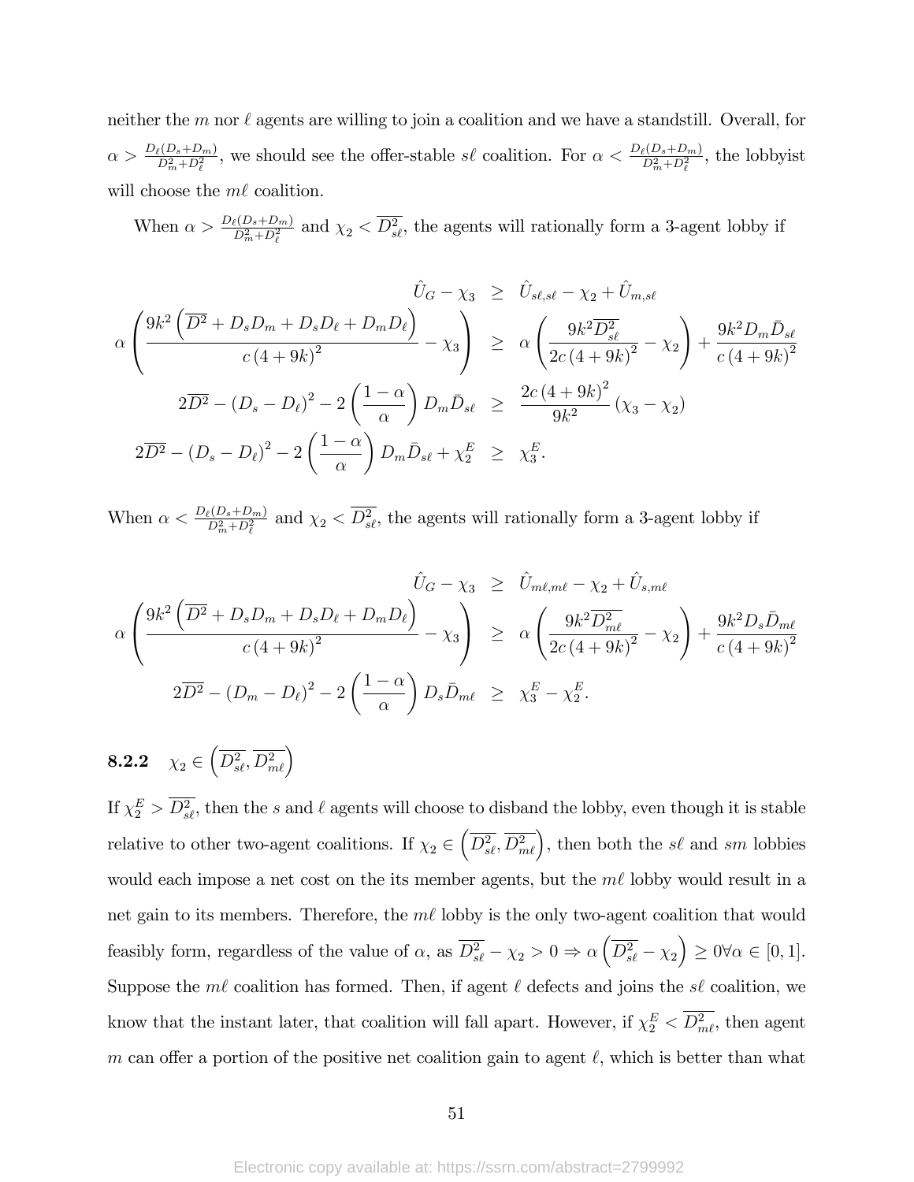neither the $m$ nor $\ell$ agents are willing to join a coalition and we have a standstill. Overall, for $\alpha > \frac{D_\ell(D_s+D_m)}{D_m^2+D_\ell^2}$, we should see the offer-stable $s\ell$ coalition. For $\alpha < \frac{D_\ell(D_s+D_m)}{D_m^2+D_\ell^2}$, the lobbyist will choose the $m\ell$ coalition.

When $\alpha > \frac{D_\ell(D_s+D_m)}{D_m^2+D_\ell^2}$ and $\chi_2 < \overline{D^2_{s\ell}}$, the agents will rationally form a 3-agent lobby if

$$
\begin{aligned}
\hat{U}_G - \chi_3 &\geq \hat{U}_{s\ell,s\ell} - \chi_2 + \hat{U}_{m,s\ell} \\
\alpha\left(\frac{9k^2\left(\overline{D^2} + D_sD_m + D_sD_\ell + D_mD_\ell\right)}{c\left(4+9k\right)^2} - \chi_3\right) &\geq \alpha\left(\frac{9k^2\overline{D^2_{s\ell}}}{2c\left(4+9k\right)^2} - \chi_2\right) + \frac{9k^2 D_m\bar{D}_{s\ell}}{c\left(4+9k\right)^2} \\
2\overline{D^2} - \left(D_s - D_\ell\right)^2 - 2\left(\frac{1-\alpha}{\alpha}\right)D_m\bar{D}_{s\ell} &\geq \frac{2c\left(4+9k\right)^2}{9k^2}\left(\chi_3 - \chi_2\right) \\
2\overline{D^2} - \left(D_s - D_\ell\right)^2 - 2\left(\frac{1-\alpha}{\alpha}\right)D_m\bar{D}_{s\ell} + \chi_2^E &\geq \chi_3^E.
\end{aligned}
$$

When $\alpha < \frac{D_\ell(D_s+D_m)}{D_m^2+D_\ell^2}$ and $\chi_2 < \overline{D^2_{s\ell}}$, the agents will rationally form a 3-agent lobby if

$$
\begin{aligned}
\hat{U}_G - \chi_3 &\geq \hat{U}_{m\ell,m\ell} - \chi_2 + \hat{U}_{s,m\ell} \\
\alpha\left(\frac{9k^2\left(\overline{D^2} + D_sD_m + D_sD_\ell + D_mD_\ell\right)}{c\left(4+9k\right)^2} - \chi_3\right) &\geq \alpha\left(\frac{9k^2\overline{D^2_{m\ell}}}{2c\left(4+9k\right)^2} - \chi_2\right) + \frac{9k^2 D_s\bar{D}_{m\ell}}{c\left(4+9k\right)^2} \\
2\overline{D^2} - \left(D_m - D_\ell\right)^2 - 2\left(\frac{1-\alpha}{\alpha}\right)D_s\bar{D}_{m\ell} &\geq \chi_3^E - \chi_2^E.
\end{aligned}
$$

### 8.2.2 $\chi_2 \in \left(\overline{D^2_{s\ell}}, \overline{D^2_{m\ell}}\right)$

If $\chi_2^E > \overline{D^2_{s\ell}}$, then the $s$ and $\ell$ agents will choose to disband the lobby, even though it is stable relative to other two-agent coalitions. If $\chi_2 \in \left(\overline{D^2_{s\ell}}, \overline{D^2_{m\ell}}\right)$, then both the $s\ell$ and $sm$ lobbies would each impose a net cost on the its member agents, but the $m\ell$ lobby would result in a net gain to its members. Therefore, the $m\ell$ lobby is the only two-agent coalition that would feasibly form, regardless of the value of $\alpha$, as $\overline{D^2_{s\ell}} - \chi_2 > 0 \Rightarrow \alpha\left(\overline{D^2_{s\ell}} - \chi_2\right) \geq 0 \forall \alpha \in [0,1]$. Suppose the $m\ell$ coalition has formed. Then, if agent $\ell$ defects and joins the $s\ell$ coalition, we know that the instant later, that coalition will fall apart. However, if $\chi_2^E < \overline{D^2_{m\ell}}$, then agent $m$ can offer a portion of the positive net coalition gain to agent $\ell$, which is better than what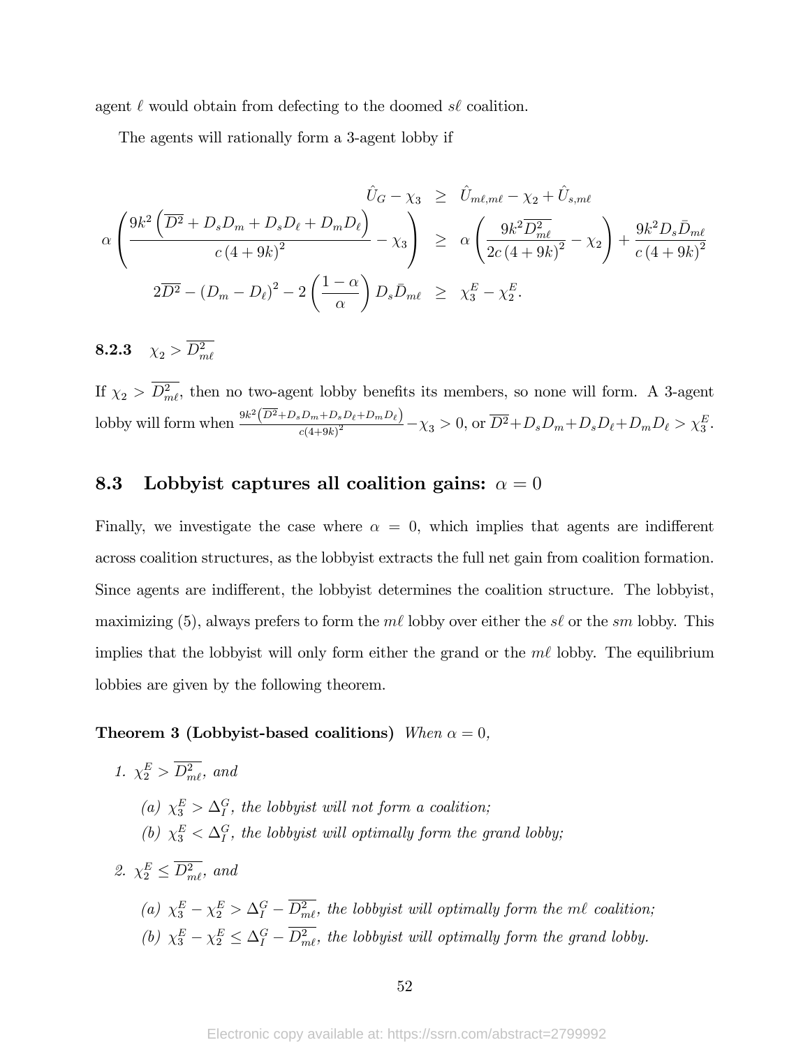agent $\ell$ would obtain from defecting to the doomed $s\ell$ coalition.

The agents will rationally form a 3-agent lobby if

$$
\begin{aligned}
\hat{U}_G - \chi_3 &\geq \hat{U}_{m\ell,m\ell} - \chi_2 + \hat{U}_{s,m\ell} \\
\alpha \left( \frac{9k^2 \left( \overline{D^2} + D_s D_m + D_s D_\ell + D_m D_\ell \right)}{c\,(4+9k)^2} - \chi_3 \right) &\geq \alpha \left( \frac{9k^2 \overline{D^2_{m\ell}}}{2c\,(4+9k)^2} - \chi_2 \right) + \frac{9k^2 D_s \bar{D}_{m\ell}}{c\,(4+9k)^2} \\
2\overline{D^2} - (D_m - D_\ell)^2 - 2\left( \frac{1-\alpha}{\alpha} \right) D_s \bar{D}_{m\ell} &\geq \chi_3^E - \chi_2^E.
\end{aligned}
$$

### 8.2.3 $\chi_2 > \overline{D^2_{m\ell}}$

If $\chi_2 > \overline{D^2_{m\ell}}$, then no two-agent lobby benefits its members, so none will form. A 3-agent lobby will form when $\frac{9k^2\left(\overline{D^2}+D_sD_m+D_sD_\ell+D_mD_\ell\right)}{c(4+9k)^2} - \chi_3 > 0$, or $\overline{D^2} + D_sD_m + D_sD_\ell + D_mD_\ell > \chi_3^E$.

## 8.3 Lobbyist captures all coalition gains: $\alpha = 0$

Finally, we investigate the case where $\alpha = 0$, which implies that agents are indifferent across coalition structures, as the lobbyist extracts the full net gain from coalition formation. Since agents are indifferent, the lobbyist determines the coalition structure. The lobbyist, maximizing (5), always prefers to form the $m\ell$ lobby over either the $s\ell$ or the $sm$ lobby. This implies that the lobbyist will only form either the grand or the $m\ell$ lobby. The equilibrium lobbies are given by the following theorem.

**Theorem 3 (Lobbyist-based coalitions)** *When $\alpha = 0$,*

1. *$\chi_2^E > \overline{D^2_{m\ell}}$, and*
   - *(a) $\chi_3^E > \Delta_I^G$, the lobbyist will not form a coalition;*
   - *(b) $\chi_3^E < \Delta_I^G$, the lobbyist will optimally form the grand lobby;*
2. *$\chi_2^E \leq \overline{D^2_{m\ell}}$, and*
   - *(a) $\chi_3^E - \chi_2^E > \Delta_I^G - \overline{D^2_{m\ell}}$, the lobbyist will optimally form the $m\ell$ coalition;*
   - *(b) $\chi_3^E - \chi_2^E \leq \Delta_I^G - \overline{D^2_{m\ell}}$, the lobbyist will optimally form the grand lobby.*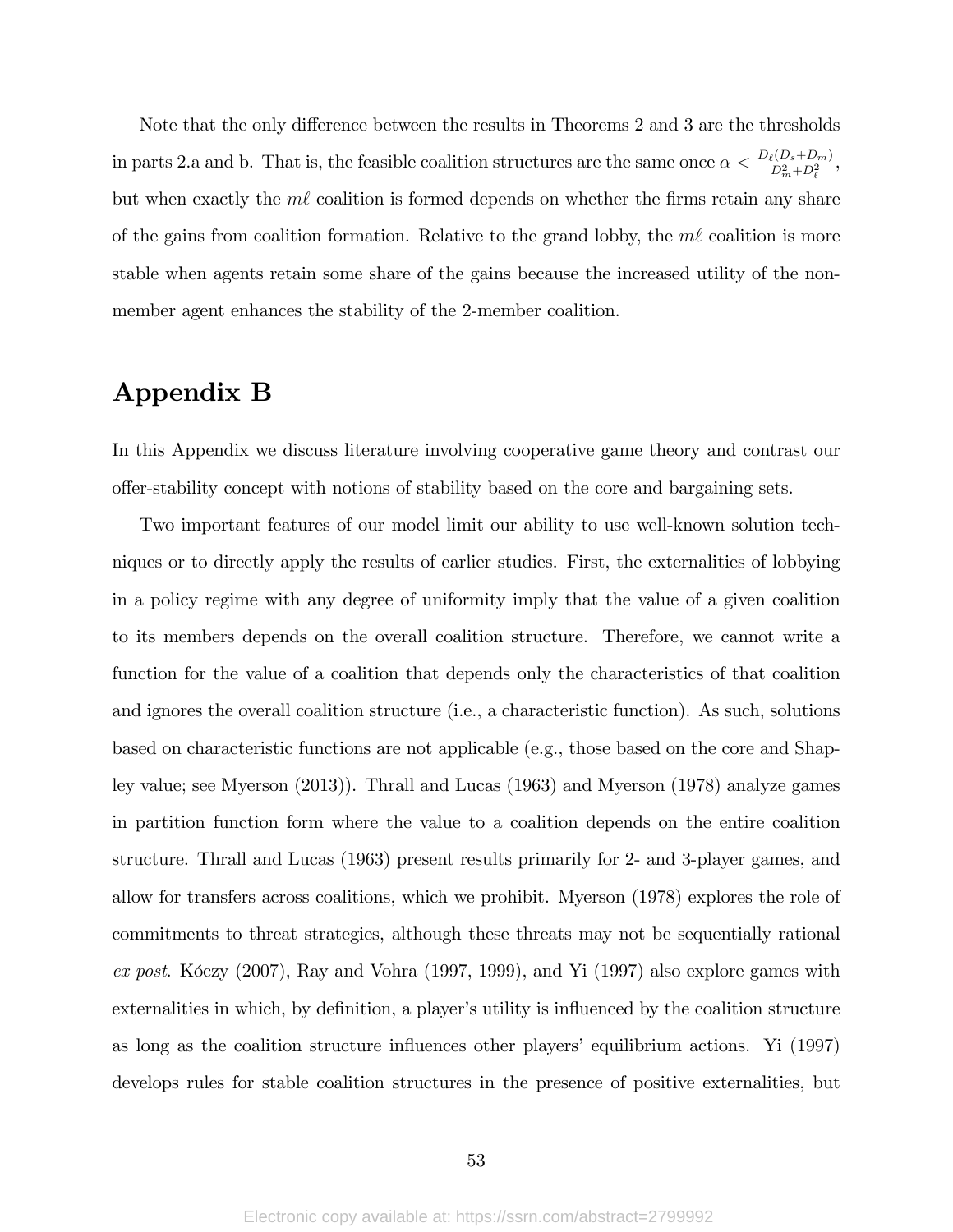Note that the only difference between the results in Theorems 2 and 3 are the thresholds in parts 2.a and b. That is, the feasible coalition structures are the same once $\alpha < \frac{D_\ell(D_s+D_m)}{D_m^2+D_\ell^2}$, but when exactly the $m\ell$ coalition is formed depends on whether the firms retain any share of the gains from coalition formation. Relative to the grand lobby, the $m\ell$ coalition is more stable when agents retain some share of the gains because the increased utility of the non-member agent enhances the stability of the 2-member coalition.

# Appendix B

In this Appendix we discuss literature involving cooperative game theory and contrast our offer-stability concept with notions of stability based on the core and bargaining sets.

Two important features of our model limit our ability to use well-known solution techniques or to directly apply the results of earlier studies. First, the externalities of lobbying in a policy regime with any degree of uniformity imply that the value of a given coalition to its members depends on the overall coalition structure. Therefore, we cannot write a function for the value of a coalition that depends only the characteristics of that coalition and ignores the overall coalition structure (i.e., a characteristic function). As such, solutions based on characteristic functions are not applicable (e.g., those based on the core and Shapley value; see Myerson (2013)). Thrall and Lucas (1963) and Myerson (1978) analyze games in partition function form where the value to a coalition depends on the entire coalition structure. Thrall and Lucas (1963) present results primarily for 2- and 3-player games, and allow for transfers across coalitions, which we prohibit. Myerson (1978) explores the role of commitments to threat strategies, although these threats may not be sequentially rational *ex post*. Kóczy (2007), Ray and Vohra (1997, 1999), and Yi (1997) also explore games with externalities in which, by definition, a player's utility is influenced by the coalition structure as long as the coalition structure influences other players' equilibrium actions. Yi (1997) develops rules for stable coalition structures in the presence of positive externalities, but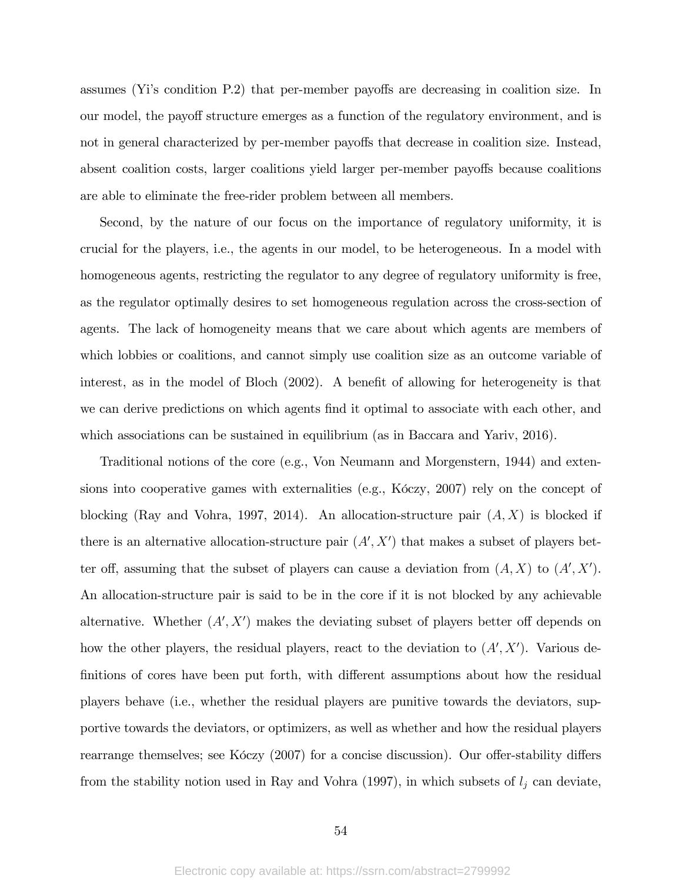assumes (Yi's condition P.2) that per-member payoffs are decreasing in coalition size. In our model, the payoff structure emerges as a function of the regulatory environment, and is not in general characterized by per-member payoffs that decrease in coalition size. Instead, absent coalition costs, larger coalitions yield larger per-member payoffs because coalitions are able to eliminate the free-rider problem between all members.

Second, by the nature of our focus on the importance of regulatory uniformity, it is crucial for the players, i.e., the agents in our model, to be heterogeneous. In a model with homogeneous agents, restricting the regulator to any degree of regulatory uniformity is free, as the regulator optimally desires to set homogeneous regulation across the cross-section of agents. The lack of homogeneity means that we care about which agents are members of which lobbies or coalitions, and cannot simply use coalition size as an outcome variable of interest, as in the model of Bloch (2002). A benefit of allowing for heterogeneity is that we can derive predictions on which agents find it optimal to associate with each other, and which associations can be sustained in equilibrium (as in Baccara and Yariv, 2016).

Traditional notions of the core (e.g., Von Neumann and Morgenstern, 1944) and extensions into cooperative games with externalities (e.g., Kóczy, 2007) rely on the concept of blocking (Ray and Vohra, 1997, 2014). An allocation-structure pair $(A, X)$ is blocked if there is an alternative allocation-structure pair $(A', X')$ that makes a subset of players better off, assuming that the subset of players can cause a deviation from $(A, X)$ to $(A', X')$. An allocation-structure pair is said to be in the core if it is not blocked by any achievable alternative. Whether $(A', X')$ makes the deviating subset of players better off depends on how the other players, the residual players, react to the deviation to $(A', X')$. Various definitions of cores have been put forth, with different assumptions about how the residual players behave (i.e., whether the residual players are punitive towards the deviators, supportive towards the deviators, or optimizers, as well as whether and how the residual players rearrange themselves; see Kóczy (2007) for a concise discussion). Our offer-stability differs from the stability notion used in Ray and Vohra (1997), in which subsets of $l_j$ can deviate,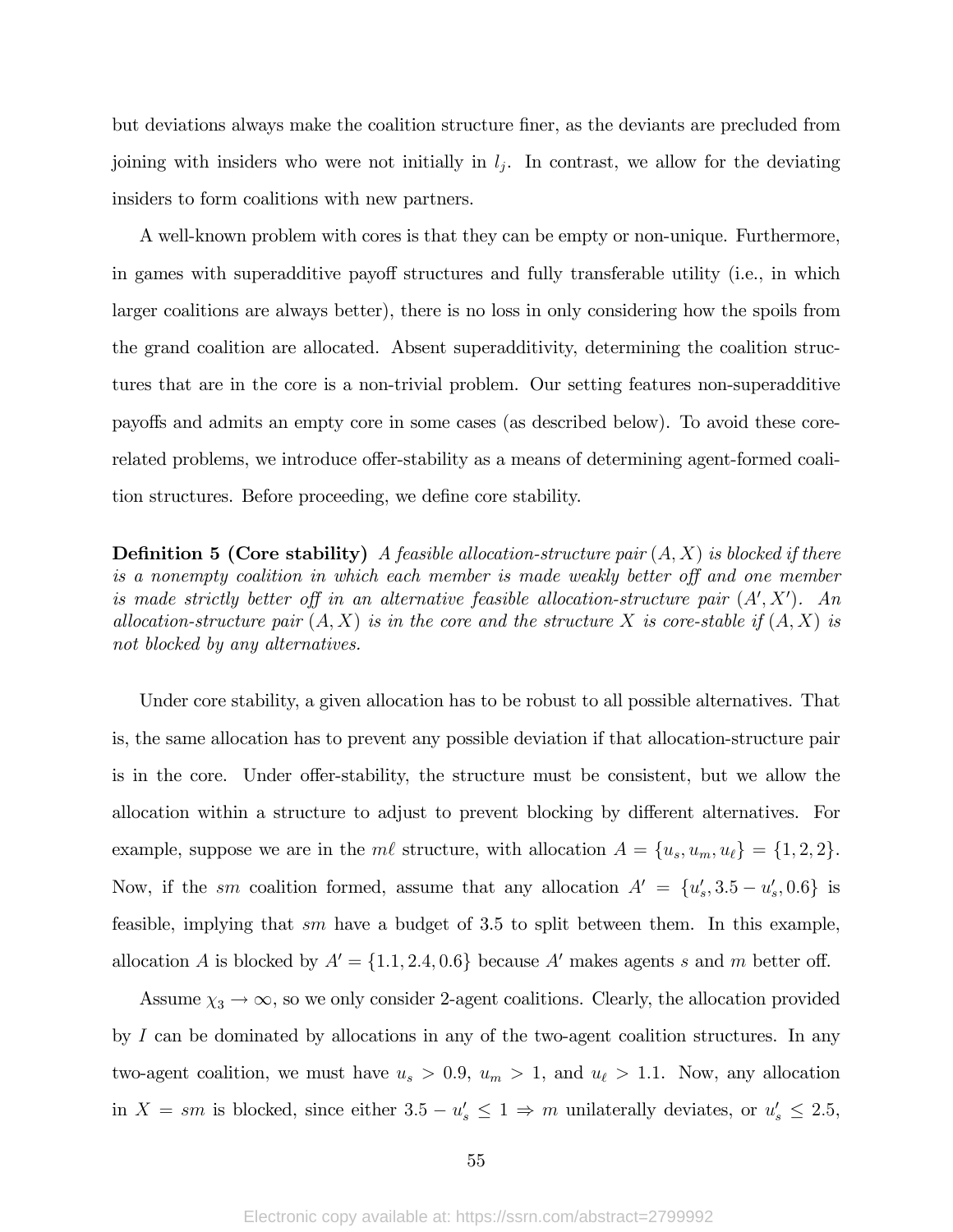but deviations always make the coalition structure finer, as the deviants are precluded from joining with insiders who were not initially in $l_j$. In contrast, we allow for the deviating insiders to form coalitions with new partners.

A well-known problem with cores is that they can be empty or non-unique. Furthermore, in games with superadditive payoff structures and fully transferable utility (i.e., in which larger coalitions are always better), there is no loss in only considering how the spoils from the grand coalition are allocated. Absent superadditivity, determining the coalition structures that are in the core is a non-trivial problem. Our setting features non-superadditive payoffs and admits an empty core in some cases (as described below). To avoid these core-related problems, we introduce offer-stability as a means of determining agent-formed coalition structures. Before proceeding, we define core stability.

**Definition 5 (Core stability)** *A feasible allocation-structure pair $(A, X)$ is blocked if there is a nonempty coalition in which each member is made weakly better off and one member is made strictly better off in an alternative feasible allocation-structure pair $(A', X')$. An allocation-structure pair $(A, X)$ is in the core and the structure $X$ is core-stable if $(A, X)$ is not blocked by any alternatives.*

Under core stability, a given allocation has to be robust to all possible alternatives. That is, the same allocation has to prevent any possible deviation if that allocation-structure pair is in the core. Under offer-stability, the structure must be consistent, but we allow the allocation within a structure to adjust to prevent blocking by different alternatives. For example, suppose we are in the $m\ell$ structure, with allocation $A = \{u_s, u_m, u_\ell\} = \{1, 2, 2\}$. Now, if the $sm$ coalition formed, assume that any allocation $A' = \{u'_s, 3.5 - u'_s, 0.6\}$ is feasible, implying that $sm$ have a budget of 3.5 to split between them. In this example, allocation $A$ is blocked by $A' = \{1.1, 2.4, 0.6\}$ because $A'$ makes agents $s$ and $m$ better off.

Assume $\chi_3 \to \infty$, so we only consider 2-agent coalitions. Clearly, the allocation provided by $I$ can be dominated by allocations in any of the two-agent coalition structures. In any two-agent coalition, we must have $u_s > 0.9$, $u_m > 1$, and $u_\ell > 1.1$. Now, any allocation in $X = sm$ is blocked, since either $3.5 - u'_s \leq 1 \Rightarrow m$ unilaterally deviates, or $u'_s \leq 2.5$,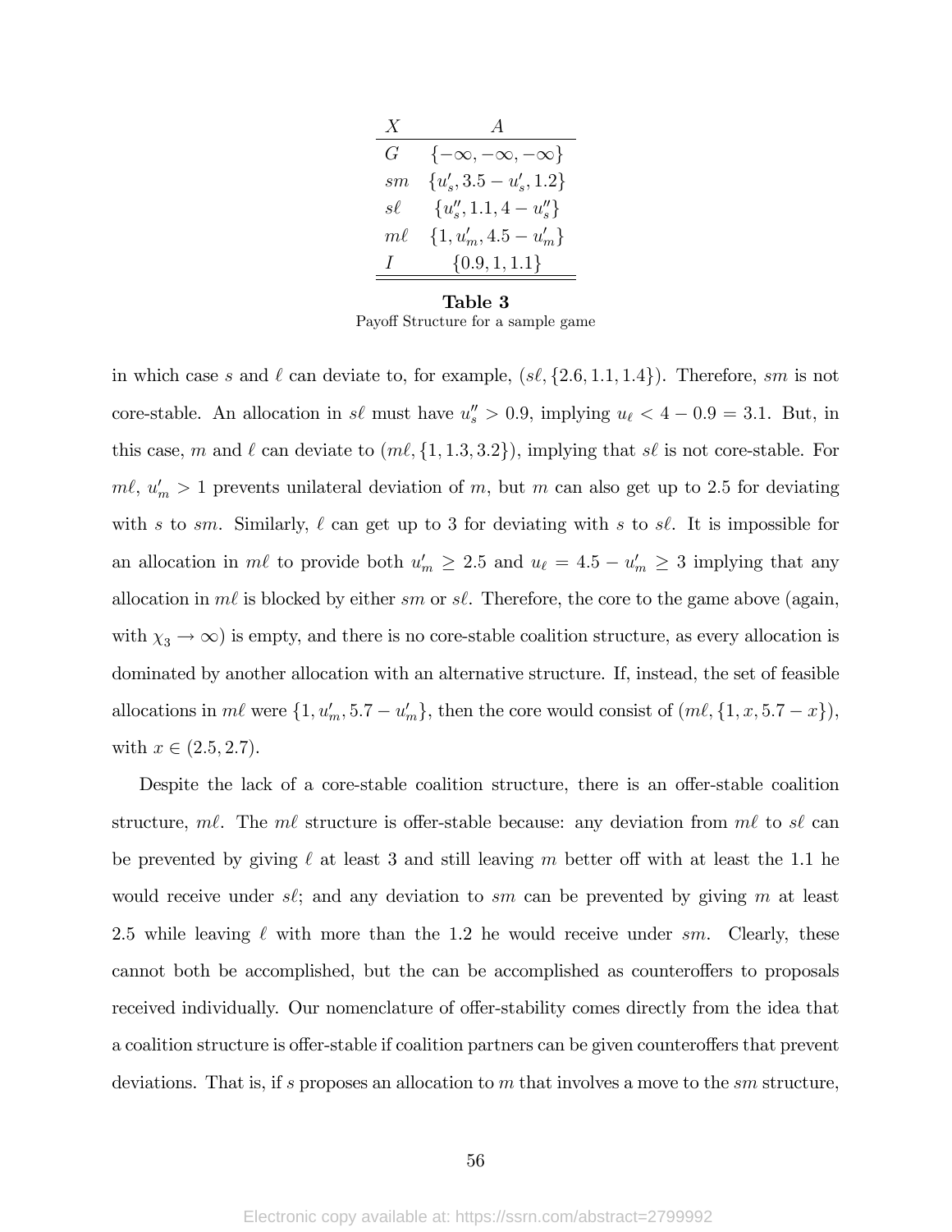| $X$ | $A$ |
|---|---|
| $G$ | $\{-\infty, -\infty, -\infty\}$ |
| $sm$ | $\{u'_s, 3.5 - u'_s, 1.2\}$ |
| $s\ell$ | $\{u''_s, 1.1, 4 - u''_s\}$ |
| $m\ell$ | $\{1, u'_m, 4.5 - u'_m\}$ |
| $I$ | $\{0.9, 1, 1.1\}$ |

**Table 3**
Payoff Structure for a sample game

in which case $s$ and $\ell$ can deviate to, for example, $(s\ell, \{2.6, 1.1, 1.4\})$. Therefore, $sm$ is not core-stable. An allocation in $s\ell$ must have $u''_s > 0.9$, implying $u_\ell < 4 - 0.9 = 3.1$. But, in this case, $m$ and $\ell$ can deviate to $(m\ell, \{1, 1.3, 3.2\})$, implying that $s\ell$ is not core-stable. For $m\ell$, $u'_m > 1$ prevents unilateral deviation of $m$, but $m$ can also get up to 2.5 for deviating with $s$ to $sm$. Similarly, $\ell$ can get up to 3 for deviating with $s$ to $s\ell$. It is impossible for an allocation in $m\ell$ to provide both $u'_m \geq 2.5$ and $u_\ell = 4.5 - u'_m \geq 3$ implying that any allocation in $m\ell$ is blocked by either $sm$ or $s\ell$. Therefore, the core to the game above (again, with $\chi_3 \to \infty$) is empty, and there is no core-stable coalition structure, as every allocation is dominated by another allocation with an alternative structure. If, instead, the set of feasible allocations in $m\ell$ were $\{1, u'_m, 5.7 - u'_m\}$, then the core would consist of $(m\ell, \{1, x, 5.7 - x\})$, with $x \in (2.5, 2.7)$.

Despite the lack of a core-stable coalition structure, there is an offer-stable coalition structure, $m\ell$. The $m\ell$ structure is offer-stable because: any deviation from $m\ell$ to $s\ell$ can be prevented by giving $\ell$ at least 3 and still leaving $m$ better off with at least the 1.1 he would receive under $s\ell$; and any deviation to $sm$ can be prevented by giving $m$ at least 2.5 while leaving $\ell$ with more than the 1.2 he would receive under $sm$. Clearly, these cannot both be accomplished, but the can be accomplished as counteroffers to proposals received individually. Our nomenclature of offer-stability comes directly from the idea that a coalition structure is offer-stable if coalition partners can be given counteroffers that prevent deviations. That is, if $s$ proposes an allocation to $m$ that involves a move to the $sm$ structure,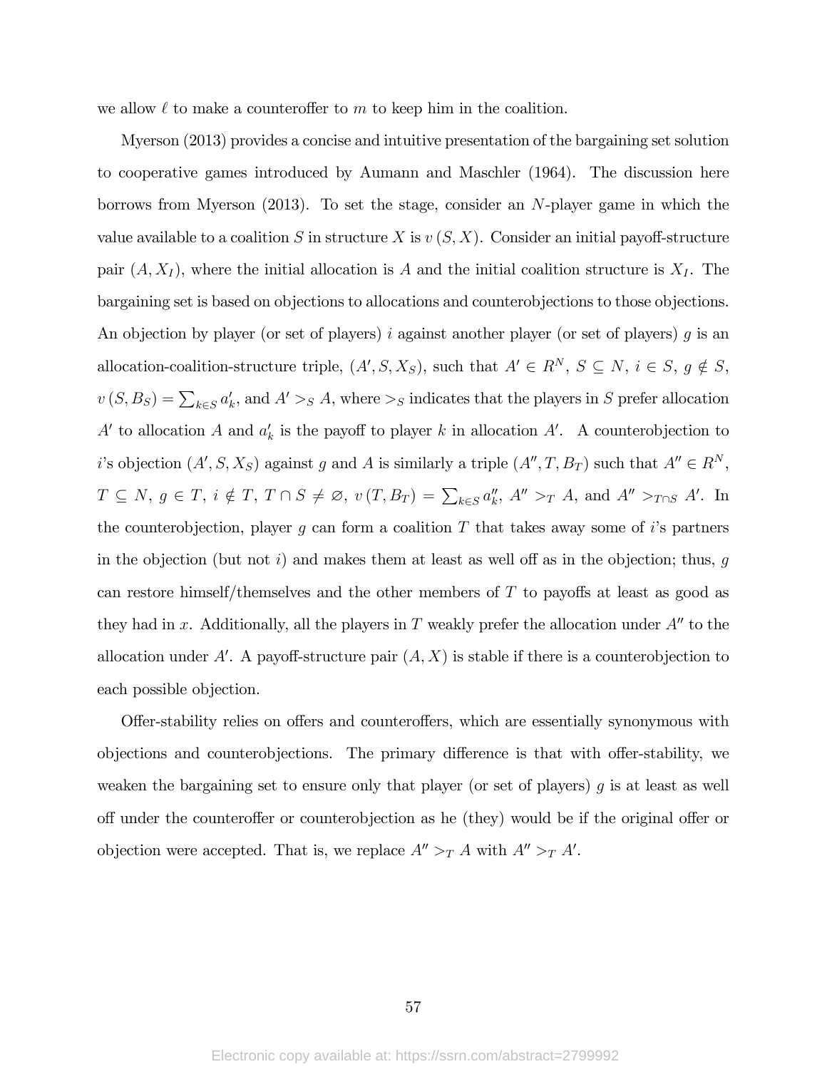we allow $\ell$ to make a counteroffer to $m$ to keep him in the coalition.

Myerson (2013) provides a concise and intuitive presentation of the bargaining set solution to cooperative games introduced by Aumann and Maschler (1964). The discussion here borrows from Myerson (2013). To set the stage, consider an $N$-player game in which the value available to a coalition $S$ in structure $X$ is $v(S, X)$. Consider an initial payoff-structure pair $(A, X_I)$, where the initial allocation is $A$ and the initial coalition structure is $X_I$. The bargaining set is based on objections to allocations and counterobjections to those objections. An objection by player (or set of players) $i$ against another player (or set of players) $g$ is an allocation-coalition-structure triple, $(A', S, X_S)$, such that $A' \in R^N$, $S \subseteq N$, $i \in S$, $g \notin S$, $v(S, B_S) = \sum_{k \in S} a'_k$, and $A' >_S A$, where $>_S$ indicates that the players in $S$ prefer allocation $A'$ to allocation $A$ and $a'_k$ is the payoff to player $k$ in allocation $A'$. A counterobjection to $i$'s objection $(A', S, X_S)$ against $g$ and $A$ is similarly a triple $(A'', T, B_T)$ such that $A'' \in R^N$, $T \subseteq N$, $g \in T$, $i \notin T$, $T \cap S \neq \varnothing$, $v(T, B_T) = \sum_{k \in S} a''_k$, $A'' >_T A$, and $A'' >_{T \cap S} A'$. In the counterobjection, player $g$ can form a coalition $T$ that takes away some of $i$'s partners in the objection (but not $i$) and makes them at least as well off as in the objection; thus, $g$ can restore himself/themselves and the other members of $T$ to payoffs at least as good as they had in $x$. Additionally, all the players in $T$ weakly prefer the allocation under $A''$ to the allocation under $A'$. A payoff-structure pair $(A, X)$ is stable if there is a counterobjection to each possible objection.

Offer-stability relies on offers and counteroffers, which are essentially synonymous with objections and counterobjections. The primary difference is that with offer-stability, we weaken the bargaining set to ensure only that player (or set of players) $g$ is at least as well off under the counteroffer or counterobjection as he (they) would be if the original offer or objection were accepted. That is, we replace $A'' >_T A$ with $A'' >_T A'$.